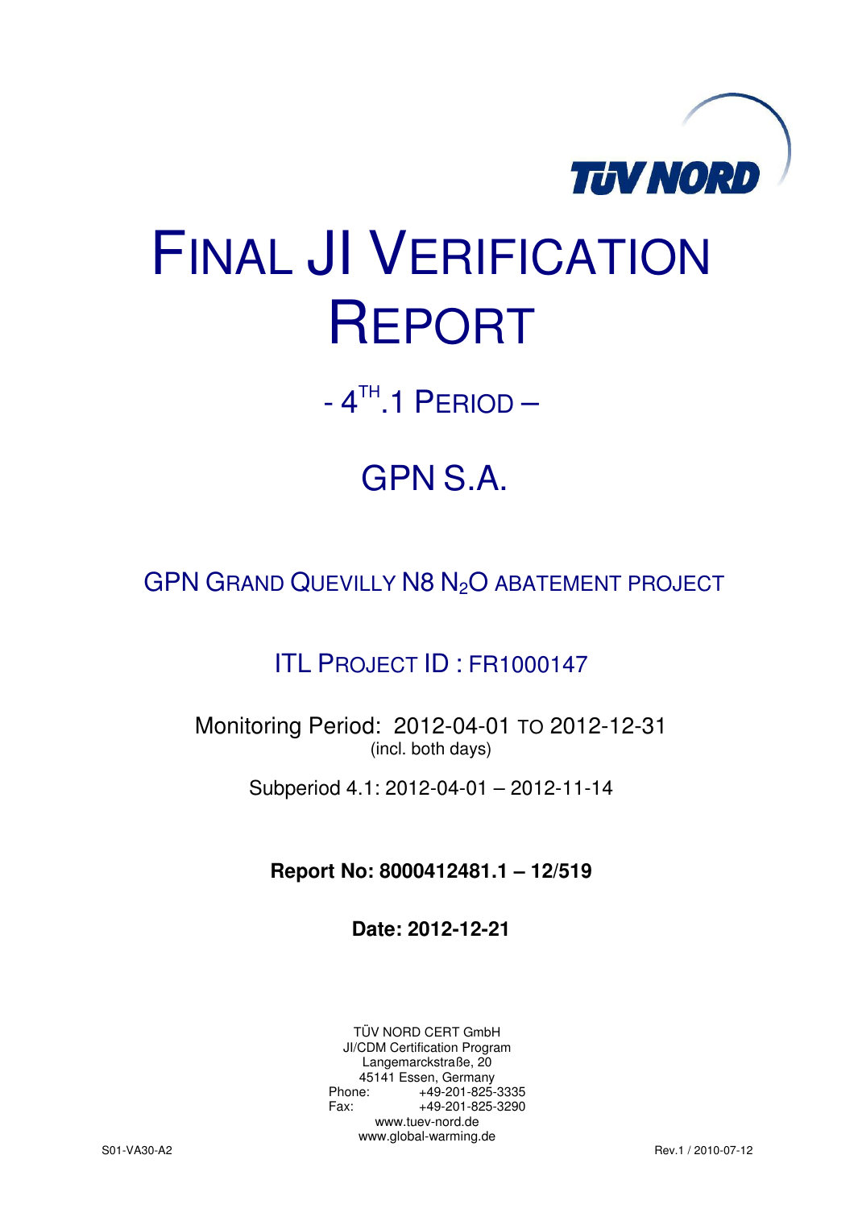TÜV NORD

# FINAL JI VERIFICATION REPORT

## - $4^{TH}$.1 PERIOD –

## GPN S.A.

### GPN GRAND QUEVILLY N8 $N_2O$ ABATEMENT PROJECT

### ITL PROJECT ID : FR1000147

Monitoring Period: 2012-04-01 TO 2012-12-31
(incl. both days)

Subperiod 4.1: 2012-04-01 – 2012-11-14

**Report No: 8000412481.1 – 12/519**

**Date: 2012-12-21**

TÜV NORD CERT GmbH
JI/CDM Certification Program
Langemarckstraße, 20
45141 Essen, Germany
Phone: +49-201-825-3335
Fax: +49-201-825-3290
www.tuev-nord.de
www.global-warming.de

S01-VA30-A2 Rev.1 / 2010-07-12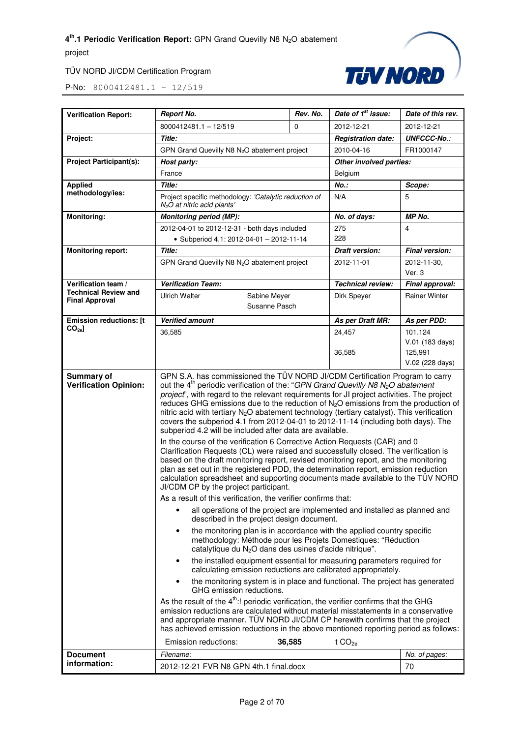| Verification Report: | *Report No.* | *Rev. No.* | *Date of 1st issue:* | *Date of this rev.* |
|---|---|---|---|---|
| | 8000412481.1 – 12/519 | 0 | 2012-12-21 | 2012-12-21 |
| **Project:** | *Title:* | | *Registration date:* | *UNFCCC-No.:* |
| | GPN Grand Quevilly N8 $N_2O$ abatement project | | 2010-04-16 | FR1000147 |
| **Project Participant(s):** | *Host party:* | | *Other involved parties:* | |
| | France | | Belgium | |
| **Applied methodology/ies:** | *Title:* | | *No.:* | *Scope:* |
| | Project specific methodology: *'Catalytic reduction of $N_2O$ at nitric acid plants'* | | N/A | 5 |
| **Monitoring:** | *Monitoring period (MP):* | | *No. of days:* | *MP No.* |
| | 2012-04-01 to 2012-12-31 - both days included<br>• Subperiod 4.1: 2012-04-01 – 2012-11-14 | | 275<br>228 | 4 |
| **Monitoring report:** | *Title:* | | *Draft version:* | *Final version:* |
| | GPN Grand Quevilly N8 $N_2O$ abatement project | | 2012-11-01 | 2012-11-30, Ver. 3 |
| **Verification team / Technical Review and Final Approval** | *Verification Team:* | | *Technical review:* | *Final approval:* |
| | Ulrich Walter | Sabine Meyer<br>Susanne Pasch | Dirk Speyer | Rainer Winter |
| **Emission reductions: [t $CO_{2e}$]** | *Verified amount* | | *As per Draft MR:* | *As per PDD:* |
| | 36,585 | | 24,457<br><br>36,585 | 101.124<br>V.01 (183 days)<br>125,991<br>V.02 (228 days) |
| **Summary of Verification Opinion:** | GPN S.A. has commissioned the TÜV NORD JI/CDM Certification Program to carry out the 4th periodic verification of the: "*GPN Grand Quevilly N8 $N_2O$ abatement project*", with regard to the relevant requirements for JI project activities. The project reduces GHG emissions due to the reduction of $N_2O$ emissions from the production of nitric acid with tertiary $N_2O$ abatement technology (tertiary catalyst). This verification covers the subperiod 4.1 from 2012-04-01 to 2012-11-14 (including both days). The subperiod 4.2 will be included after data are available.<br><br>In the course of the verification 6 Corrective Action Requests (CAR) and 0 Clarification Requests (CL) were raised and successfully closed. The verification is based on the draft monitoring report, revised monitoring report, and the monitoring plan as set out in the registered PDD, the determination report, emission reduction calculation spreadsheet and supporting documents made available to the TÜV NORD JI/CDM CP by the project participant.<br><br>As a result of this verification, the verifier confirms that:<br>• all operations of the project are implemented and installed as planned and described in the project design document.<br>• the monitoring plan is in accordance with the applied country specific methodology: Méthode pour les Projets Domestiques: "Réduction catalytique du $N_2O$ dans des usines d'acide nitrique".<br>• the installed equipment essential for measuring parameters required for calculating emission reductions are calibrated appropriately.<br>• the monitoring system is in place and functional. The project has generated GHG emission reductions.<br><br>As the result of the 4th:! periodic verification, the verifier confirms that the GHG emission reductions are calculated without material misstatements in a conservative and appropriate manner. TÜV NORD JI/CDM CP herewith confirms that the project has achieved emission reductions in the above mentioned reporting period as follows:<br><br>Emission reductions: **36,585** t $CO_{2e}$ | | | |
| **Document information:** | *Filename:* | | | *No. of pages:* |
| | 2012-12-21 FVR N8 GPN 4th.1 final.docx | | | 70 |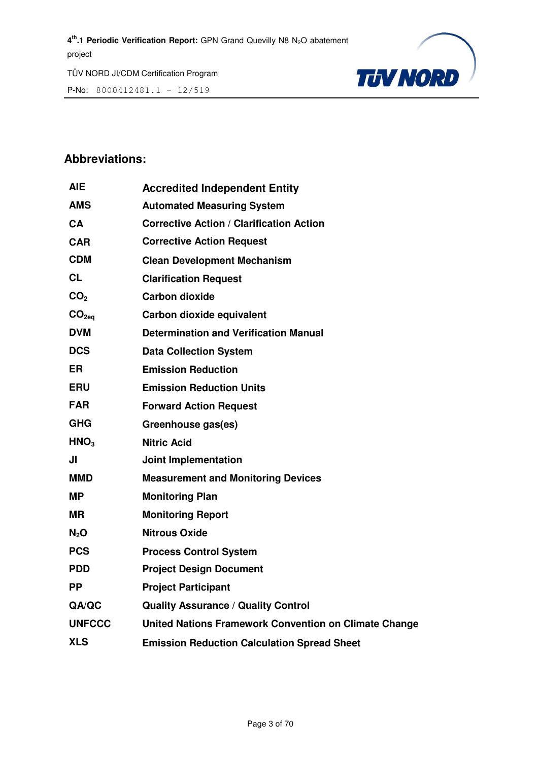## Abbreviations:

| | |
|---|---|
| **AIE** | **Accredited Independent Entity** |
| **AMS** | **Automated Measuring System** |
| **CA** | **Corrective Action / Clarification Action** |
| **CAR** | **Corrective Action Request** |
| **CDM** | **Clean Development Mechanism** |
| **CL** | **Clarification Request** |
| **$CO_2$** | **Carbon dioxide** |
| **$CO_{2eq}$** | **Carbon dioxide equivalent** |
| **DVM** | **Determination and Verification Manual** |
| **DCS** | **Data Collection System** |
| **ER** | **Emission Reduction** |
| **ERU** | **Emission Reduction Units** |
| **FAR** | **Forward Action Request** |
| **GHG** | **Greenhouse gas(es)** |
| **$HNO_3$** | **Nitric Acid** |
| **JI** | **Joint Implementation** |
| **MMD** | **Measurement and Monitoring Devices** |
| **MP** | **Monitoring Plan** |
| **MR** | **Monitoring Report** |
| **$N_2O$** | **Nitrous Oxide** |
| **PCS** | **Process Control System** |
| **PDD** | **Project Design Document** |
| **PP** | **Project Participant** |
| **QA/QC** | **Quality Assurance / Quality Control** |
| **UNFCCC** | **United Nations Framework Convention on Climate Change** |
| **XLS** | **Emission Reduction Calculation Spread Sheet** |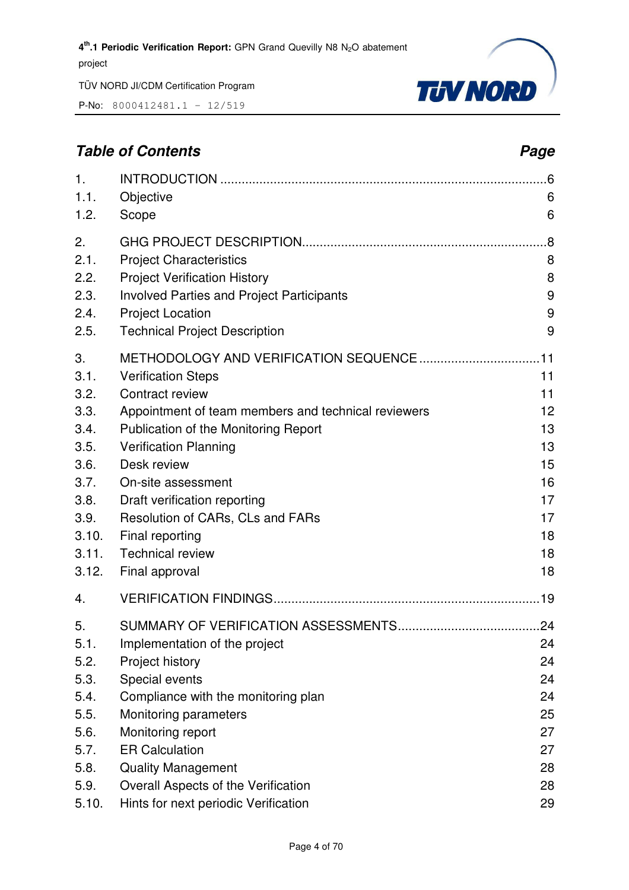## *Table of Contents* — *Page*

| | | |
|---|---|---|
| 1. | INTRODUCTION | 6 |
| 1.1. | Objective | 6 |
| 1.2. | Scope | 6 |
| 2. | GHG PROJECT DESCRIPTION | 8 |
| 2.1. | Project Characteristics | 8 |
| 2.2. | Project Verification History | 8 |
| 2.3. | Involved Parties and Project Participants | 9 |
| 2.4. | Project Location | 9 |
| 2.5. | Technical Project Description | 9 |
| 3. | METHODOLOGY AND VERIFICATION SEQUENCE | 11 |
| 3.1. | Verification Steps | 11 |
| 3.2. | Contract review | 11 |
| 3.3. | Appointment of team members and technical reviewers | 12 |
| 3.4. | Publication of the Monitoring Report | 13 |
| 3.5. | Verification Planning | 13 |
| 3.6. | Desk review | 15 |
| 3.7. | On-site assessment | 16 |
| 3.8. | Draft verification reporting | 17 |
| 3.9. | Resolution of CARs, CLs and FARs | 17 |
| 3.10. | Final reporting | 18 |
| 3.11. | Technical review | 18 |
| 3.12. | Final approval | 18 |
| 4. | VERIFICATION FINDINGS | 19 |
| 5. | SUMMARY OF VERIFICATION ASSESSMENTS | 24 |
| 5.1. | Implementation of the project | 24 |
| 5.2. | Project history | 24 |
| 5.3. | Special events | 24 |
| 5.4. | Compliance with the monitoring plan | 24 |
| 5.5. | Monitoring parameters | 25 |
| 5.6. | Monitoring report | 27 |
| 5.7. | ER Calculation | 27 |
| 5.8. | Quality Management | 28 |
| 5.9. | Overall Aspects of the Verification | 28 |
| 5.10. | Hints for next periodic Verification | 29 |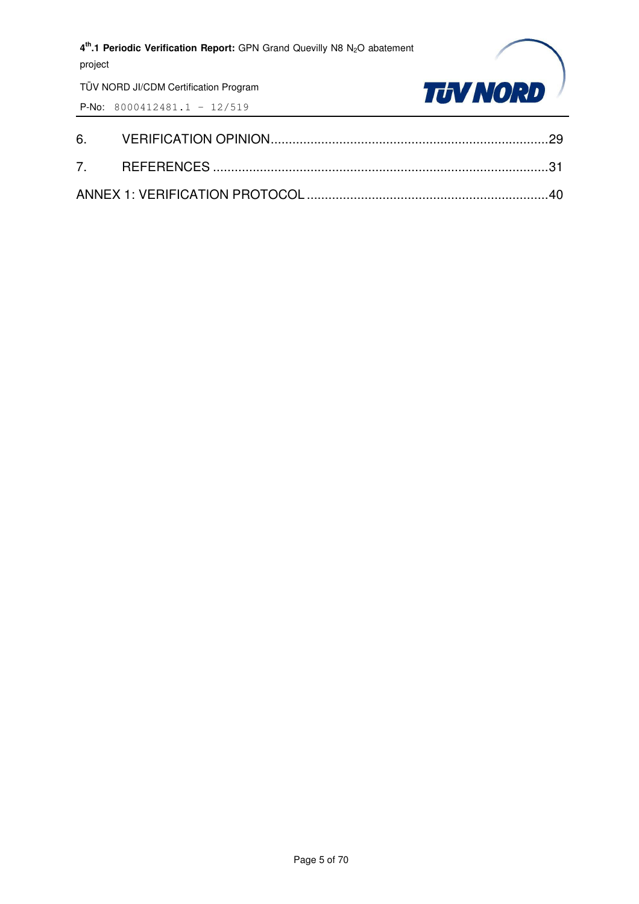6. VERIFICATION OPINION ............................................................................. 29

7. REFERENCES ............................................................................................ 31

ANNEX 1: VERIFICATION PROTOCOL ................................................................... 40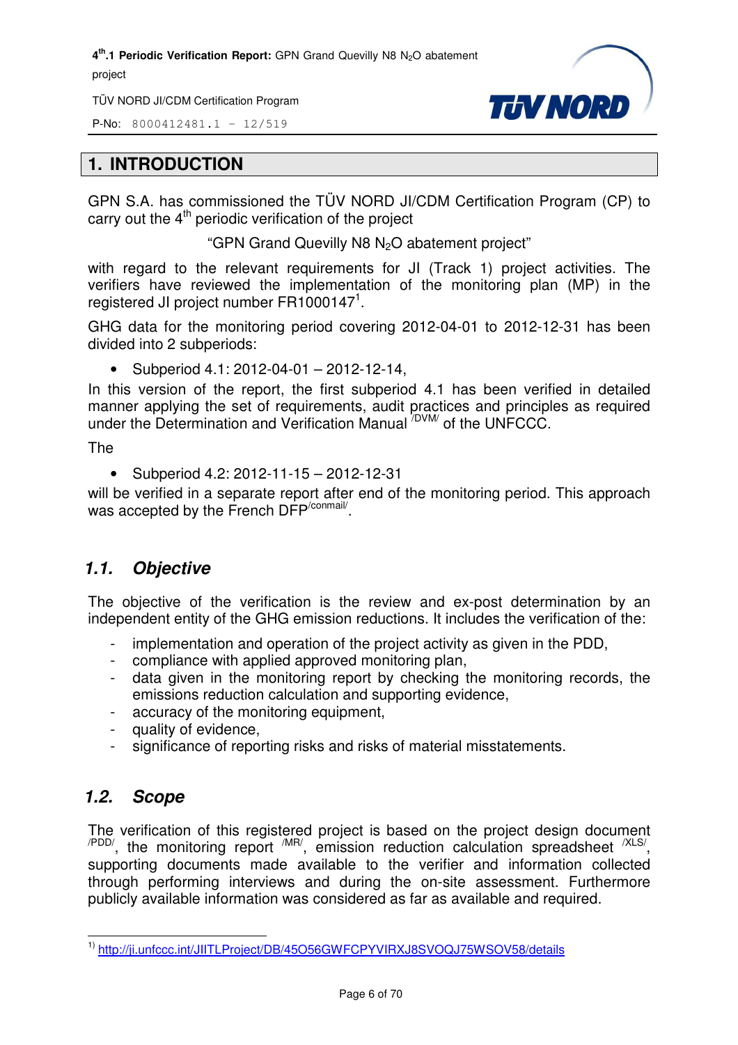# 1. INTRODUCTION

GPN S.A. has commissioned the TÜV NORD JI/CDM Certification Program (CP) to carry out the 4th periodic verification of the project

"GPN Grand Quevilly N8 $N_2O$ abatement project"

with regard to the relevant requirements for JI (Track 1) project activities. The verifiers have reviewed the implementation of the monitoring plan (MP) in the registered JI project number FR1000147[1].

GHG data for the monitoring period covering 2012-04-01 to 2012-12-31 has been divided into 2 subperiods:

- Subperiod 4.1: 2012-04-01 – 2012-12-14,

In this version of the report, the first subperiod 4.1 has been verified in detailed manner applying the set of requirements, audit practices and principles as required under the Determination and Verification Manual [/DVM/] of the UNFCCC.

The

- Subperiod 4.2: 2012-11-15 – 2012-12-31

will be verified in a separate report after end of the monitoring period. This approach was accepted by the French DFP[/conmail/].

## 1.1. Objective

The objective of the verification is the review and ex-post determination by an independent entity of the GHG emission reductions. It includes the verification of the:

- implementation and operation of the project activity as given in the PDD,
- compliance with applied approved monitoring plan,
- data given in the monitoring report by checking the monitoring records, the emissions reduction calculation and supporting evidence,
- accuracy of the monitoring equipment,
- quality of evidence,
- significance of reporting risks and risks of material misstatements.

## 1.2. Scope

The verification of this registered project is based on the project design document [/PDD/], the monitoring report [/MR/], emission reduction calculation spreadsheet [/XLS/], supporting documents made available to the verifier and information collected through performing interviews and during the on-site assessment. Furthermore publicly available information was considered as far as available and required.

---

[1] http://ji.unfccc.int/JIITLProject/DB/45O56GWFCPYVIRXJ8SVOQJ75WSOV58/details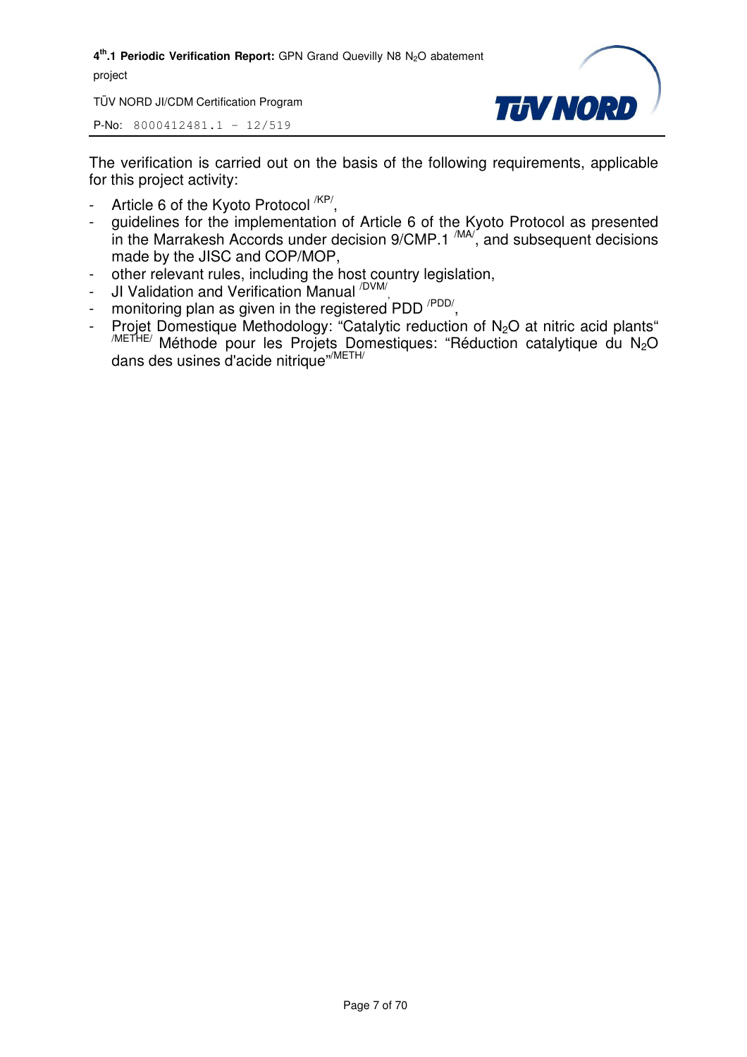The verification is carried out on the basis of the following requirements, applicable for this project activity:

- Article 6 of the Kyoto Protocol [/KP/],
- guidelines for the implementation of Article 6 of the Kyoto Protocol as presented in the Marrakesh Accords under decision 9/CMP.1 [/MA/], and subsequent decisions made by the JISC and COP/MOP,
- other relevant rules, including the host country legislation,
- JI Validation and Verification Manual [/DVM/],
- monitoring plan as given in the registered PDD [/PDD/],
- Projet Domestique Methodology: "Catalytic reduction of $N_2O$ at nitric acid plants" [/METHE/] Méthode pour les Projets Domestiques: "Réduction catalytique du $N_2O$ dans des usines d'acide nitrique" [/METH/]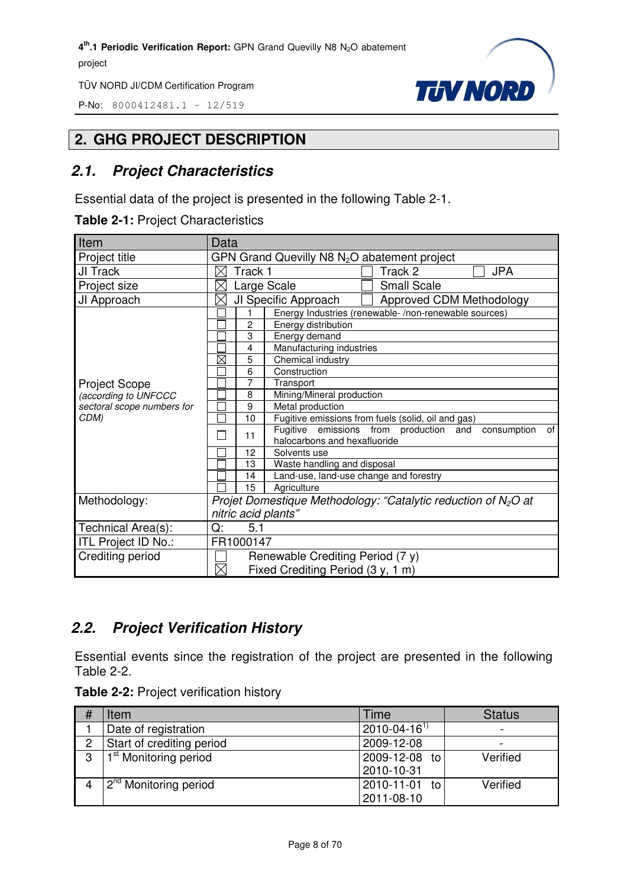# 2. GHG PROJECT DESCRIPTION

## 2.1. Project Characteristics

Essential data of the project is presented in the following Table 2-1.

**Table 2-1:** Project Characteristics

| Item | Data | | |
|---|---|---|---|
| Project title | GPN Grand Quevilly N8 $N_2O$ abatement project | | |
| JI Track | ☒ Track 1 | ☐ Track 2 | ☐ JPA |
| Project size | ☒ Large Scale | ☐ Small Scale | |
| JI Approach | ☒ JI Specific Approach | ☐ Approved CDM Methodology | |
| Project Scope *(according to UNFCCC sectoral scope numbers for CDM)* | ☐ | 1 | Energy Industries (renewable- /non-renewable sources) |
| | ☐ | 2 | Energy distribution |
| | ☐ | 3 | Energy demand |
| | ☐ | 4 | Manufacturing industries |
| | ☒ | 5 | Chemical industry |
| | ☐ | 6 | Construction |
| | ☐ | 7 | Transport |
| | ☐ | 8 | Mining/Mineral production |
| | ☐ | 9 | Metal production |
| | ☐ | 10 | Fugitive emissions from fuels (solid, oil and gas) |
| | ☐ | 11 | Fugitive emissions from production and consumption of halocarbons and hexafluoride |
| | ☐ | 12 | Solvents use |
| | ☐ | 13 | Waste handling and disposal |
| | ☐ | 14 | Land-use, land-use change and forestry |
| | ☐ | 15 | Agriculture |
| Methodology: | *Projet Domestique Methodology: "Catalytic reduction of $N_2O$ at nitric acid plants"* | | |
| Technical Area(s): | Q: 5.1 | | |
| ITL Project ID No.: | FR1000147 | | |
| Crediting period | ☐ Renewable Crediting Period (7 y) | | |
| | ☒ Fixed Crediting Period (3 y, 1 m) | | |

## 2.2. Project Verification History

Essential events since the registration of the project are presented in the following Table 2-2.

**Table 2-2:** Project verification history

| # | Item | Time | Status |
|---|---|---|---|
| 1 | Date of registration | 2010-04-16[1)] | - |
| 2 | Start of crediting period | 2009-12-08 | - |
| 3 | 1st Monitoring period | 2009-12-08 to 2010-10-31 | Verified |
| 4 | 2nd Monitoring period | 2010-11-01 to 2011-08-10 | Verified |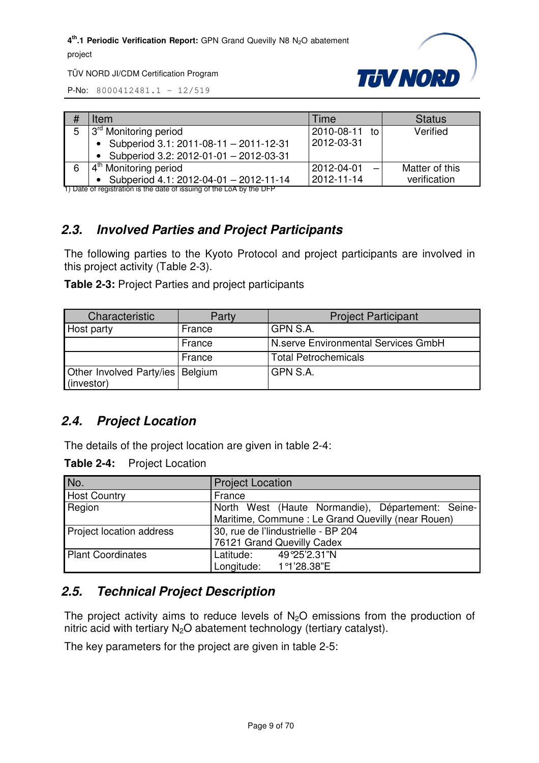| # | Item | Time | Status |
|---|---|---|---|
| 5 | 3[rd] Monitoring period<br>• Subperiod 3.1: 2011-08-11 – 2011-12-31<br>• Subperiod 3.2: 2012-01-01 – 2012-03-31 | 2010-08-11 to 2012-03-31 | Verified |
| 6 | 4[th] Monitoring period<br>• Subperiod 4.1: 2012-04-01 – 2012-11-14 | 2012-04-01 – 2012-11-14 | Matter of this verification |

1) Date of registration is the date of issuing of the LoA by the DFP

## 2.3. Involved Parties and Project Participants

The following parties to the Kyoto Protocol and project participants are involved in this project activity (Table 2-3).

**Table 2-3:** Project Parties and project participants

| Characteristic | Party | Project Participant |
|---|---|---|
| Host party | France | GPN S.A. |
| | France | N.serve Environmental Services GmbH |
| | France | Total Petrochemicals |
| Other Involved Party/ies (investor) | Belgium | GPN S.A. |

## 2.4. Project Location

The details of the project location are given in table 2-4:

**Table 2-4:** Project Location

| No. | Project Location |
|---|---|
| Host Country | France |
| Region | North West (Haute Normandie), Département: Seine-Maritime, Commune : Le Grand Quevilly (near Rouen) |
| Project location address | 30, rue de l'lindustrielle - BP 204<br>76121 Grand Quevilly Cadex |
| Plant Coordinates | Latitude: 49°25'2.31"N<br>Longitude: 1°1'28.38"E |

## 2.5. Technical Project Description

The project activity aims to reduce levels of $N_2O$ emissions from the production of nitric acid with tertiary $N_2O$ abatement technology (tertiary catalyst).

The key parameters for the project are given in table 2-5: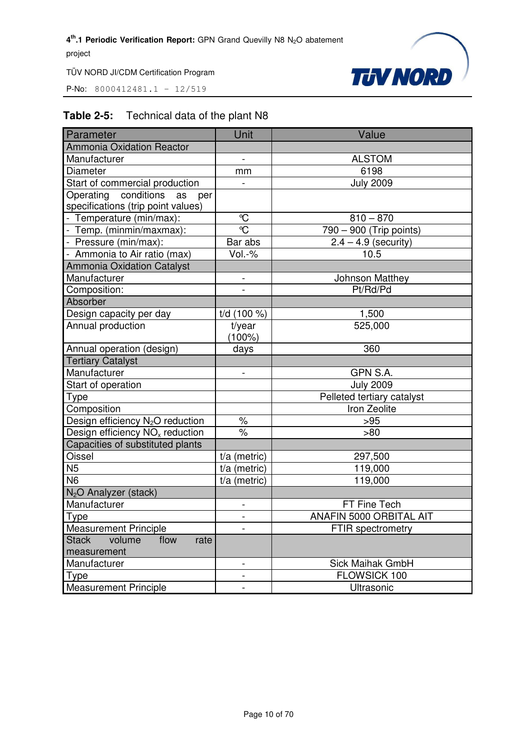**Table 2-5:** Technical data of the plant N8

| Parameter | Unit | Value |
|---|---|---|
| Ammonia Oxidation Reactor | | |
| Manufacturer | - | ALSTOM |
| Diameter | mm | 6198 |
| Start of commercial production | - | July 2009 |
| Operating conditions as per specifications (trip point values) | | |
| - Temperature (min/max): | ℃ | 810 – 870 |
| - Temp. (minmin/maxmax): | ℃ | 790 – 900 (Trip points) |
| - Pressure (min/max): | Bar abs | 2.4 – 4.9 (security) |
| - Ammonia to Air ratio (max) | Vol.-% | 10.5 |
| Ammonia Oxidation Catalyst | | |
| Manufacturer | - | Johnson Matthey |
| Composition: | - | Pt/Rd/Pd |
| Absorber | | |
| Design capacity per day | t/d (100 %) | 1,500 |
| Annual production | t/year (100%) | 525,000 |
| Annual operation (design) | days | 360 |
| Tertiary Catalyst | | |
| Manufacturer | - | GPN S.A. |
| Start of operation | | July 2009 |
| Type | | Pelleted tertiary catalyst |
| Composition | | Iron Zeolite |
| Design efficiency $N_2O$ reduction | % | >95 |
| Design efficiency $NO_x$ reduction | % | >80 |
| Capacities of substituted plants | | |
| Oissel | t/a (metric) | 297,500 |
| N5 | t/a (metric) | 119,000 |
| N6 | t/a (metric) | 119,000 |
| $N_2O$ Analyzer (stack) | | |
| Manufacturer | - | FT Fine Tech |
| Type | - | ANAFIN 5000 ORBITAL AIT |
| Measurement Principle | - | FTIR spectrometry |
| Stack volume flow rate measurement | | |
| Manufacturer | - | Sick Maihak GmbH |
| Type | - | FLOWSICK 100 |
| Measurement Principle | - | Ultrasonic |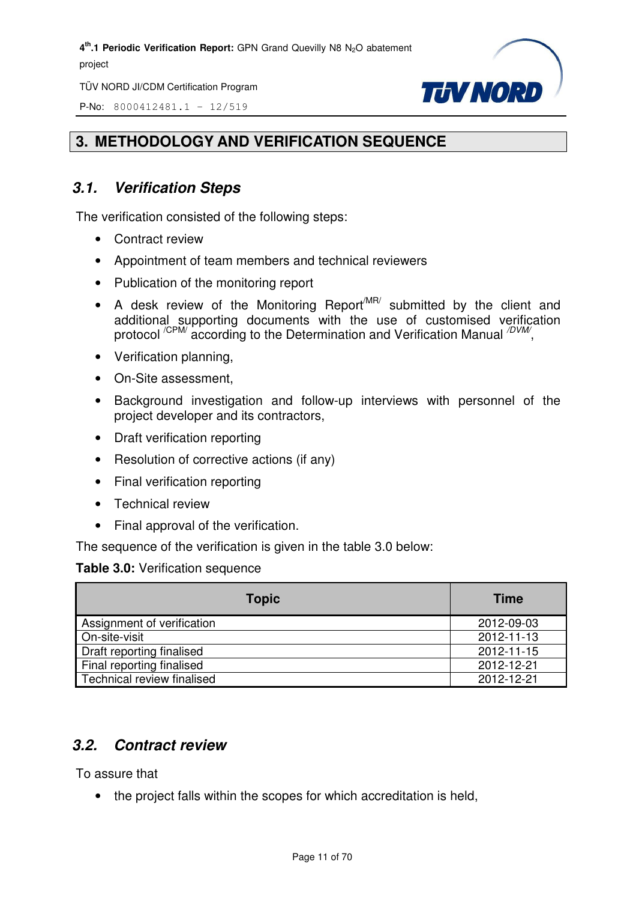# 3. METHODOLOGY AND VERIFICATION SEQUENCE

## 3.1. Verification Steps

The verification consisted of the following steps:

- Contract review
- Appointment of team members and technical reviewers
- Publication of the monitoring report
- A desk review of the Monitoring Report[/MR/] submitted by the client and additional supporting documents with the use of customised verification protocol [/CPM/] according to the Determination and Verification Manual [/DVM/],
- Verification planning,
- On-Site assessment,
- Background investigation and follow-up interviews with personnel of the project developer and its contractors,
- Draft verification reporting
- Resolution of corrective actions (if any)
- Final verification reporting
- Technical review
- Final approval of the verification.

The sequence of the verification is given in the table 3.0 below:

**Table 3.0:** Verification sequence

| Topic | Time |
|---|---|
| Assignment of verification | 2012-09-03 |
| On-site-visit | 2012-11-13 |
| Draft reporting finalised | 2012-11-15 |
| Final reporting finalised | 2012-12-21 |
| Technical review finalised | 2012-12-21 |

## 3.2. Contract review

To assure that

- the project falls within the scopes for which accreditation is held,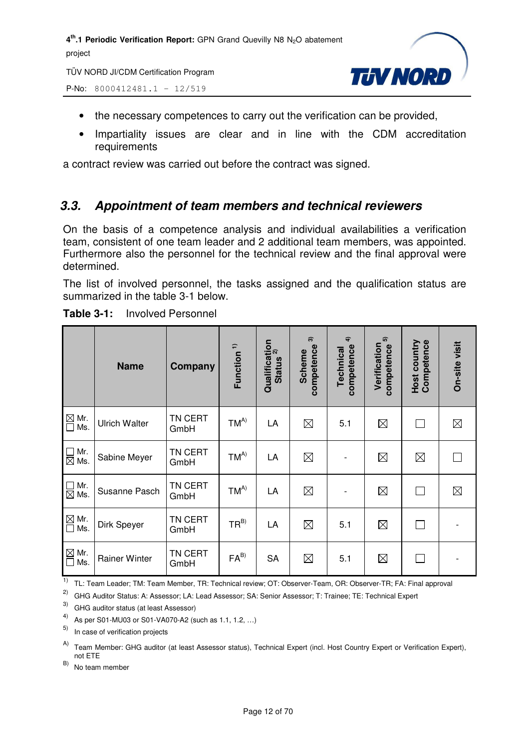- the necessary competences to carry out the verification can be provided,
- Impartiality issues are clear and in line with the CDM accreditation requirements

a contract review was carried out before the contract was signed.

## 3.3. Appointment of team members and technical reviewers

On the basis of a competence analysis and individual availabilities a verification team, consistent of one team leader and 2 additional team members, was appointed. Furthermore also the personnel for the technical review and the final approval were determined.

The list of involved personnel, the tasks assigned and the qualification status are summarized in the table 3-1 below.

**Table 3-1:** Involved Personnel

| | Name | Company | Function [1] | Qualification Status [2] | Scheme competence [3] | Technical competence [4] | Verification competence [5] | Host country Competence | On-site visit |
|---|---|---|---|---|---|---|---|---|---|
| ☒ Mr. ☐ Ms. | Ulrich Walter | TN CERT GmbH | TM[A] | LA | ☒ | 5.1 | ☒ | ☐ | ☒ |
| ☐ Mr. ☒ Ms. | Sabine Meyer | TN CERT GmbH | TM[A] | LA | ☒ | - | ☒ | ☒ | ☐ |
| ☐ Mr. ☒ Ms. | Susanne Pasch | TN CERT GmbH | TM[A] | LA | ☒ | - | ☒ | ☐ | ☒ |
| ☒ Mr. ☐ Ms. | Dirk Speyer | TN CERT GmbH | TR[B] | LA | ☒ | 5.1 | ☒ | ☐ | - |
| ☒ Mr. ☐ Ms. | Rainer Winter | TN CERT GmbH | FA[B] | SA | ☒ | 5.1 | ☒ | ☐ | - |

[1] TL: Team Leader; TM: Team Member, TR: Technical review; OT: Observer-Team, OR: Observer-TR; FA: Final approval

[2] GHG Auditor Status: A: Assessor; LA: Lead Assessor; SA: Senior Assessor; T: Trainee; TE: Technical Expert

[3] GHG auditor status (at least Assessor)

[4] As per S01-MU03 or S01-VA070-A2 (such as 1.1, 1.2, …)

[5] In case of verification projects

[A] Team Member: GHG auditor (at least Assessor status), Technical Expert (incl. Host Country Expert or Verification Expert), not ETE

[B] No team member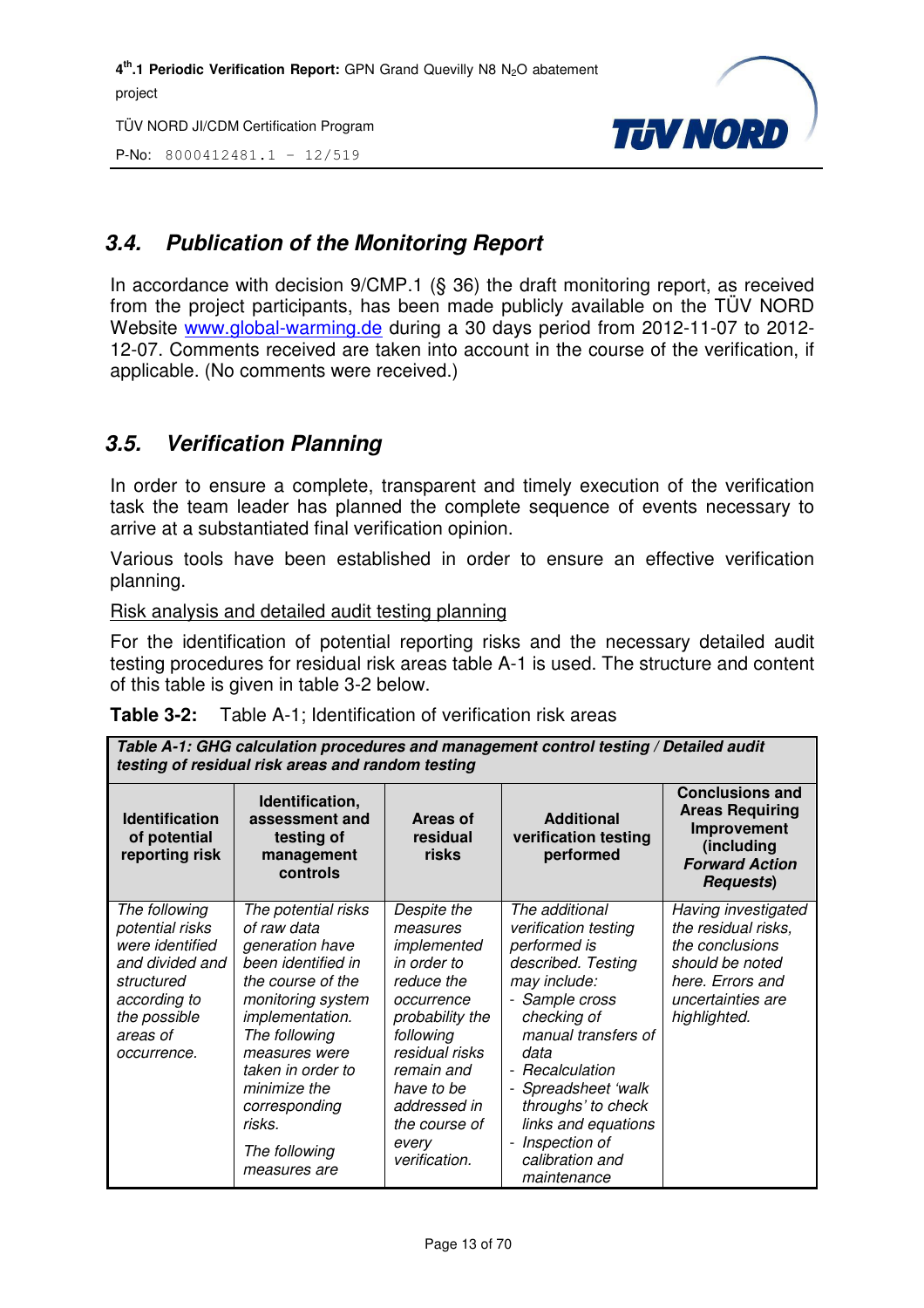## 3.4. Publication of the Monitoring Report

In accordance with decision 9/CMP.1 (§ 36) the draft monitoring report, as received from the project participants, has been made publicly available on the TÜV NORD Website www.global-warming.de during a 30 days period from 2012-11-07 to 2012-12-07. Comments received are taken into account in the course of the verification, if applicable. (No comments were received.)

## 3.5. Verification Planning

In order to ensure a complete, transparent and timely execution of the verification task the team leader has planned the complete sequence of events necessary to arrive at a substantiated final verification opinion.

Various tools have been established in order to ensure an effective verification planning.

Risk analysis and detailed audit testing planning

For the identification of potential reporting risks and the necessary detailed audit testing procedures for residual risk areas table A-1 is used. The structure and content of this table is given in table 3-2 below.

**Table 3-2:** Table A-1; Identification of verification risk areas

| ***Table A-1: GHG calculation procedures and management control testing / Detailed audit testing of residual risk areas and random testing*** | | | | |
|---|---|---|---|---|
| **Identification of potential reporting risk** | **Identification, assessment and testing of management controls** | **Areas of residual risks** | **Additional verification testing performed** | **Conclusions and Areas Requiring Improvement (including *Forward Action Requests*)** |
| *The following potential risks were identified and divided and structured according to the possible areas of occurrence.* | *The potential risks of raw data generation have been identified in the course of the monitoring system implementation. The following measures were taken in order to minimize the corresponding risks.*<br><br>*The following measures are* | *Despite the measures implemented in order to reduce the occurrence probability the following residual risks remain and have to be addressed in the course of every verification.* | *The additional verification testing performed is described. Testing may include:*<br>*- Sample cross checking of manual transfers of data*<br>*- Recalculation*<br>*- Spreadsheet 'walk throughs' to check links and equations*<br>*- Inspection of calibration and maintenance* | *Having investigated the residual risks, the conclusions should be noted here. Errors and uncertainties are highlighted.* |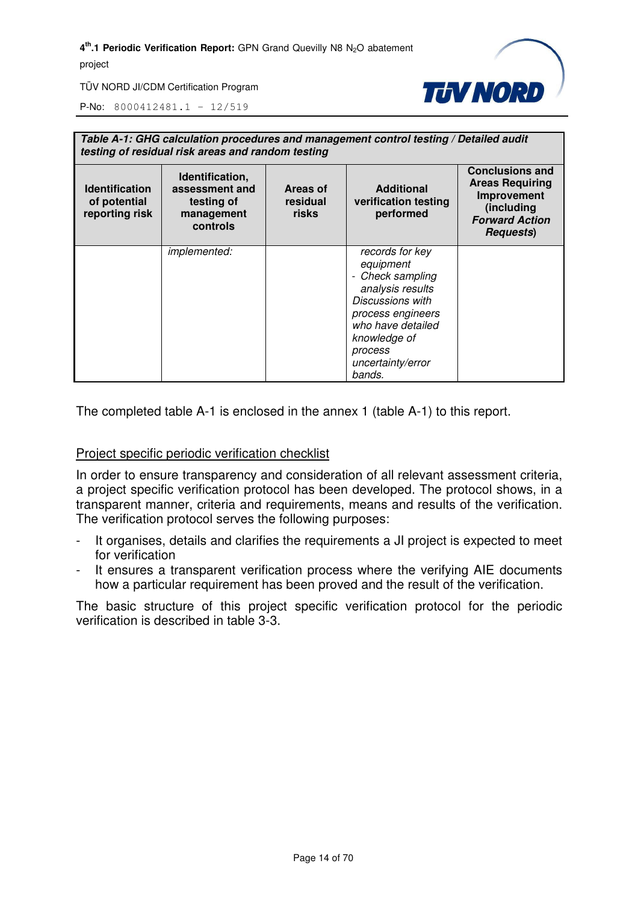| Table A-1: GHG calculation procedures and management control testing / Detailed audit testing of residual risk areas and random testing | | | | |
|---|---|---|---|---|
| **Identification of potential reporting risk** | **Identification, assessment and testing of management controls** | **Areas of residual risks** | **Additional verification testing performed** | **Conclusions and Areas Requiring Improvement (including *Forward Action Requests*)** |
| | *implemented:* | | *records for key equipment*<br>- *Check sampling analysis results*<br>*Discussions with process engineers who have detailed knowledge of process uncertainty/error bands.* | |

The completed table A-1 is enclosed in the annex 1 (table A-1) to this report.

Project specific periodic verification checklist

In order to ensure transparency and consideration of all relevant assessment criteria, a project specific verification protocol has been developed. The protocol shows, in a transparent manner, criteria and requirements, means and results of the verification. The verification protocol serves the following purposes:

- It organises, details and clarifies the requirements a JI project is expected to meet for verification
- It ensures a transparent verification process where the verifying AIE documents how a particular requirement has been proved and the result of the verification.

The basic structure of this project specific verification protocol for the periodic verification is described in table 3-3.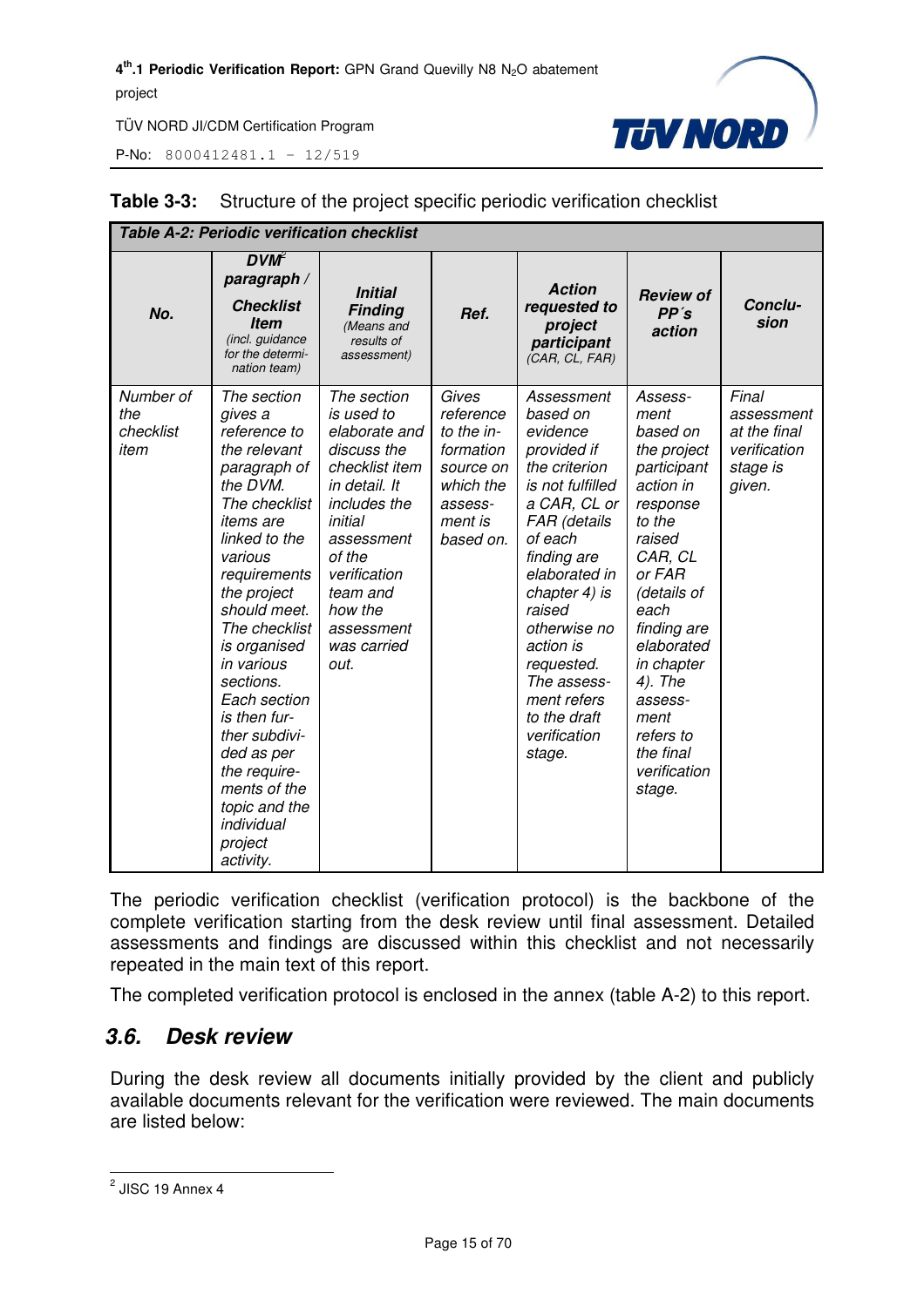**Table 3-3:** Structure of the project specific periodic verification checklist

| *Table A-2: Periodic verification checklist* | | | | | | |
|---|---|---|---|---|---|---|
| ***No.*** | ***DVM[2] paragraph / Checklist Item*** *(incl. guidance for the determination team)* | ***Initial Finding*** *(Means and results of assessment)* | ***Ref.*** | ***Action requested to project participant*** *(CAR, CL, FAR)* | ***Review of PP´s action*** | ***Conclusion*** |
| *Number of the checklist item* | *The section gives a reference to the relevant paragraph of the DVM. The checklist items are linked to the various requirements the project should meet. The checklist is organised in various sections. Each section is then further subdivided as per the requirements of the topic and the individual project activity.* | *The section is used to elaborate and discuss the checklist item in detail. It includes the initial assessment of the verification team and how the assessment was carried out.* | *Gives reference to the information source on which the assessment is based on.* | *Assessment based on evidence provided if the criterion is not fulfilled a CAR, CL or FAR (details of each finding are elaborated in chapter 4) is raised otherwise no action is requested. The assessment refers to the draft verification stage.* | *Assessment based on the project participant action in response to the raised CAR, CL or FAR (details of each finding are elaborated in chapter 4). The assessment refers to the final verification stage.* | *Final assessment at the final verification stage is given.* |

The periodic verification checklist (verification protocol) is the backbone of the complete verification starting from the desk review until final assessment. Detailed assessments and findings are discussed within this checklist and not necessarily repeated in the main text of this report.

The completed verification protocol is enclosed in the annex (table A-2) to this report.

## 3.6. Desk review

During the desk review all documents initially provided by the client and publicly available documents relevant for the verification were reviewed. The main documents are listed below:

[2] JISC 19 Annex 4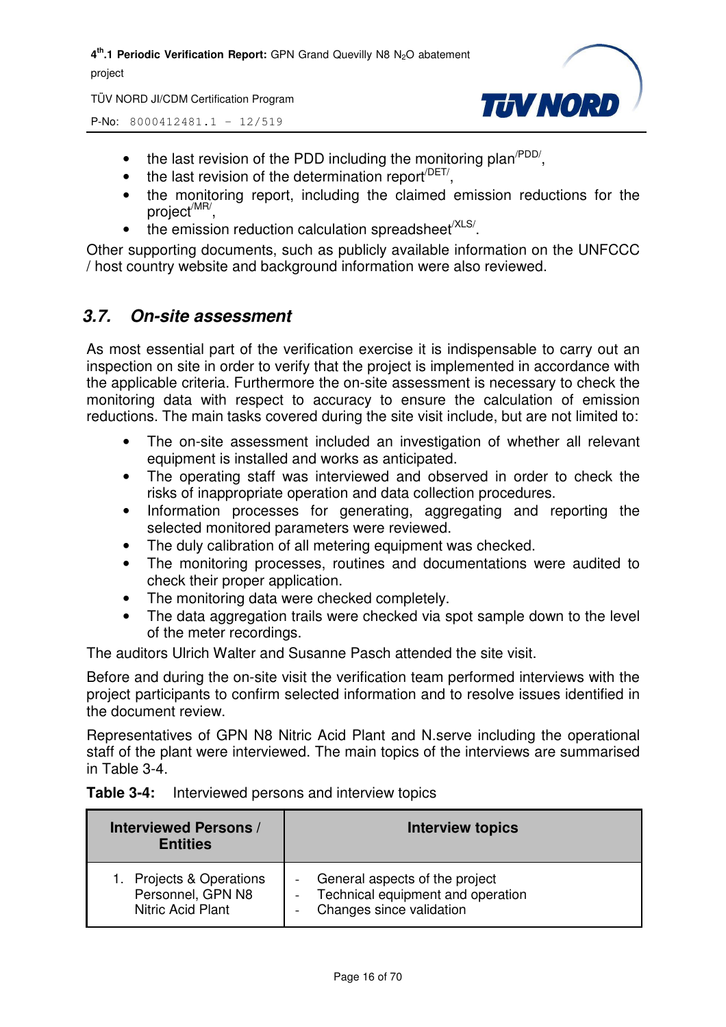- the last revision of the PDD including the monitoring plan[/PDD/],
- the last revision of the determination report[/DET/],
- the monitoring report, including the claimed emission reductions for the project[/MR/],
- the emission reduction calculation spreadsheet[/XLS/].

Other supporting documents, such as publicly available information on the UNFCCC / host country website and background information were also reviewed.

### *3.7. On-site assessment*

As most essential part of the verification exercise it is indispensable to carry out an inspection on site in order to verify that the project is implemented in accordance with the applicable criteria. Furthermore the on-site assessment is necessary to check the monitoring data with respect to accuracy to ensure the calculation of emission reductions. The main tasks covered during the site visit include, but are not limited to:

- The on-site assessment included an investigation of whether all relevant equipment is installed and works as anticipated.
- The operating staff was interviewed and observed in order to check the risks of inappropriate operation and data collection procedures.
- Information processes for generating, aggregating and reporting the selected monitored parameters were reviewed.
- The duly calibration of all metering equipment was checked.
- The monitoring processes, routines and documentations were audited to check their proper application.
- The monitoring data were checked completely.
- The data aggregation trails were checked via spot sample down to the level of the meter recordings.

The auditors Ulrich Walter and Susanne Pasch attended the site visit.

Before and during the on-site visit the verification team performed interviews with the project participants to confirm selected information and to resolve issues identified in the document review.

Representatives of GPN N8 Nitric Acid Plant and N.serve including the operational staff of the plant were interviewed. The main topics of the interviews are summarised in Table 3-4.

**Table 3-4:** Interviewed persons and interview topics

| Interviewed Persons / Entities | Interview topics |
|---|---|
| 1. Projects & Operations Personnel, GPN N8 Nitric Acid Plant | - General aspects of the project<br>- Technical equipment and operation<br>- Changes since validation |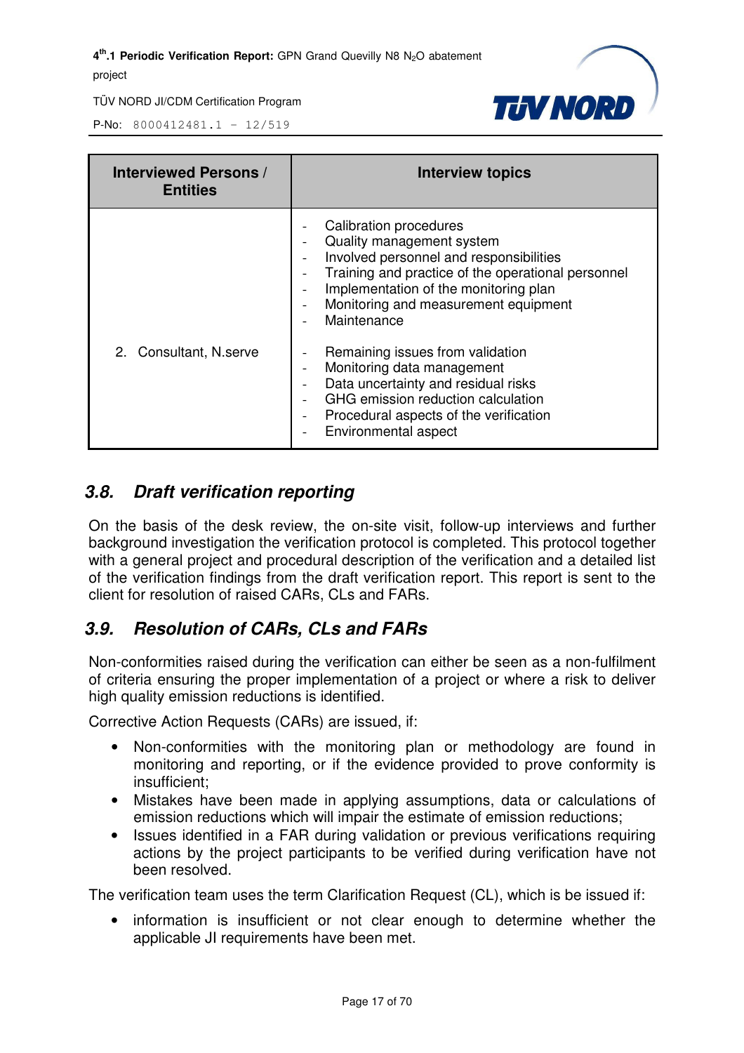| Interviewed Persons / Entities | Interview topics |
|---|---|
| 2. Consultant, N.serve | - Calibration procedures<br>- Quality management system<br>- Involved personnel and responsibilities<br>- Training and practice of the operational personnel<br>- Implementation of the monitoring plan<br>- Monitoring and measurement equipment<br>- Maintenance<br><br>- Remaining issues from validation<br>- Monitoring data management<br>- Data uncertainty and residual risks<br>- GHG emission reduction calculation<br>- Procedural aspects of the verification<br>- Environmental aspect |

## 3.8. Draft verification reporting

On the basis of the desk review, the on-site visit, follow-up interviews and further background investigation the verification protocol is completed. This protocol together with a general project and procedural description of the verification and a detailed list of the verification findings from the draft verification report. This report is sent to the client for resolution of raised CARs, CLs and FARs.

## 3.9. Resolution of CARs, CLs and FARs

Non-conformities raised during the verification can either be seen as a non-fulfilment of criteria ensuring the proper implementation of a project or where a risk to deliver high quality emission reductions is identified.

Corrective Action Requests (CARs) are issued, if:

- Non-conformities with the monitoring plan or methodology are found in monitoring and reporting, or if the evidence provided to prove conformity is insufficient;
- Mistakes have been made in applying assumptions, data or calculations of emission reductions which will impair the estimate of emission reductions;
- Issues identified in a FAR during validation or previous verifications requiring actions by the project participants to be verified during verification have not been resolved.

The verification team uses the term Clarification Request (CL), which is be issued if:

- information is insufficient or not clear enough to determine whether the applicable JI requirements have been met.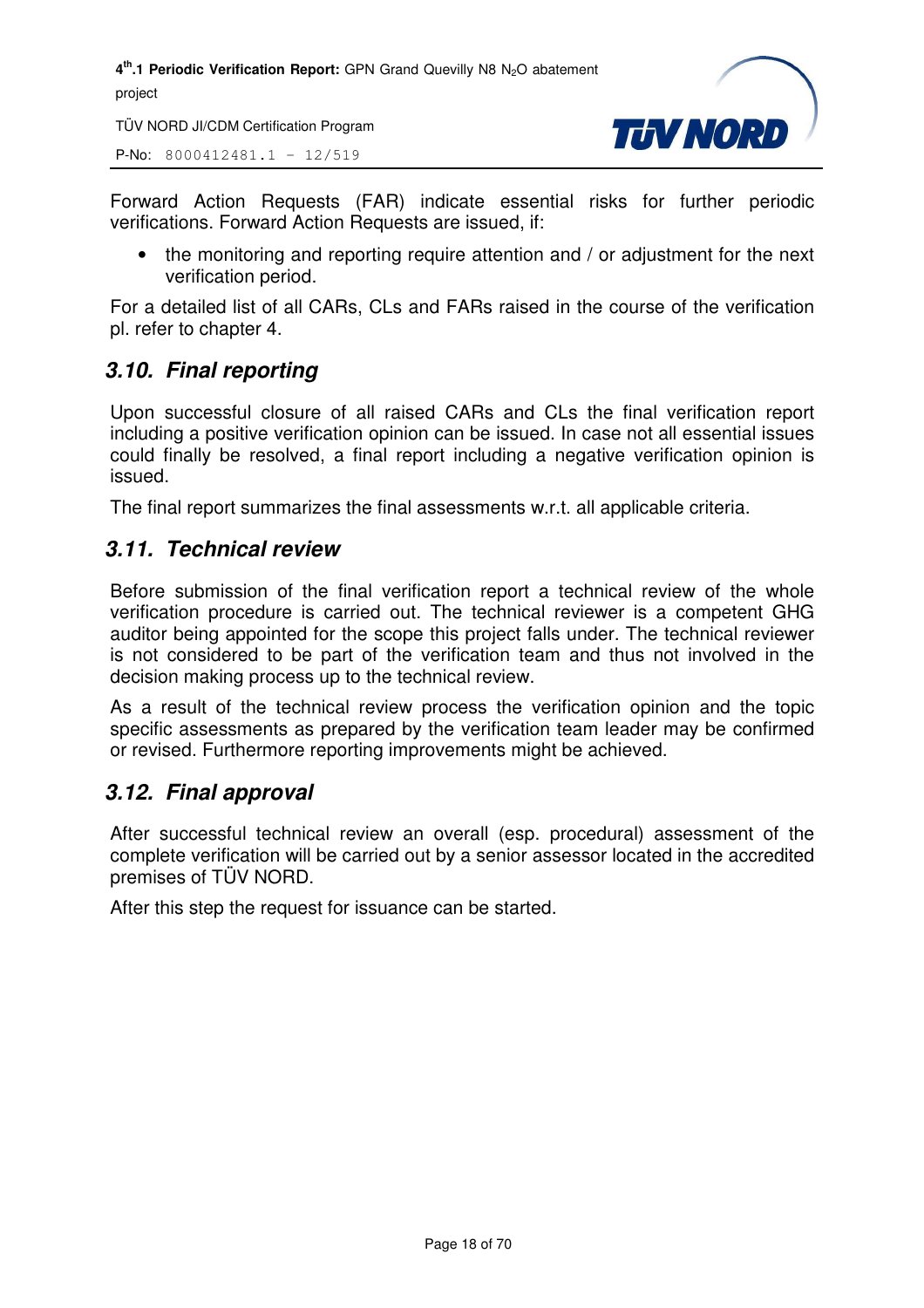Forward Action Requests (FAR) indicate essential risks for further periodic verifications. Forward Action Requests are issued, if:

- the monitoring and reporting require attention and / or adjustment for the next verification period.

For a detailed list of all CARs, CLs and FARs raised in the course of the verification pl. refer to chapter 4.

## 3.10. Final reporting

Upon successful closure of all raised CARs and CLs the final verification report including a positive verification opinion can be issued. In case not all essential issues could finally be resolved, a final report including a negative verification opinion is issued.

The final report summarizes the final assessments w.r.t. all applicable criteria.

## 3.11. Technical review

Before submission of the final verification report a technical review of the whole verification procedure is carried out. The technical reviewer is a competent GHG auditor being appointed for the scope this project falls under. The technical reviewer is not considered to be part of the verification team and thus not involved in the decision making process up to the technical review.

As a result of the technical review process the verification opinion and the topic specific assessments as prepared by the verification team leader may be confirmed or revised. Furthermore reporting improvements might be achieved.

## 3.12. Final approval

After successful technical review an overall (esp. procedural) assessment of the complete verification will be carried out by a senior assessor located in the accredited premises of TÜV NORD.

After this step the request for issuance can be started.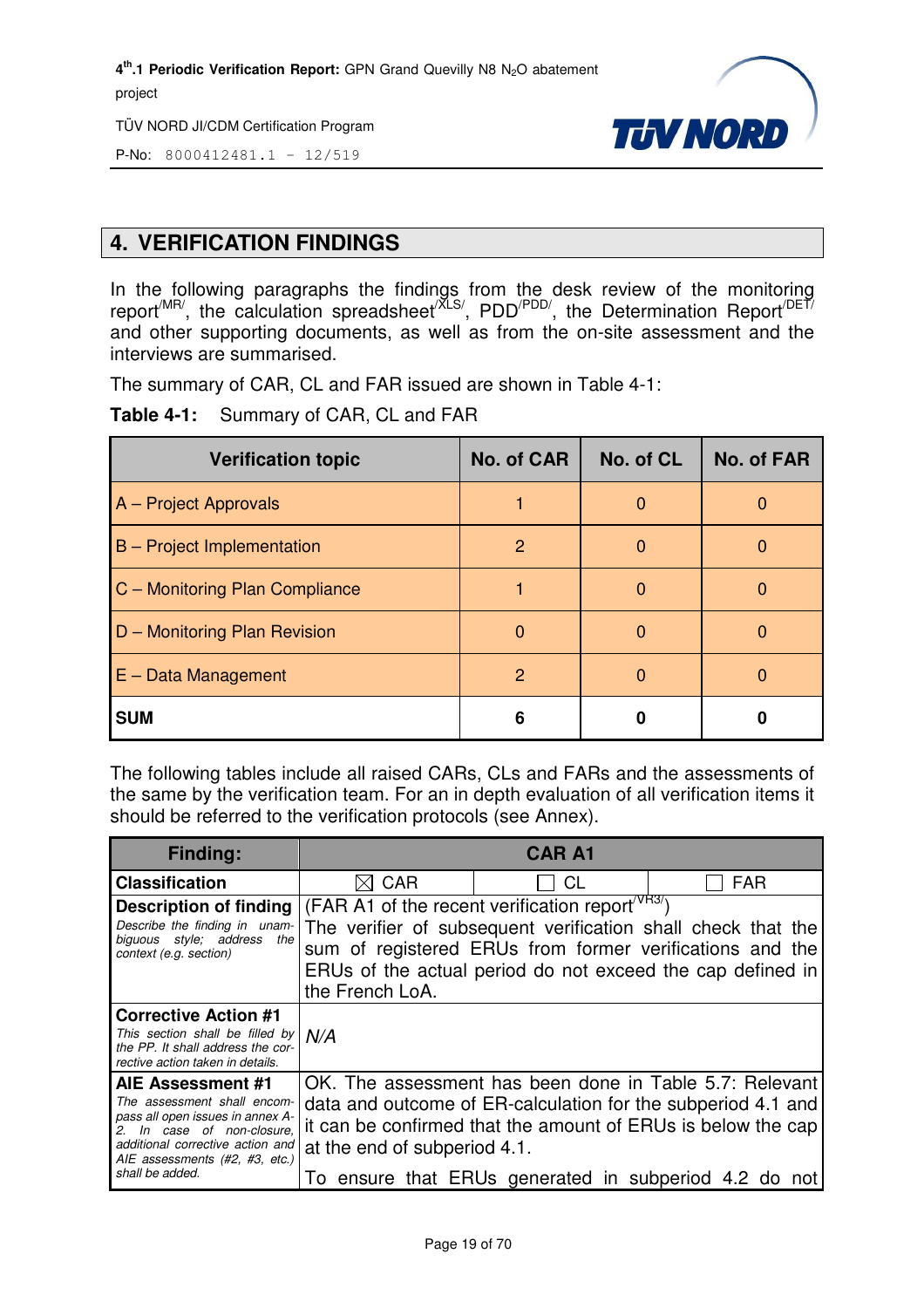## 4. VERIFICATION FINDINGS

In the following paragraphs the findings from the desk review of the monitoring report[/MR/], the calculation spreadsheet[/XLS/], PDD[/PDD/], the Determination Report[/DET/] and other supporting documents, as well as from the on-site assessment and the interviews are summarised.

The summary of CAR, CL and FAR issued are shown in Table 4-1:

**Table 4-1:** Summary of CAR, CL and FAR

| Verification topic | No. of CAR | No. of CL | No. of FAR |
|---|---|---|---|
| A – Project Approvals | 1 | 0 | 0 |
| B – Project Implementation | 2 | 0 | 0 |
| C – Monitoring Plan Compliance | 1 | 0 | 0 |
| D – Monitoring Plan Revision | 0 | 0 | 0 |
| E – Data Management | 2 | 0 | 0 |
| **SUM** | **6** | **0** | **0** |

The following tables include all raised CARs, CLs and FARs and the assessments of the same by the verification team. For an in depth evaluation of all verification items it should be referred to the verification protocols (see Annex).

| **Finding:** | **CAR A1** | | |
|---|---|---|---|
| **Classification** | ☒ CAR | ☐ CL | ☐ FAR |
| **Description of finding**<br>*Describe the finding in unambiguous style; address the context (e.g. section)* | (FAR A1 of the recent verification report[/VR3/])<br>The verifier of subsequent verification shall check that the sum of registered ERUs from former verifications and the ERUs of the actual period do not exceed the cap defined in the French LoA. | | |
| **Corrective Action #1**<br>*This section shall be filled by the PP. It shall address the corrective action taken in details.* | *N/A* | | |
| **AIE Assessment #1**<br>*The assessment shall encompass all open issues in annex A-2. In case of non-closure, additional corrective action and AIE assessments (#2, #3, etc.) shall be added.* | OK. The assessment has been done in Table 5.7: Relevant data and outcome of ER-calculation for the subperiod 4.1 and it can be confirmed that the amount of ERUs is below the cap at the end of subperiod 4.1.<br>To ensure that ERUs generated in subperiod 4.2 do not | | |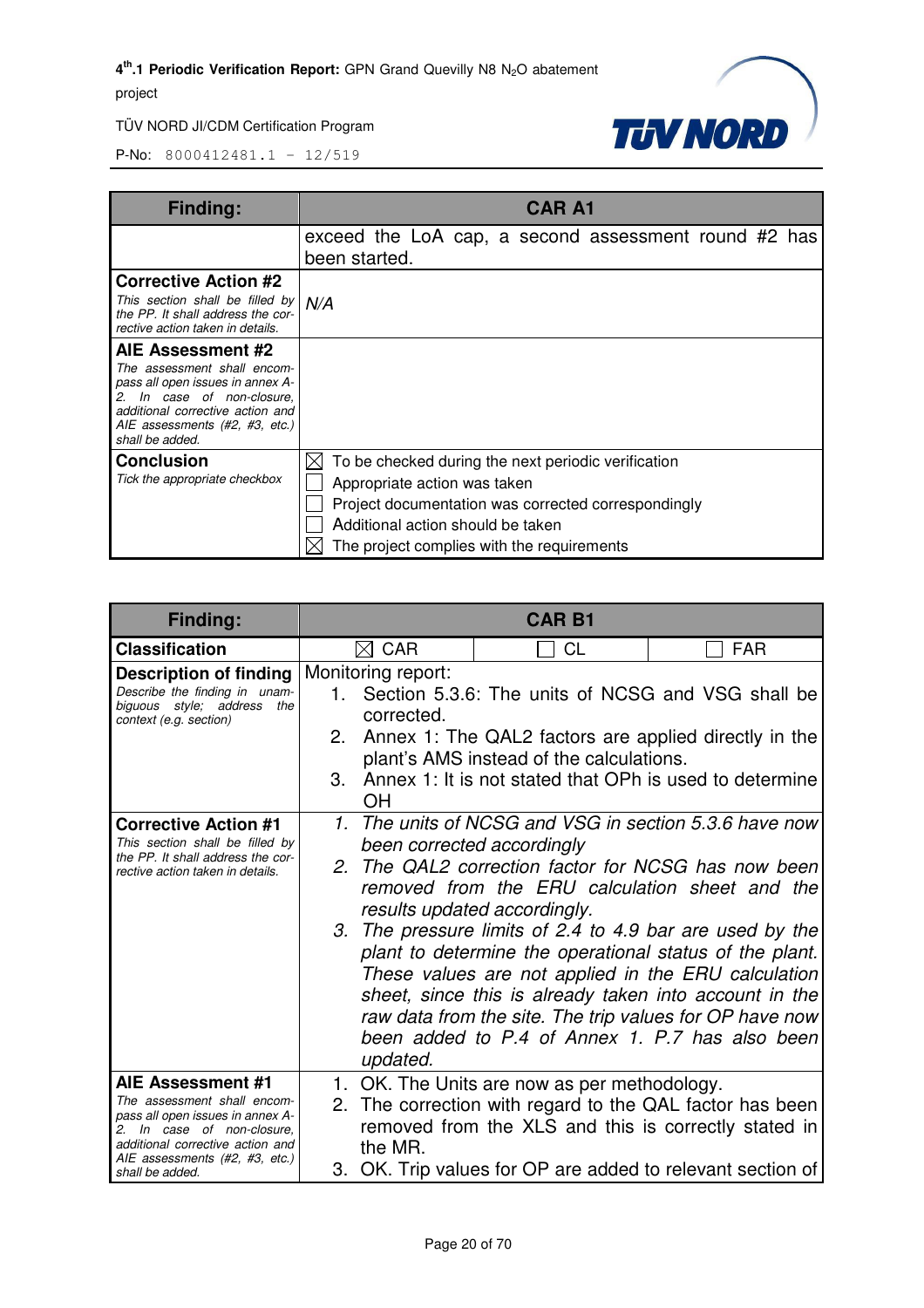| Finding: | CAR A1 |
|---|---|
| | exceed the LoA cap, a second assessment round #2 has been started. |
| **Corrective Action #2**<br>*This section shall be filled by the PP. It shall address the corrective action taken in details.* | *N/A* |
| **AIE Assessment #2**<br>*The assessment shall encompass all open issues in annex A-2. In case of non-closure, additional corrective action and AIE assessments (#2, #3, etc.) shall be added.* | |
| **Conclusion**<br>*Tick the appropriate checkbox* | ☒ To be checked during the next periodic verification<br>☐ Appropriate action was taken<br>☐ Project documentation was corrected correspondingly<br>☐ Additional action should be taken<br>☒ The project complies with the requirements |

| Finding: | CAR B1 | | |
|---|---|---|---|
| **Classification** | ☒ CAR | ☐ CL | ☐ FAR |
| **Description of finding**<br>*Describe the finding in unambiguous style; address the context (e.g. section)* | Monitoring report:<br>1. Section 5.3.6: The units of NCSG and VSG shall be corrected.<br>2. Annex 1: The QAL2 factors are applied directly in the plant's AMS instead of the calculations.<br>3. Annex 1: It is not stated that OPh is used to determine OH | | |
| **Corrective Action #1**<br>*This section shall be filled by the PP. It shall address the corrective action taken in details.* | *1. The units of NCSG and VSG in section 5.3.6 have now been corrected accordingly*<br>*2. The QAL2 correction factor for NCSG has now been removed from the ERU calculation sheet and the results updated accordingly.*<br>*3. The pressure limits of 2.4 to 4.9 bar are used by the plant to determine the operational status of the plant. These values are not applied in the ERU calculation sheet, since this is already taken into account in the raw data from the site. The trip values for OP have now been added to P.4 of Annex 1. P.7 has also been updated.* | | |
| **AIE Assessment #1**<br>*The assessment shall encompass all open issues in annex A-2. In case of non-closure, additional corrective action and AIE assessments (#2, #3, etc.) shall be added.* | 1. OK. The Units are now as per methodology.<br>2. The correction with regard to the QAL factor has been removed from the XLS and this is correctly stated in the MR.<br>3. OK. Trip values for OP are added to relevant section of | | |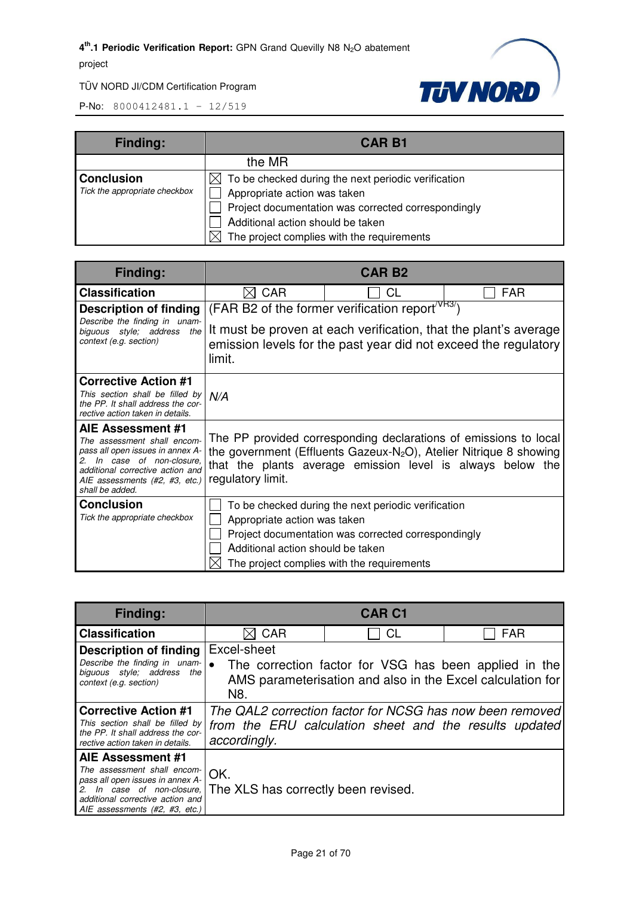| Finding: | CAR B1 |
|---|---|
| | the MR |
| **Conclusion**<br>*Tick the appropriate checkbox* | ☒ To be checked during the next periodic verification<br>☐ Appropriate action was taken<br>☐ Project documentation was corrected correspondingly<br>☐ Additional action should be taken<br>☒ The project complies with the requirements |

| Finding: | CAR B2 | | |
|---|---|---|---|
| **Classification** | ☒ CAR | ☐ CL | ☐ FAR |
| **Description of finding**<br>*Describe the finding in unambiguous style; address the context (e.g. section)* | (FAR B2 of the former verification report[/VR3/])<br>It must be proven at each verification, that the plant's average emission levels for the past year did not exceed the regulatory limit. | | |
| **Corrective Action #1**<br>*This section shall be filled by the PP. It shall address the corrective action taken in details.* | *N/A* | | |
| **AIE Assessment #1**<br>*The assessment shall encompass all open issues in annex A-2. In case of non-closure, additional corrective action and AIE assessments (#2, #3, etc.) shall be added.* | The PP provided corresponding declarations of emissions to local the government (Effluents Gazeux-$N_2O$), Atelier Nitrique 8 showing that the plants average emission level is always below the regulatory limit. | | |
| **Conclusion**<br>*Tick the appropriate checkbox* | ☐ To be checked during the next periodic verification<br>☐ Appropriate action was taken<br>☐ Project documentation was corrected correspondingly<br>☐ Additional action should be taken<br>☒ The project complies with the requirements | | |

| Finding: | CAR C1 | | |
|---|---|---|---|
| **Classification** | ☒ CAR | ☐ CL | ☐ FAR |
| **Description of finding**<br>*Describe the finding in unambiguous style; address the context (e.g. section)* | Excel-sheet<br>• The correction factor for VSG has been applied in the AMS parameterisation and also in the Excel calculation for N8. | | |
| **Corrective Action #1**<br>*This section shall be filled by the PP. It shall address the corrective action taken in details.* | *The QAL2 correction factor for NCSG has now been removed from the ERU calculation sheet and the results updated accordingly.* | | |
| **AIE Assessment #1**<br>*The assessment shall encompass all open issues in annex A-2. In case of non-closure, additional corrective action and AIE assessments (#2, #3, etc.)* | OK.<br>The XLS has correctly been revised. | | |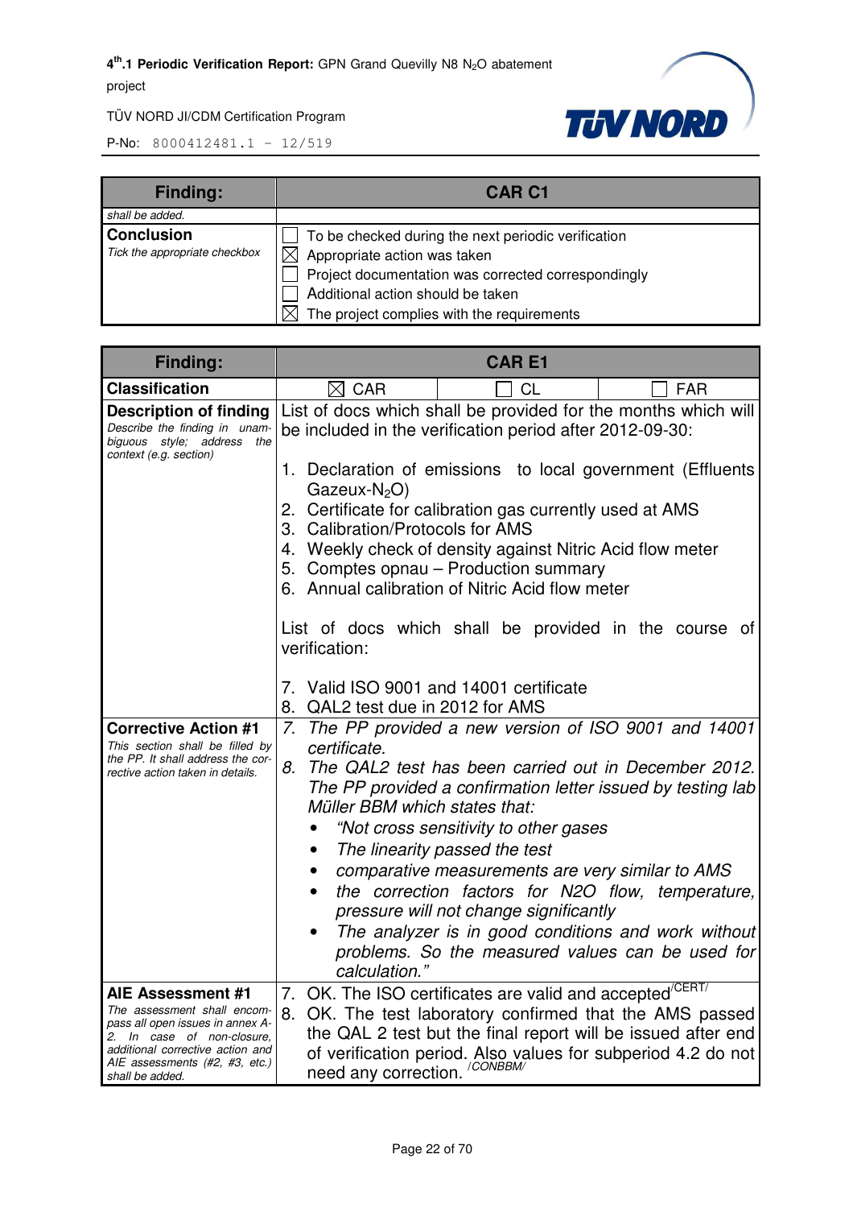| Finding: | CAR C1 |
|---|---|
| *shall be added.* | |
| **Conclusion** *Tick the appropriate checkbox* | ☐ To be checked during the next periodic verification<br>☒ Appropriate action was taken<br>☐ Project documentation was corrected correspondingly<br>☐ Additional action should be taken<br>☒ The project complies with the requirements |

| Finding: | CAR E1 | | |
|---|---|---|---|
| **Classification** | ☒ CAR | ☐ CL | ☐ FAR |
| **Description of finding** *Describe the finding in unambiguous style; address the context (e.g. section)* | List of docs which shall be provided for the months which will be included in the verification period after 2012-09-30:<br><br>1. Declaration of emissions to local government (Effluents Gazeux-$N_2O$)<br>2. Certificate for calibration gas currently used at AMS<br>3. Calibration/Protocols for AMS<br>4. Weekly check of density against Nitric Acid flow meter<br>5. Comptes opnau – Production summary<br>6. Annual calibration of Nitric Acid flow meter<br><br>List of docs which shall be provided in the course of verification:<br><br>7. Valid ISO 9001 and 14001 certificate<br>8. QAL2 test due in 2012 for AMS | | |
| **Corrective Action #1** *This section shall be filled by the PP. It shall address the corrective action taken in details.* | *7. The PP provided a new version of ISO 9001 and 14001 certificate.*<br>*8. The QAL2 test has been carried out in December 2012. The PP provided a confirmation letter issued by testing lab Müller BBM which states that:*<br>• *"Not cross sensitivity to other gases*<br>• *The linearity passed the test*<br>• *comparative measurements are very similar to AMS*<br>• *the correction factors for N2O flow, temperature, pressure will not change significantly*<br>• *The analyzer is in good conditions and work without problems. So the measured values can be used for calculation."* | | |
| **AIE Assessment #1** *The assessment shall encompass all open issues in annex A-2. In case of non-closure, additional corrective action and AIE assessments (#2, #3, etc.) shall be added.* | 7. OK. The ISO certificates are valid and accepted /CERT/<br>8. OK. The test laboratory confirmed that the AMS passed the QAL 2 test but the final report will be issued after end of verification period. Also values for subperiod 4.2 do not need any correction. /CONBBM/ | | |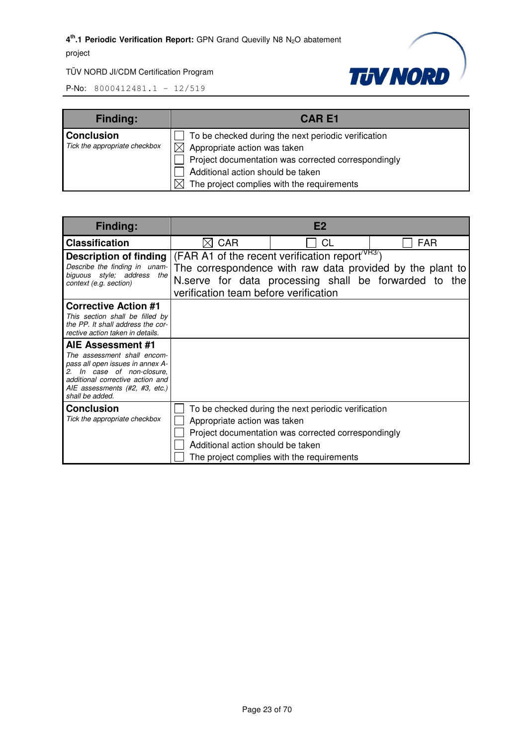| Finding: | CAR E1 |
|---|---|
| **Conclusion** *Tick the appropriate checkbox* | ☐ To be checked during the next periodic verification<br>☒ Appropriate action was taken<br>☐ Project documentation was corrected correspondingly<br>☐ Additional action should be taken<br>☒ The project complies with the requirements |

| Finding: | E2 | | |
|---|---|---|---|
| **Classification** | ☒ CAR | ☐ CL | ☐ FAR |
| **Description of finding** *Describe the finding in unambiguous style; address the context (e.g. section)* | (FAR A1 of the recent verification report[/VR3/])<br>The correspondence with raw data provided by the plant to N.serve for data processing shall be forwarded to the verification team before verification | | |
| **Corrective Action #1** *This section shall be filled by the PP. It shall address the corrective action taken in details.* | | | |
| **AIE Assessment #1** *The assessment shall encompass all open issues in annex A-2. In case of non-closure, additional corrective action and AIE assessments (#2, #3, etc.) shall be added.* | | | |
| **Conclusion** *Tick the appropriate checkbox* | ☐ To be checked during the next periodic verification<br>☐ Appropriate action was taken<br>☐ Project documentation was corrected correspondingly<br>☐ Additional action should be taken<br>☐ The project complies with the requirements | | |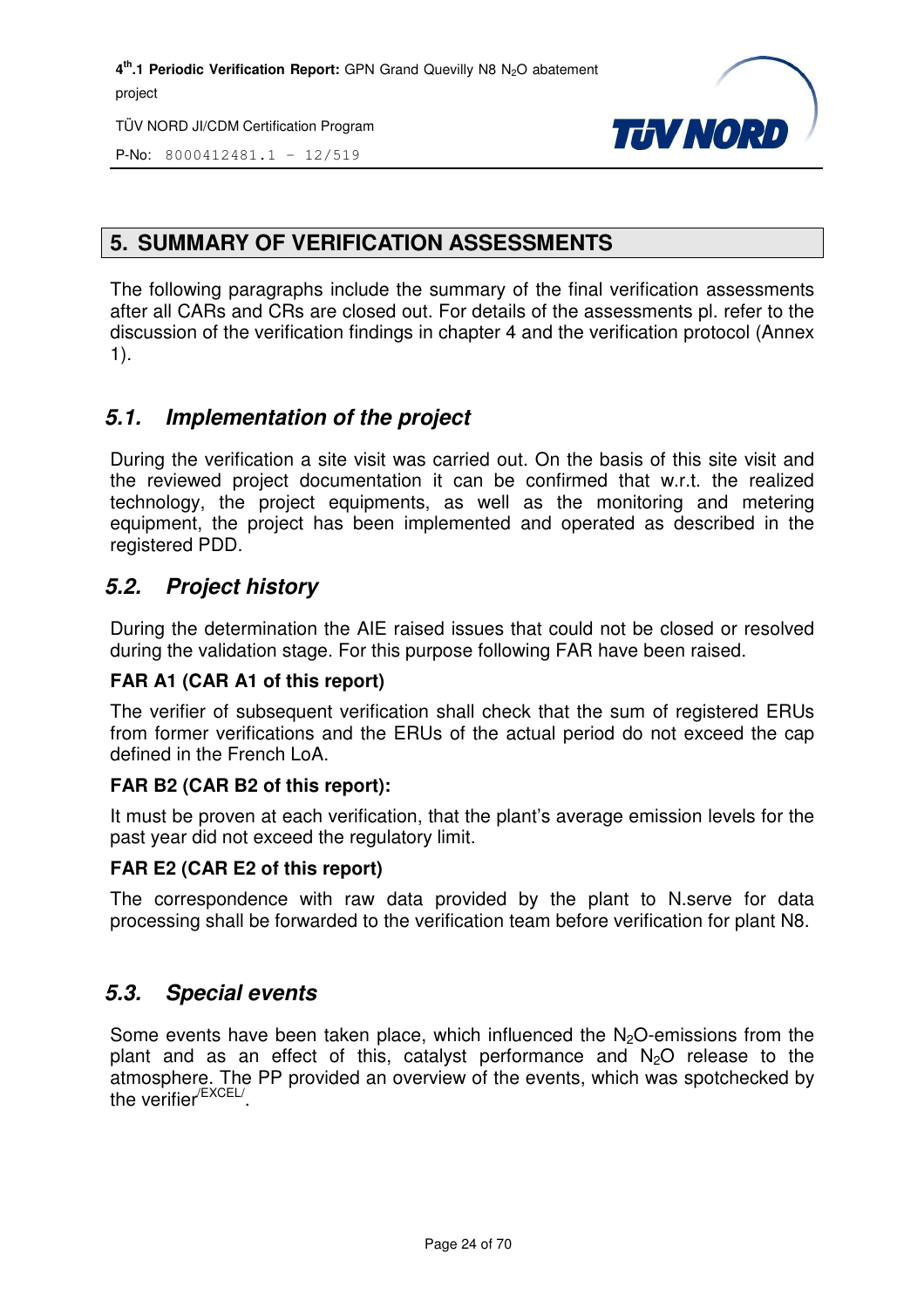# 5. SUMMARY OF VERIFICATION ASSESSMENTS

The following paragraphs include the summary of the final verification assessments after all CARs and CRs are closed out. For details of the assessments pl. refer to the discussion of the verification findings in chapter 4 and the verification protocol (Annex 1).

## *5.1. Implementation of the project*

During the verification a site visit was carried out. On the basis of this site visit and the reviewed project documentation it can be confirmed that w.r.t. the realized technology, the project equipments, as well as the monitoring and metering equipment, the project has been implemented and operated as described in the registered PDD.

## *5.2. Project history*

During the determination the AIE raised issues that could not be closed or resolved during the validation stage. For this purpose following FAR have been raised.

**FAR A1 (CAR A1 of this report)**

The verifier of subsequent verification shall check that the sum of registered ERUs from former verifications and the ERUs of the actual period do not exceed the cap defined in the French LoA.

**FAR B2 (CAR B2 of this report):**

It must be proven at each verification, that the plant's average emission levels for the past year did not exceed the regulatory limit.

**FAR E2 (CAR E2 of this report)**

The correspondence with raw data provided by the plant to N.serve for data processing shall be forwarded to the verification team before verification for plant N8.

## *5.3. Special events*

Some events have been taken place, which influenced the $N_2O$-emissions from the plant and as an effect of this, catalyst performance and $N_2O$ release to the atmosphere. The PP provided an overview of the events, which was spotchecked by the verifier[/EXCEL/].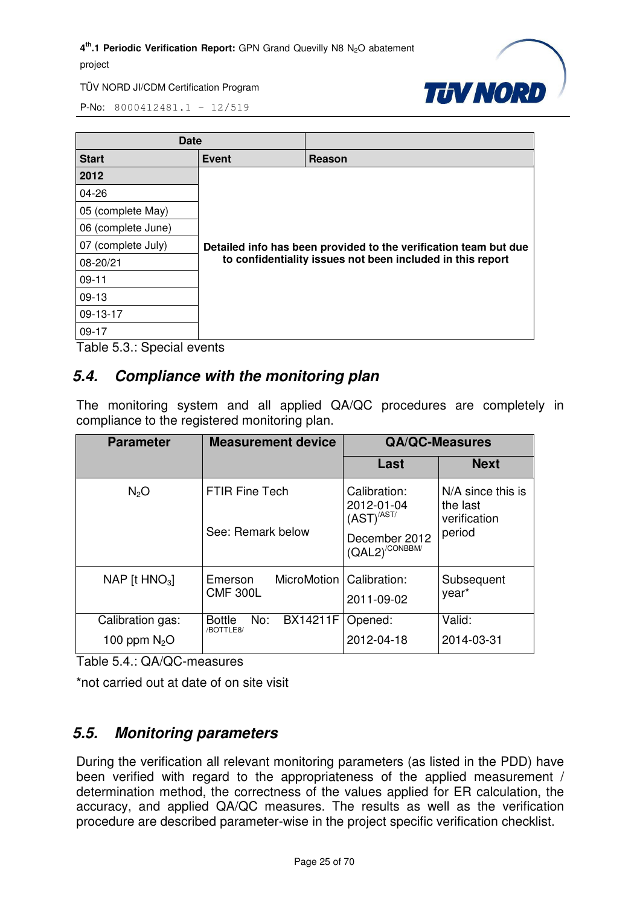| Date | | |
|---|---|---|
| **Start** | **Event** | **Reason** |
| **2012** | | |
| 04-26 | | |
| 05 (complete May) | | |
| 06 (complete June) | | |
| 07 (complete July) | **Detailed info has been provided to the verification team but due to confidentiality issues not been included in this report** | |
| 08-20/21 | | |
| 09-11 | | |
| 09-13 | | |
| 09-13-17 | | |
| 09-17 | | |

Table 5.3.: Special events

## 5.4. Compliance with the monitoring plan

The monitoring system and all applied QA/QC procedures are completely in compliance to the registered monitoring plan.

| Parameter | Measurement device | QA/QC-Measures | |
|---|---|---|---|
| | | **Last** | **Next** |
| $N_2O$ | FTIR Fine Tech<br><br>See: Remark below | Calibration: 2012-01-04 (AST)/AST/<br><br>December 2012 (QAL2)/CONBBM/ | N/A since this is the last verification period |
| NAP [t $HNO_3$] | Emerson MicroMotion CMF 300L | Calibration:<br><br>2011-09-02 | Subsequent year* |
| Calibration gas:<br><br>100 ppm $N_2O$ | Bottle No: BX14211F /BOTTLE8/ | Opened:<br><br>2012-04-18 | Valid:<br><br>2014-03-31 |

Table 5.4.: QA/QC-measures

*not carried out at date of on site visit

## 5.5. Monitoring parameters

During the verification all relevant monitoring parameters (as listed in the PDD) have been verified with regard to the appropriateness of the applied measurement / determination method, the correctness of the values applied for ER calculation, the accuracy, and applied QA/QC measures. The results as well as the verification procedure are described parameter-wise in the project specific verification checklist.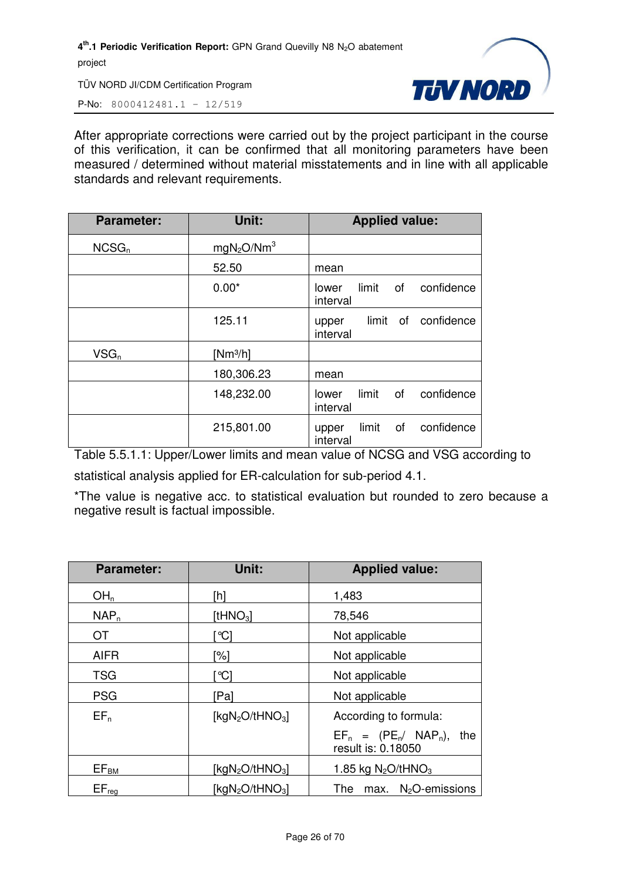After appropriate corrections were carried out by the project participant in the course of this verification, it can be confirmed that all monitoring parameters have been measured / determined without material misstatements and in line with all applicable standards and relevant requirements.

| Parameter: | Unit: | Applied value: |
|---|---|---|
| $NCSG_n$ | $mgN_2O/Nm^3$ | |
| | 52.50 | mean |
| | 0.00* | lower limit of confidence interval |
| | 125.11 | upper limit of confidence interval |
| $VSG_n$ | $[Nm^3/h]$ | |
| | 180,306.23 | mean |
| | 148,232.00 | lower limit of confidence interval |
| | 215,801.00 | upper limit of confidence interval |

Table 5.5.1.1: Upper/Lower limits and mean value of NCSG and VSG according to statistical analysis applied for ER-calculation for sub-period 4.1.

*The value is negative acc. to statistical evaluation but rounded to zero because a negative result is factual impossible.

| Parameter: | Unit: | Applied value: |
|---|---|---|
| $OH_n$ | [h] | 1,483 |
| $NAP_n$ | $[tHNO_3]$ | 78,546 |
| OT | [°C] | Not applicable |
| AIFR | [%] | Not applicable |
| TSG | [°C] | Not applicable |
| PSG | [Pa] | Not applicable |
| $EF_n$ | $[kgN_2O/tHNO_3]$ | According to formula: $EF_n = (PE_n / NAP_n)$, the result is: 0.18050 |
| $EF_{BM}$ | $[kgN_2O/tHNO_3]$ | 1.85 kg $N_2O/tHNO_3$ |
| $EF_{reg}$ | $[kgN_2O/tHNO_3]$ | The max. $N_2O$-emissions |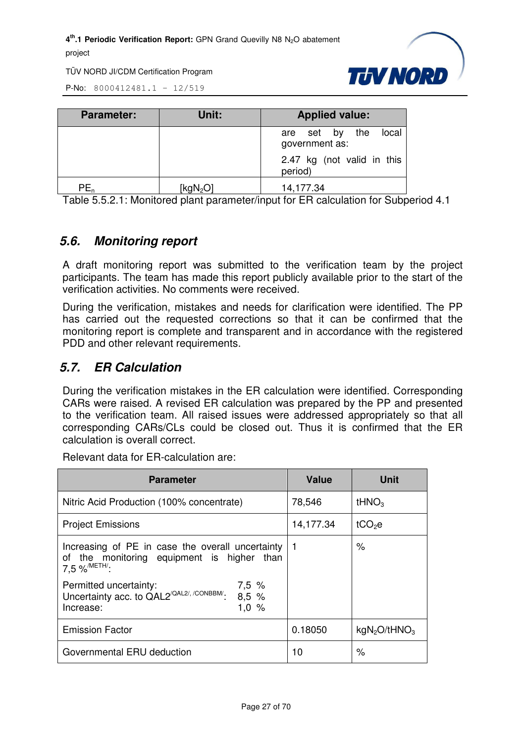| Parameter: | Unit: | Applied value: |
|---|---|---|
| | | are set by the local government as:<br>2.47 kg (not valid in this period) |
| $PE_n$ | [$kgN_2O$] | 14,177.34 |

Table 5.5.2.1: Monitored plant parameter/input for ER calculation for Subperiod 4.1

## 5.6. Monitoring report

A draft monitoring report was submitted to the verification team by the project participants. The team has made this report publicly available prior to the start of the verification activities. No comments were received.

During the verification, mistakes and needs for clarification were identified. The PP has carried out the requested corrections so that it can be confirmed that the monitoring report is complete and transparent and in accordance with the registered PDD and other relevant requirements.

## 5.7. ER Calculation

During the verification mistakes in the ER calculation were identified. Corresponding CARs were raised. A revised ER calculation was prepared by the PP and presented to the verification team. All raised issues were addressed appropriately so that all corresponding CARs/CLs could be closed out. Thus it is confirmed that the ER calculation is overall correct.

Relevant data for ER-calculation are:

| Parameter | Value | Unit |
|---|---|---|
| Nitric Acid Production (100% concentrate) | 78,546 | $tHNO_3$ |
| Project Emissions | 14,177.34 | $tCO_2e$ |
| Increasing of PE in case the overall uncertainty of the monitoring equipment is higher than 7,5 %[/METH/]:<br>Permitted uncertainty: 7,5 %<br>Uncertainty acc. to QAL2[/QAL2/, /CONBBM/]: 8,5 %<br>Increase: 1,0 % | 1 | % |
| Emission Factor | 0.18050 | $kgN_2O/tHNO_3$ |
| Governmental ERU deduction | 10 | % |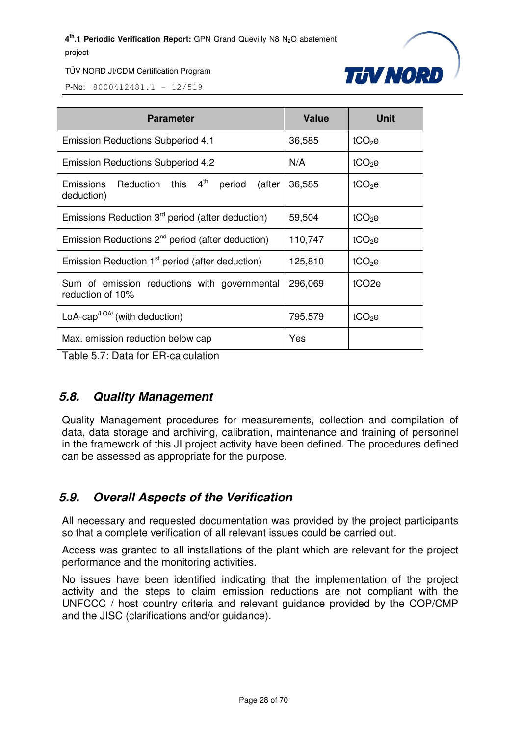| Parameter | Value | Unit |
|---|---|---|
| Emission Reductions Subperiod 4.1 | 36,585 | $tCO_2e$ |
| Emission Reductions Subperiod 4.2 | N/A | $tCO_2e$ |
| Emissions Reduction this 4th period (after deduction) | 36,585 | $tCO_2e$ |
| Emissions Reduction 3rd period (after deduction) | 59,504 | $tCO_2e$ |
| Emission Reductions 2nd period (after deduction) | 110,747 | $tCO_2e$ |
| Emission Reduction 1st period (after deduction) | 125,810 | $tCO_2e$ |
| Sum of emission reductions with governmental reduction of 10% | 296,069 | tCO2e |
| LoA-cap[/LOA/] (with deduction) | 795,579 | $tCO_2e$ |
| Max. emission reduction below cap | Yes | |

Table 5.7: Data for ER-calculation

## 5.8. Quality Management

Quality Management procedures for measurements, collection and compilation of data, data storage and archiving, calibration, maintenance and training of personnel in the framework of this JI project activity have been defined. The procedures defined can be assessed as appropriate for the purpose.

## 5.9. Overall Aspects of the Verification

All necessary and requested documentation was provided by the project participants so that a complete verification of all relevant issues could be carried out.

Access was granted to all installations of the plant which are relevant for the project performance and the monitoring activities.

No issues have been identified indicating that the implementation of the project activity and the steps to claim emission reductions are not compliant with the UNFCCC / host country criteria and relevant guidance provided by the COP/CMP and the JISC (clarifications and/or guidance).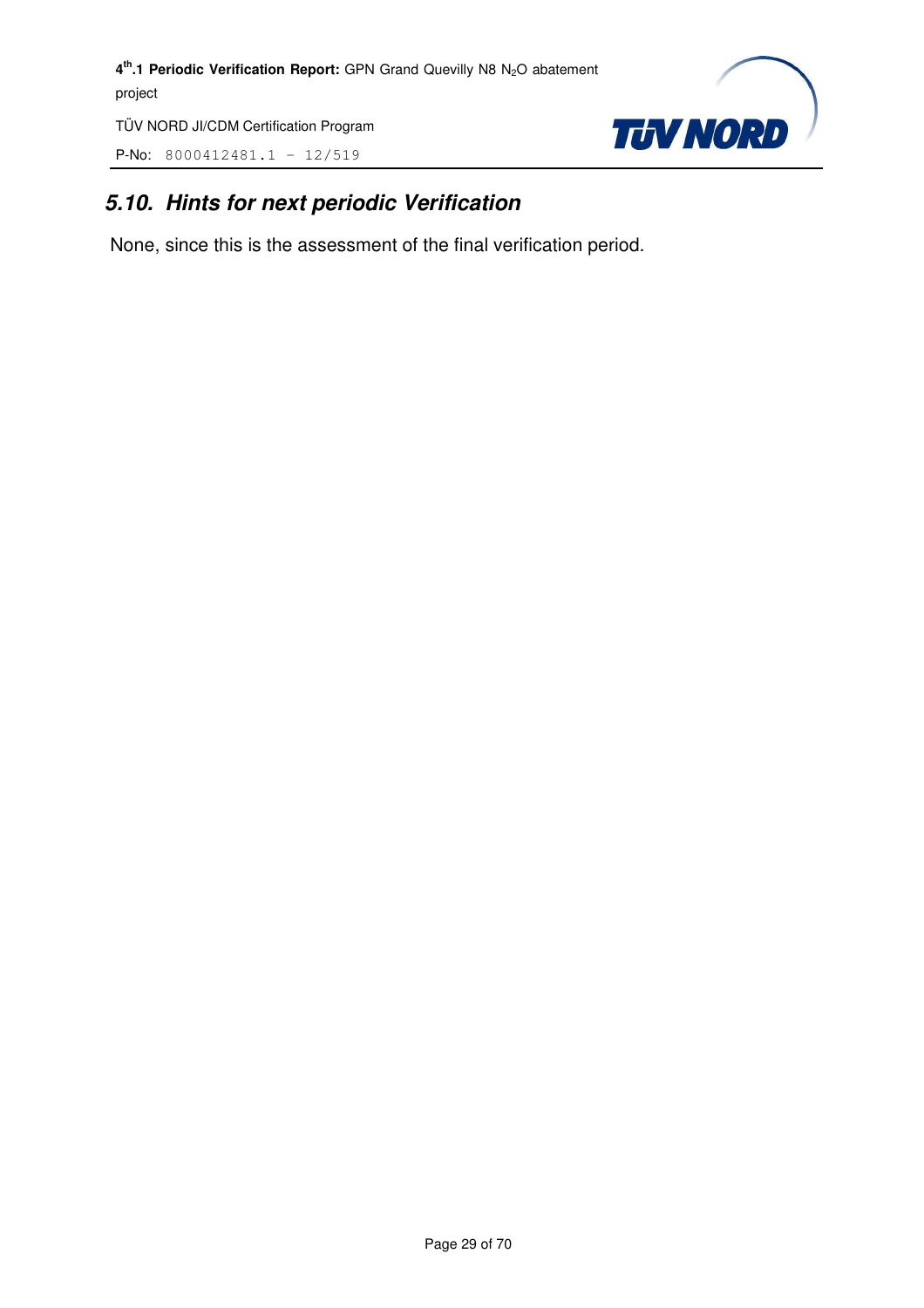### 5.10. Hints for next periodic Verification

None, since this is the assessment of the final verification period.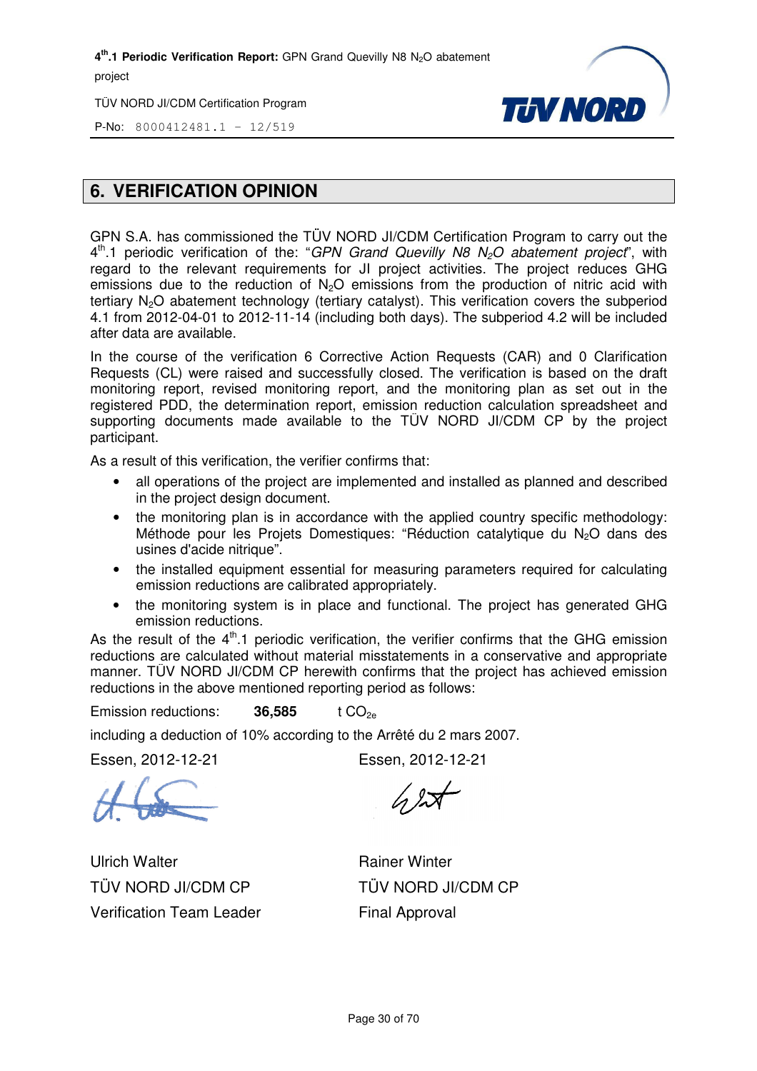## 6. VERIFICATION OPINION

GPN S.A. has commissioned the TÜV NORD JI/CDM Certification Program to carry out the 4th.1 periodic verification of the: "*GPN Grand Quevilly N8 $N_2O$ abatement project*", with regard to the relevant requirements for JI project activities. The project reduces GHG emissions due to the reduction of $N_2O$ emissions from the production of nitric acid with tertiary $N_2O$ abatement technology (tertiary catalyst). This verification covers the subperiod 4.1 from 2012-04-01 to 2012-11-14 (including both days). The subperiod 4.2 will be included after data are available.

In the course of the verification 6 Corrective Action Requests (CAR) and 0 Clarification Requests (CL) were raised and successfully closed. The verification is based on the draft monitoring report, revised monitoring report, and the monitoring plan as set out in the registered PDD, the determination report, emission reduction calculation spreadsheet and supporting documents made available to the TÜV NORD JI/CDM CP by the project participant.

As a result of this verification, the verifier confirms that:

- all operations of the project are implemented and installed as planned and described in the project design document.
- the monitoring plan is in accordance with the applied country specific methodology: Méthode pour les Projets Domestiques: "Réduction catalytique du $N_2O$ dans des usines d'acide nitrique".
- the installed equipment essential for measuring parameters required for calculating emission reductions are calibrated appropriately.
- the monitoring system is in place and functional. The project has generated GHG emission reductions.

As the result of the 4th.1 periodic verification, the verifier confirms that the GHG emission reductions are calculated without material misstatements in a conservative and appropriate manner. TÜV NORD JI/CDM CP herewith confirms that the project has achieved emission reductions in the above mentioned reporting period as follows:

Emission reductions: **36,585** t $CO_{2e}$

including a deduction of 10% according to the Arrêté du 2 mars 2007.

| Essen, 2012-12-21 | Essen, 2012-12-21 |
|---|---|
| Ulrich Walter | Rainer Winter |
| TÜV NORD JI/CDM CP | TÜV NORD JI/CDM CP |
| Verification Team Leader | Final Approval |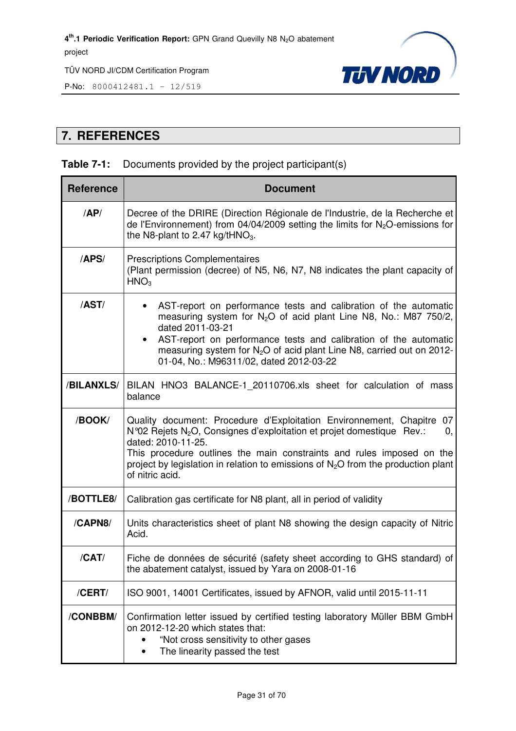## 7. REFERENCES

**Table 7-1:** Documents provided by the project participant(s)

| Reference | Document |
|---|---|
| **/AP/** | Decree of the DRIRE (Direction Régionale de l'Industrie, de la Recherche et de l'Environnement) from 04/04/2009 setting the limits for $N_2O$-emissions for the N8-plant to 2.47 kg/t$HNO_3$. |
| **/APS/** | Prescriptions Complementaires<br>(Plant permission (decree) of N5, N6, N7, N8 indicates the plant capacity of $HNO_3$ |
| **/AST/** | • AST-report on performance tests and calibration of the automatic measuring system for $N_2O$ of acid plant Line N8, No.: M87 750/2, dated 2011-03-21<br>• AST-report on performance tests and calibration of the automatic measuring system for $N_2O$ of acid plant Line N8, carried out on 2012-01-04, No.: M96311/02, dated 2012-03-22 |
| **/BILANXLS/** | BILAN HNO3 BALANCE-1_20110706.xls sheet for calculation of mass balance |
| **/BOOK/** | Quality document: Procedure d'Exploitation Environnement, Chapitre 07 N°02 Rejets $N_2O$, Consignes d'exploitation et projet domestique Rev.: 0, dated: 2010-11-25.<br>This procedure outlines the main constraints and rules imposed on the project by legislation in relation to emissions of $N_2O$ from the production plant of nitric acid. |
| **/BOTTLE8/** | Calibration gas certificate for N8 plant, all in period of validity |
| **/CAPN8/** | Units characteristics sheet of plant N8 showing the design capacity of Nitric Acid. |
| **/CAT/** | Fiche de données de sécurité (safety sheet according to GHS standard) of the abatement catalyst, issued by Yara on 2008-01-16 |
| **/CERT/** | ISO 9001, 14001 Certificates, issued by AFNOR, valid until 2015-11-11 |
| **/CONBBM/** | Confirmation letter issued by certified testing laboratory Müller BBM GmbH on 2012-12-20 which states that:<br>• "Not cross sensitivity to other gases<br>• The linearity passed the test |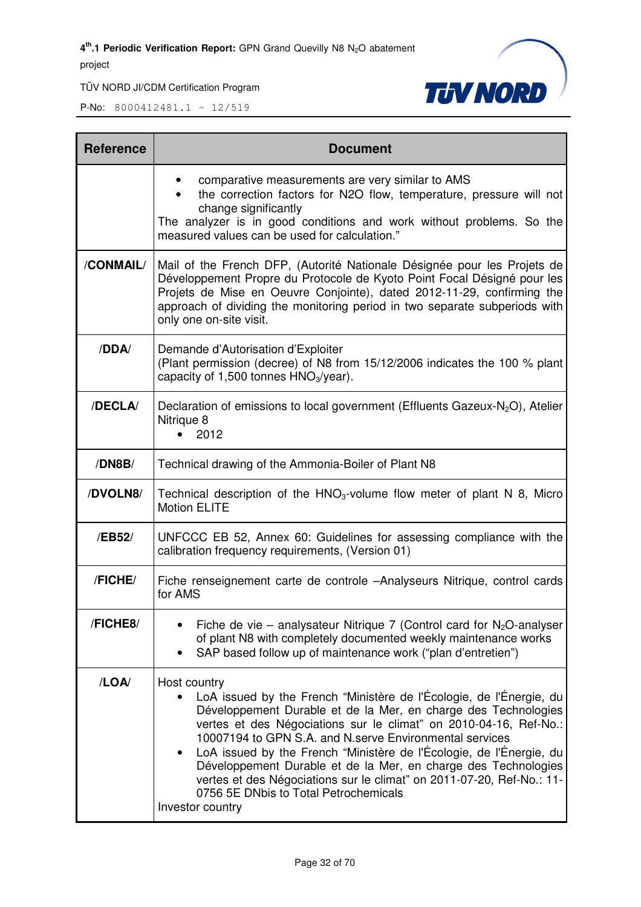| Reference | Document |
|---|---|
| | • comparative measurements are very similar to AMS<br>• the correction factors for N2O flow, temperature, pressure will not change significantly<br>The analyzer is in good conditions and work without problems. So the measured values can be used for calculation." |
| **/CONMAIL/** | Mail of the French DFP, (Autorité Nationale Désignée pour les Projets de Développement Propre du Protocole de Kyoto Point Focal Désigné pour les Projets de Mise en Oeuvre Conjointe), dated 2012-11-29, confirming the approach of dividing the monitoring period in two separate subperiods with only one on-site visit. |
| **/DDA/** | Demande d'Autorisation d'Exploiter<br>(Plant permission (decree) of N8 from 15/12/2006 indicates the 100 % plant capacity of 1,500 tonnes $HNO_3$/year). |
| **/DECLA/** | Declaration of emissions to local government (Effluents Gazeux-$N_2O$), Atelier Nitrique 8<br>• 2012 |
| **/DN8B/** | Technical drawing of the Ammonia-Boiler of Plant N8 |
| **/DVOLN8/** | Technical description of the $HNO_3$-volume flow meter of plant N 8, Micro Motion ELITE |
| **/EB52/** | UNFCCC EB 52, Annex 60: Guidelines for assessing compliance with the calibration frequency requirements, (Version 01) |
| **/FICHE/** | Fiche renseignement carte de controle –Analyseurs Nitrique, control cards for AMS |
| **/FICHE8/** | • Fiche de vie – analysateur Nitrique 7 (Control card for $N_2O$-analyser of plant N8 with completely documented weekly maintenance works<br>• SAP based follow up of maintenance work ("plan d'entretien") |
| **/LOA/** | Host country<br>• LoA issued by the French "Ministère de l'Écologie, de l'Énergie, du Développement Durable et de la Mer, en charge des Technologies vertes et des Négociations sur le climat" on 2010-04-16, Ref-No.: 10007194 to GPN S.A. and N.serve Environmental services<br>• LoA issued by the French "Ministère de l'Écologie, de l'Énergie, du Développement Durable et de la Mer, en charge des Technologies vertes et des Négociations sur le climat" on 2011-07-20, Ref-No.: 11-0756 5E DNbis to Total Petrochemicals<br>Investor country |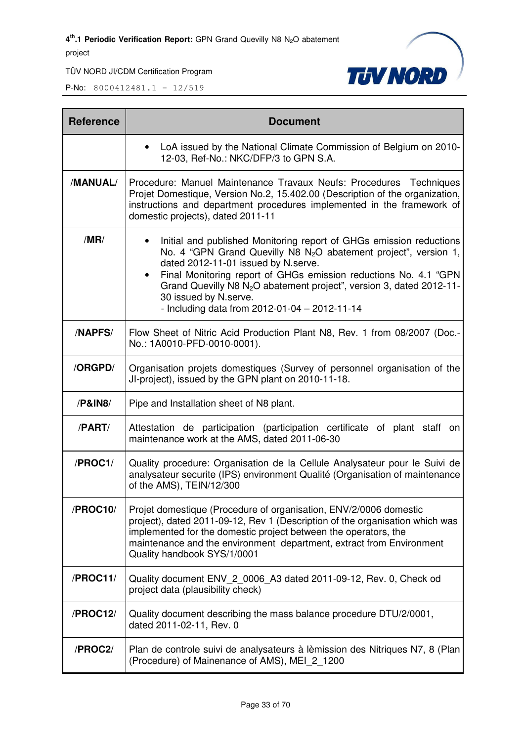| Reference | Document |
|---|---|
| | • LoA issued by the National Climate Commission of Belgium on 2010-12-03, Ref-No.: NKC/DFP/3 to GPN S.A. |
| /MANUAL/ | Procedure: Manuel Maintenance Travaux Neufs: Procedures Techniques Projet Domestique, Version No.2, 15.402.00 (Description of the organization, instructions and department procedures implemented in the framework of domestic projects), dated 2011-11 |
| /MR/ | • Initial and published Monitoring report of GHGs emission reductions No. 4 "GPN Grand Quevilly N8 $N_2O$ abatement project", version 1, dated 2012-11-01 issued by N.serve.<br>• Final Monitoring report of GHGs emission reductions No. 4.1 "GPN Grand Quevilly N8 $N_2O$ abatement project", version 3, dated 2012-11-30 issued by N.serve.<br>- Including data from 2012-01-04 – 2012-11-14 |
| /NAPFS/ | Flow Sheet of Nitric Acid Production Plant N8, Rev. 1 from 08/2007 (Doc.-No.: 1A0010-PFD-0010-0001). |
| /ORGPD/ | Organisation projets domestiques (Survey of personnel organisation of the JI-project), issued by the GPN plant on 2010-11-18. |
| /P&IN8/ | Pipe and Installation sheet of N8 plant. |
| /PART/ | Attestation de participation (participation certificate of plant staff on maintenance work at the AMS, dated 2011-06-30 |
| /PROC1/ | Quality procedure: Organisation de la Cellule Analysateur pour le Suivi de analysateur securite (IPS) environment Qualité (Organisation of maintenance of the AMS), TEIN/12/300 |
| /PROC10/ | Projet domestique (Procedure of organisation, ENV/2/0006 domestic project), dated 2011-09-12, Rev 1 (Description of the organisation which was implemented for the domestic project between the operators, the maintenance and the environment department, extract from Environment Quality handbook SYS/1/0001 |
| /PROC11/ | Quality document ENV_2_0006_A3 dated 2011-09-12, Rev. 0, Check od project data (plausibility check) |
| /PROC12/ | Quality document describing the mass balance procedure DTU/2/0001, dated 2011-02-11, Rev. 0 |
| /PROC2/ | Plan de controle suivi de analysateurs à lèmission des Nitriques N7, 8 (Plan (Procedure) of Mainenance of AMS), MEI_2_1200 |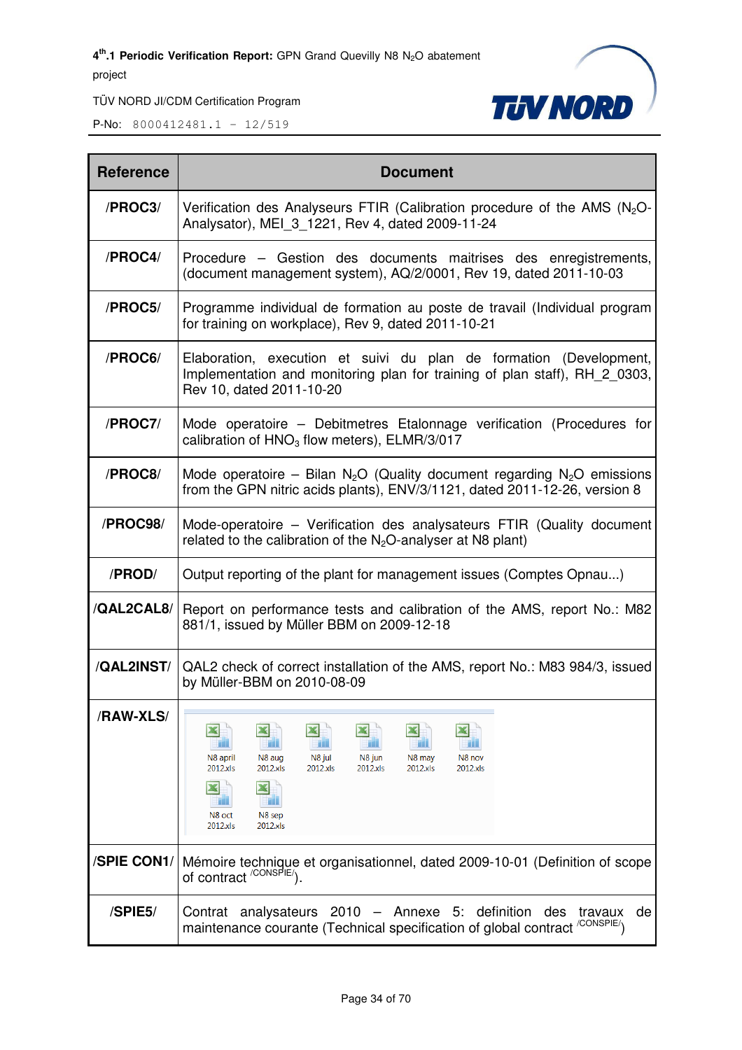| Reference | Document |
|---|---|
| /PROC3/ | Verification des Analyseurs FTIR (Calibration procedure of the AMS ($N_2O$-Analysator), MEI_3_1221, Rev 4, dated 2009-11-24 |
| /PROC4/ | Procedure – Gestion des documents maitrises des enregistrements, (document management system), AQ/2/0001, Rev 19, dated 2011-10-03 |
| /PROC5/ | Programme individual de formation au poste de travail (Individual program for training on workplace), Rev 9, dated 2011-10-21 |
| /PROC6/ | Elaboration, execution et suivi du plan de formation (Development, Implementation and monitoring plan for training of plan staff), RH_2_0303, Rev 10, dated 2011-10-20 |
| /PROC7/ | Mode operatoire – Debitmetres Etalonnage verification (Procedures for calibration of $HNO_3$ flow meters), ELMR/3/017 |
| /PROC8/ | Mode operatoire – Bilan $N_2O$ (Quality document regarding $N_2O$ emissions from the GPN nitric acids plants), ENV/3/1121, dated 2011-12-26, version 8 |
| /PROC98/ | Mode-operatoire – Verification des analysateurs FTIR (Quality document related to the calibration of the $N_2O$-analyser at N8 plant) |
| /PROD/ | Output reporting of the plant for management issues (Comptes Opnau...) |
| /QAL2CAL8/ | Report on performance tests and calibration of the AMS, report No.: M82 881/1, issued by Müller BBM on 2009-12-18 |
| /QAL2INST/ | QAL2 check of correct installation of the AMS, report No.: M83 984/3, issued by Müller-BBM on 2010-08-09 |
| /RAW-XLS/ | N8 april 2012.xls, N8 aug 2012.xls, N8 jul 2012.xls, N8 jun 2012.xls, N8 may 2012.xls, N8 nov 2012.xls, N8 oct 2012.xls, N8 sep 2012.xls |
| /SPIE CON1/ | Mémoire technique et organisationnel, dated 2009-10-01 (Definition of scope of contract /CONSPIE/). |
| /SPIE5/ | Contrat analysateurs 2010 – Annexe 5: definition des travaux de maintenance courante (Technical specification of global contract /CONSPIE/) |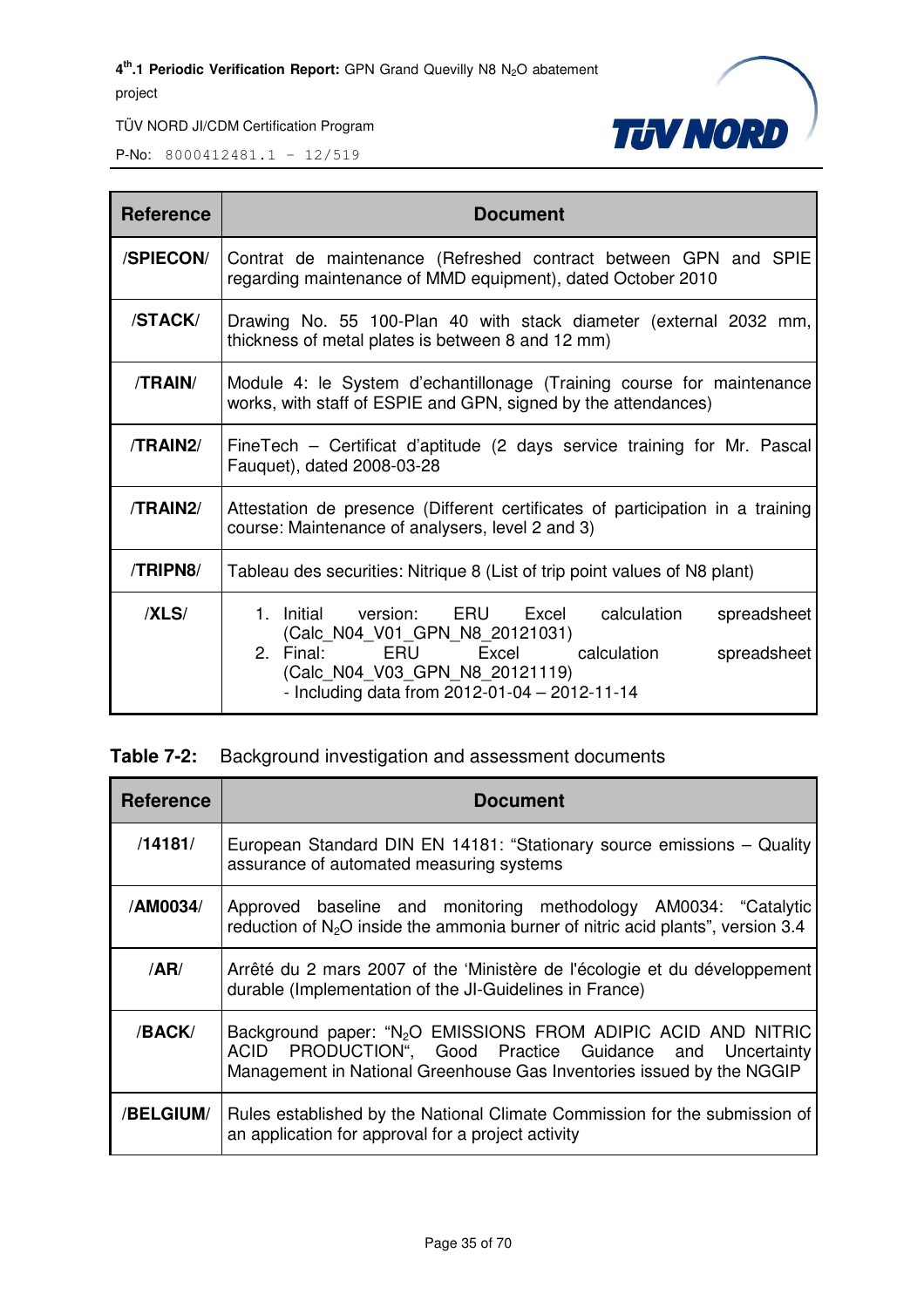| Reference | Document |
|---|---|
| /SPIECON/ | Contrat de maintenance (Refreshed contract between GPN and SPIE regarding maintenance of MMD equipment), dated October 2010 |
| /STACK/ | Drawing No. 55 100-Plan 40 with stack diameter (external 2032 mm, thickness of metal plates is between 8 and 12 mm) |
| /TRAIN/ | Module 4: le System d'echantillonage (Training course for maintenance works, with staff of ESPIE and GPN, signed by the attendances) |
| /TRAIN2/ | FineTech – Certificat d'aptitude (2 days service training for Mr. Pascal Fauquet), dated 2008-03-28 |
| /TRAIN2/ | Attestation de presence (Different certificates of participation in a training course: Maintenance of analysers, level 2 and 3) |
| /TRIPN8/ | Tableau des securities: Nitrique 8 (List of trip point values of N8 plant) |
| /XLS/ | 1. Initial version: ERU Excel calculation spreadsheet (Calc_N04_V01_GPN_N8_20121031)<br>2. Final: ERU Excel calculation spreadsheet (Calc_N04_V03_GPN_N8_20121119)<br>- Including data from 2012-01-04 – 2012-11-14 |

**Table 7-2:** Background investigation and assessment documents

| Reference | Document |
|---|---|
| /14181/ | European Standard DIN EN 14181: "Stationary source emissions – Quality assurance of automated measuring systems |
| /AM0034/ | Approved baseline and monitoring methodology AM0034: "Catalytic reduction of $N_2O$ inside the ammonia burner of nitric acid plants", version 3.4 |
| /AR/ | Arrêté du 2 mars 2007 of the 'Ministère de l'écologie et du développement durable (Implementation of the JI-Guidelines in France) |
| /BACK/ | Background paper: "$N_2O$ EMISSIONS FROM ADIPIC ACID AND NITRIC ACID PRODUCTION", Good Practice Guidance and Uncertainty Management in National Greenhouse Gas Inventories issued by the NGGIP |
| /BELGIUM/ | Rules established by the National Climate Commission for the submission of an application for approval for a project activity |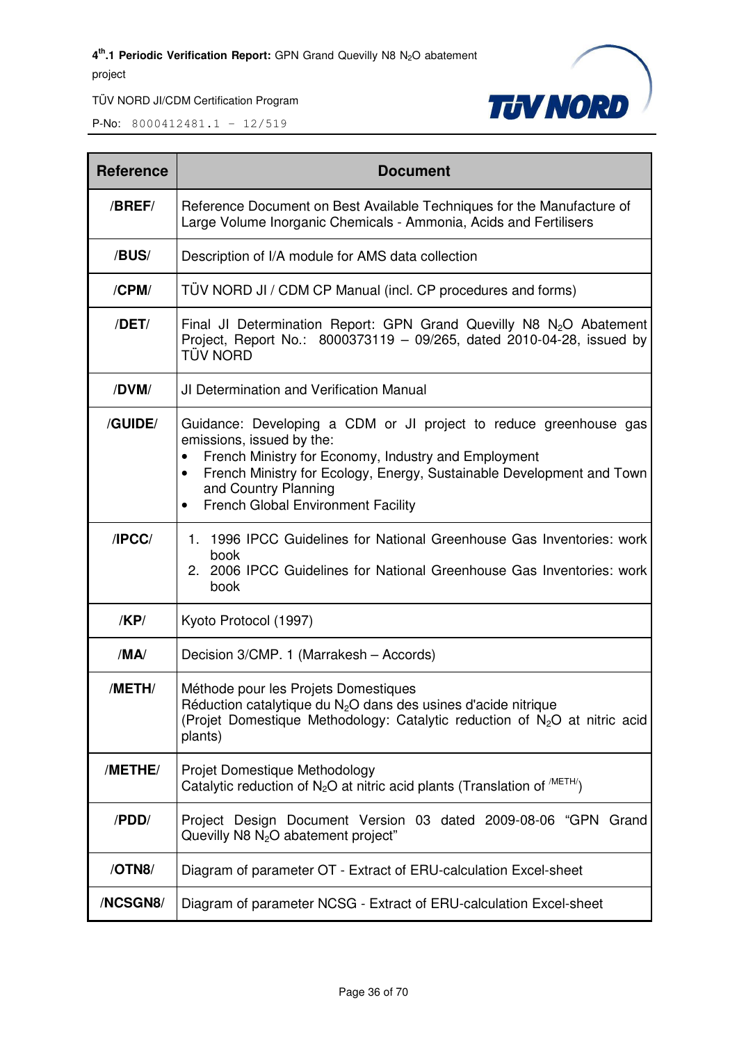| Reference | Document |
|---|---|
| **/BREF/** | Reference Document on Best Available Techniques for the Manufacture of Large Volume Inorganic Chemicals - Ammonia, Acids and Fertilisers |
| **/BUS/** | Description of I/A module for AMS data collection |
| **/CPM/** | TÜV NORD JI / CDM CP Manual (incl. CP procedures and forms) |
| **/DET/** | Final JI Determination Report: GPN Grand Quevilly N8 $N_2O$ Abatement Project, Report No.: 8000373119 – 09/265, dated 2010-04-28, issued by TÜV NORD |
| **/DVM/** | JI Determination and Verification Manual |
| **/GUIDE/** | Guidance: Developing a CDM or JI project to reduce greenhouse gas emissions, issued by the:<br>• French Ministry for Economy, Industry and Employment<br>• French Ministry for Ecology, Energy, Sustainable Development and Town and Country Planning<br>• French Global Environment Facility |
| **/IPCC/** | 1. 1996 IPCC Guidelines for National Greenhouse Gas Inventories: work book<br>2. 2006 IPCC Guidelines for National Greenhouse Gas Inventories: work book |
| **/KP/** | Kyoto Protocol (1997) |
| **/MA/** | Decision 3/CMP. 1 (Marrakesh – Accords) |
| **/METH/** | Méthode pour les Projets Domestiques<br>Réduction catalytique du $N_2O$ dans des usines d'acide nitrique<br>(Projet Domestique Methodology: Catalytic reduction of $N_2O$ at nitric acid plants) |
| **/METHE/** | Projet Domestique Methodology<br>Catalytic reduction of $N_2O$ at nitric acid plants (Translation of /METH/) |
| **/PDD/** | Project Design Document Version 03 dated 2009-08-06 "GPN Grand Quevilly N8 $N_2O$ abatement project" |
| **/OTN8/** | Diagram of parameter OT - Extract of ERU-calculation Excel-sheet |
| **/NCSGN8/** | Diagram of parameter NCSG - Extract of ERU-calculation Excel-sheet |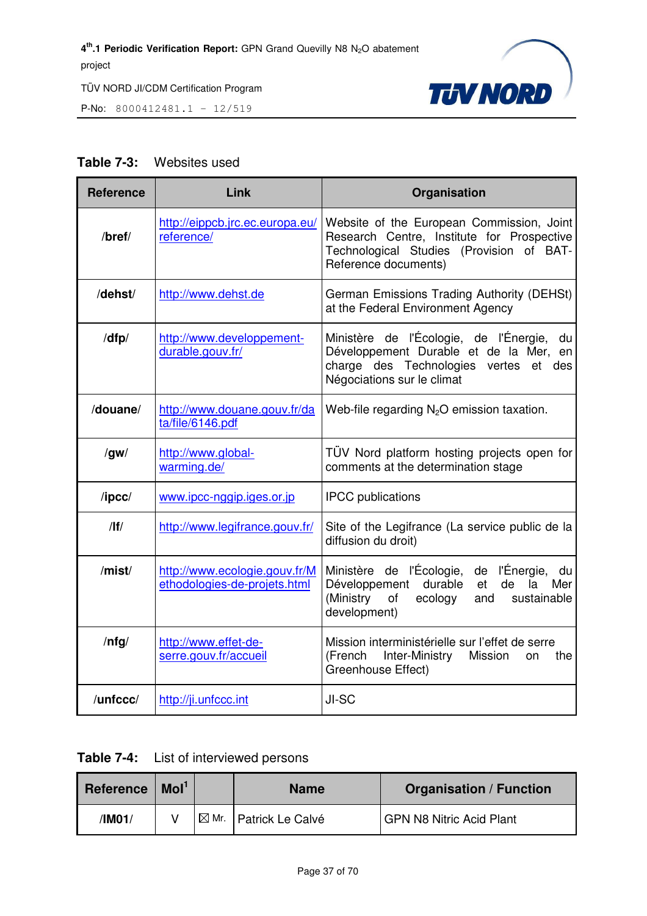**Table 7-3:** Websites used

| Reference | Link | Organisation |
|---|---|---|
| /bref/ | http://eippcb.jrc.ec.europa.eu/reference/ | Website of the European Commission, Joint Research Centre, Institute for Prospective Technological Studies (Provision of BAT-Reference documents) |
| /dehst/ | http://www.dehst.de | German Emissions Trading Authority (DEHSt) at the Federal Environment Agency |
| /dfp/ | http://www.developpement-durable.gouv.fr/ | Ministère de l'Écologie, de l'Énergie, du Développement Durable et de la Mer, en charge des Technologies vertes et des Négociations sur le climat |
| /douane/ | http://www.douane.gouv.fr/data/file/6146.pdf | Web-file regarding $N_2O$ emission taxation. |
| /gw/ | http://www.global-warming.de/ | TÜV Nord platform hosting projects open for comments at the determination stage |
| /ipcc/ | www.ipcc-nggip.iges.or.jp | IPCC publications |
| /lf/ | http://www.legifrance.gouv.fr/ | Site of the Legifrance (La service public de la diffusion du droit) |
| /mist/ | http://www.ecologie.gouv.fr/Methodologies-de-projets.html | Ministère de l'Écologie, de l'Énergie, du Développement durable et de la Mer (Ministry of ecology and sustainable development) |
| /nfg/ | http://www.effet-de-serre.gouv.fr/accueil | Mission interministérielle sur l'effet de serre (French Inter-Ministry Mission on the Greenhouse Effect) |
| /unfccc/ | http://ji.unfccc.int | JI-SC |

**Table 7-4:** List of interviewed persons

| Reference | MoI[1] | | Name | Organisation / Function |
|---|---|---|---|---|
| /IM01/ | V | ☒ Mr. | Patrick Le Calvé | GPN N8 Nitric Acid Plant |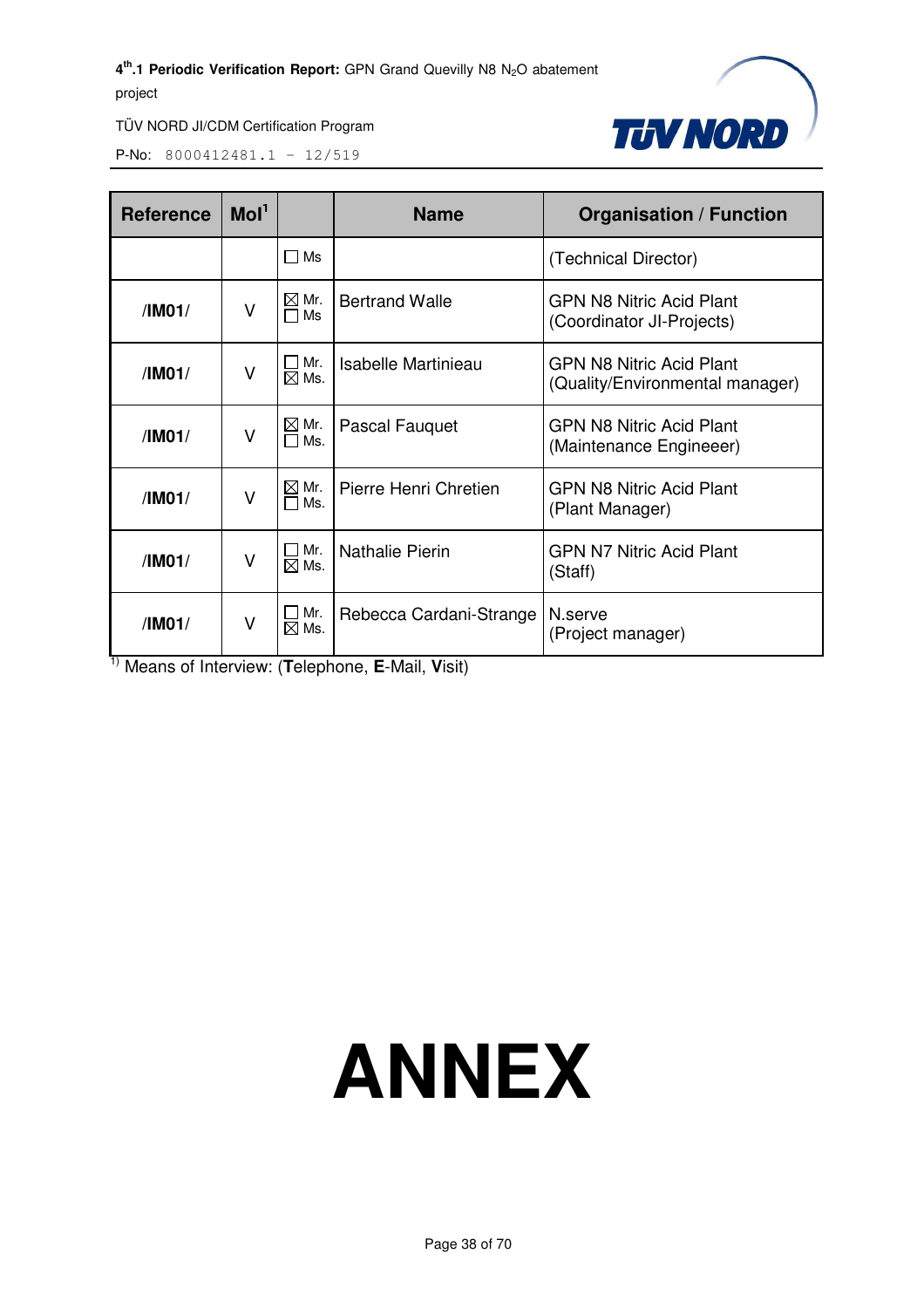| Reference | MoI[1] | | Name | Organisation / Function |
|---|---|---|---|---|
| | | ☐ Ms | | (Technical Director) |
| /IM01/ | V | ☒ Mr. ☐ Ms | Bertrand Walle | GPN N8 Nitric Acid Plant (Coordinator JI-Projects) |
| /IM01/ | V | ☐ Mr. ☒ Ms. | Isabelle Martinieau | GPN N8 Nitric Acid Plant (Quality/Environmental manager) |
| /IM01/ | V | ☒ Mr. ☐ Ms. | Pascal Fauquet | GPN N8 Nitric Acid Plant (Maintenance Engineeer) |
| /IM01/ | V | ☒ Mr. ☐ Ms. | Pierre Henri Chretien | GPN N8 Nitric Acid Plant (Plant Manager) |
| /IM01/ | V | ☐ Mr. ☒ Ms. | Nathalie Pierin | GPN N7 Nitric Acid Plant (Staff) |
| /IM01/ | V | ☐ Mr. ☒ Ms. | Rebecca Cardani-Strange | N.serve (Project manager) |

[1)] Means of Interview: (**T**elephone, **E**-Mail, **V**isit)

# ANNEX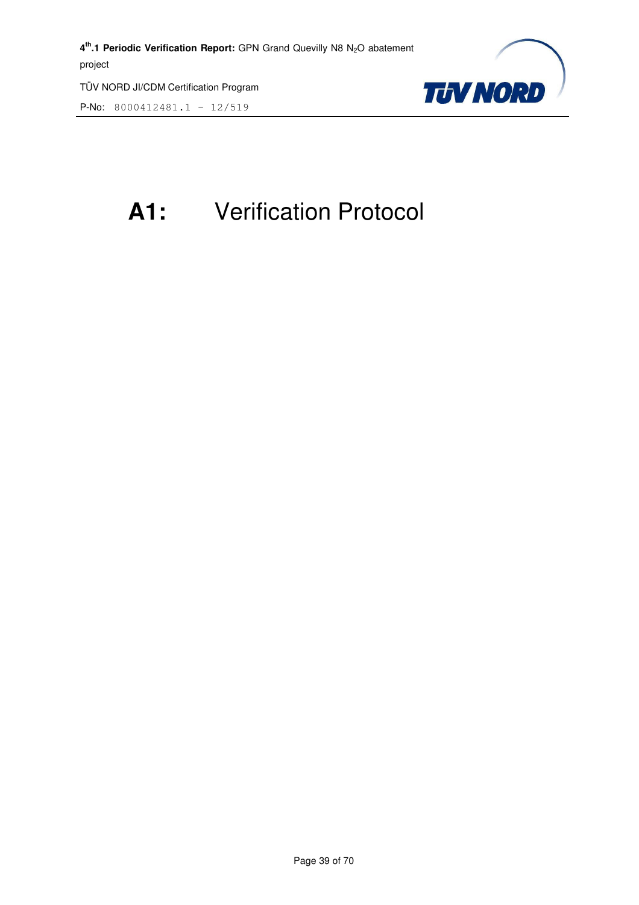# A1: Verification Protocol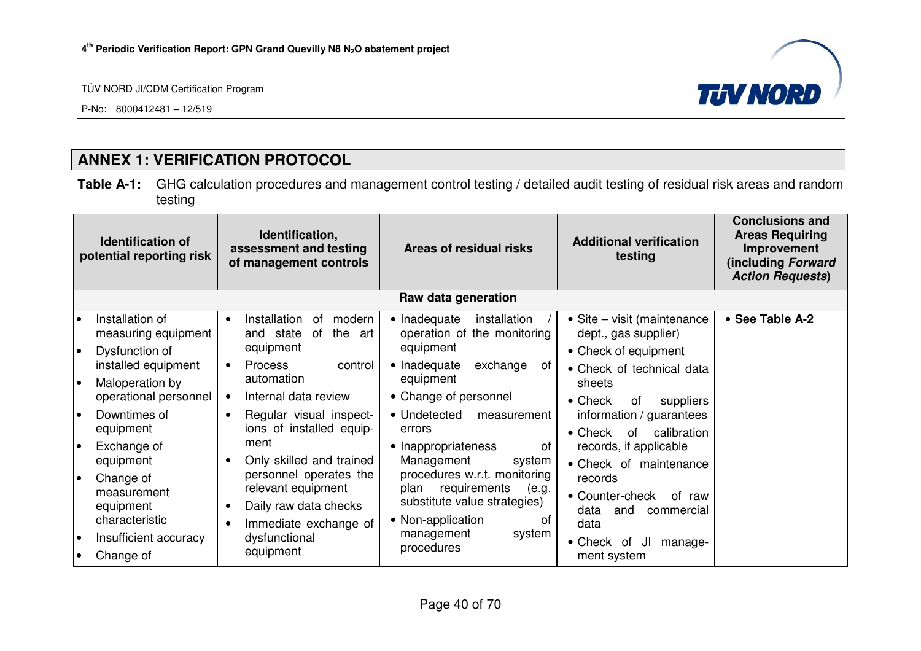## ANNEX 1: VERIFICATION PROTOCOL

**Table A-1:** GHG calculation procedures and management control testing / detailed audit testing of residual risk areas and random testing

| Identification of potential reporting risk | Identification, assessment and testing of management controls | Areas of residual risks | Additional verification testing | Conclusions and Areas Requiring Improvement (including *Forward Action Requests*) |
|---|---|---|---|---|
| **Raw data generation** | | | | |
| • Installation of measuring equipment<br>• Dysfunction of installed equipment<br>• Maloperation by operational personnel<br>• Downtimes of equipment<br>• Exchange of equipment<br>• Change of measurement equipment characteristic<br>• Insufficient accuracy<br>• Change of | • Installation of modern and state of the art equipment<br>• Process control automation<br>• Internal data review<br>• Regular visual inspections of installed equipment<br>• Only skilled and trained personnel operates the relevant equipment<br>• Daily raw data checks<br>• Immediate exchange of dysfunctional equipment | • Inadequate installation / operation of the monitoring equipment<br>• Inadequate exchange of equipment<br>• Change of personnel<br>• Undetected measurement errors<br>• Inappropriateness of Management system procedures w.r.t. monitoring plan requirements (e.g. substitute value strategies)<br>• Non-application of management system procedures | • Site – visit (maintenance dept., gas supplier)<br>• Check of equipment<br>• Check of technical data sheets<br>• Check of suppliers information / guarantees<br>• Check of calibration records, if applicable<br>• Check of maintenance records<br>• Counter-check of raw data and commercial data<br>• Check of JI management system | • **See Table A-2** |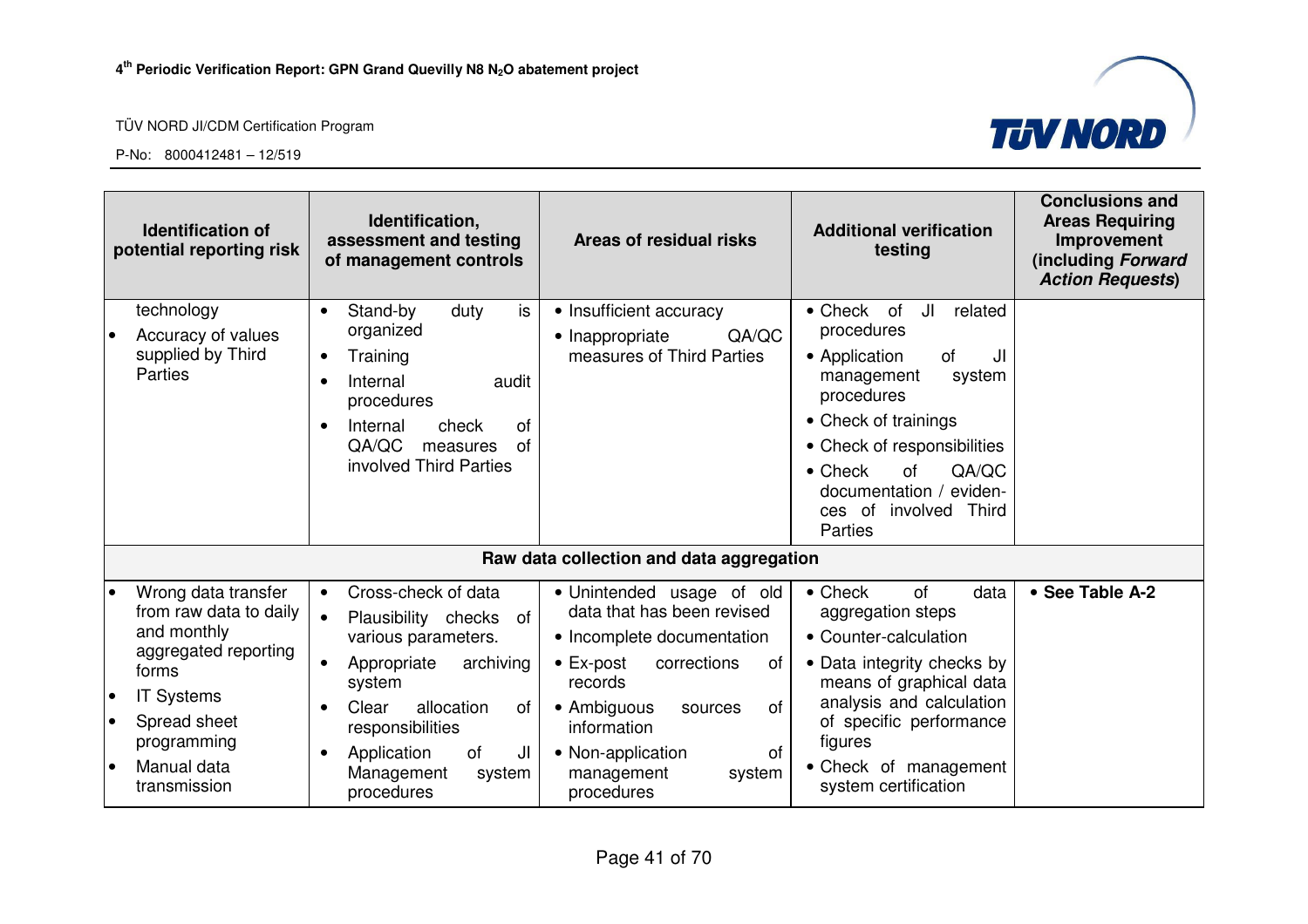| Identification of potential reporting risk | Identification, assessment and testing of management controls | Areas of residual risks | Additional verification testing | Conclusions and Areas Requiring Improvement (including *Forward Action Requests*) |
|---|---|---|---|---|
| technology<br>• Accuracy of values supplied by Third Parties | • Stand-by duty is organized<br>• Training<br>• Internal audit procedures<br>• Internal check of QA/QC measures of involved Third Parties | • Insufficient accuracy<br>• Inappropriate QA/QC measures of Third Parties | • Check of JI related procedures<br>• Application of JI management system procedures<br>• Check of trainings<br>• Check of responsibilities<br>• Check of QA/QC documentation / evidences of involved Third Parties | |
| **Raw data collection and data aggregation** | | | | |
| • Wrong data transfer from raw data to daily and monthly aggregated reporting forms<br>• IT Systems<br>• Spread sheet programming<br>• Manual data transmission | • Cross-check of data<br>• Plausibility checks of various parameters.<br>• Appropriate archiving system<br>• Clear allocation of responsibilities<br>• Application of JI Management system procedures | • Unintended usage of old data that has been revised<br>• Incomplete documentation<br>• Ex-post corrections of records<br>• Ambiguous sources of information<br>• Non-application of management system procedures | • Check of data aggregation steps<br>• Counter-calculation<br>• Data integrity checks by means of graphical data analysis and calculation of specific performance figures<br>• Check of management system certification | • **See Table A-2** |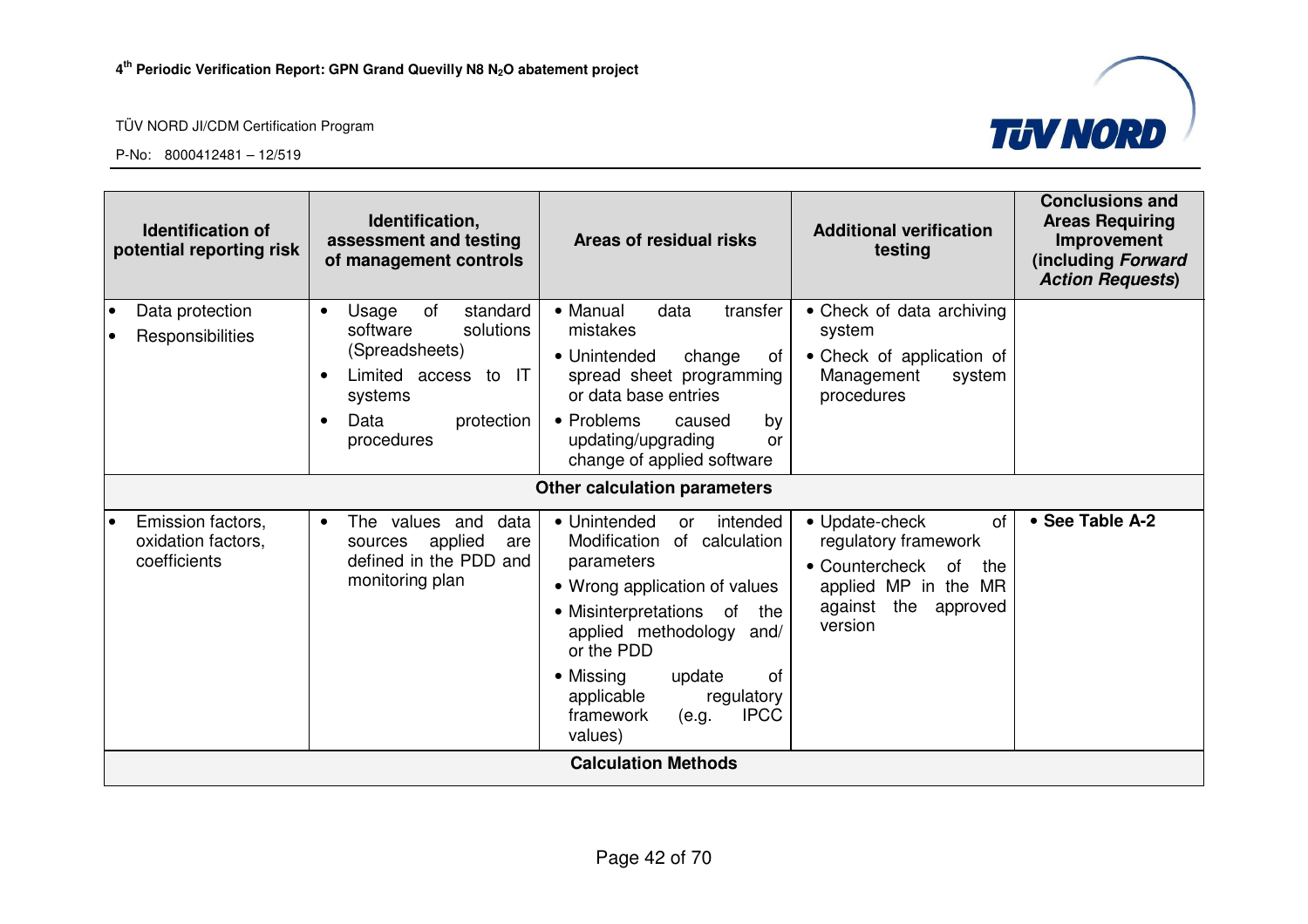| Identification of potential reporting risk | Identification, assessment and testing of management controls | Areas of residual risks | Additional verification testing | Conclusions and Areas Requiring Improvement (including *Forward Action Requests*) |
|---|---|---|---|---|
| • Data protection<br>• Responsibilities | • Usage of standard software solutions (Spreadsheets)<br>• Limited access to IT systems<br>• Data protection procedures | • Manual data transfer mistakes<br>• Unintended change of spread sheet programming or data base entries<br>• Problems caused by updating/upgrading or change of applied software | • Check of data archiving system<br>• Check of application of Management system procedures | |
| **Other calculation parameters** | | | | |
| • Emission factors, oxidation factors, coefficients | • The values and data sources applied are defined in the PDD and monitoring plan | • Unintended or intended Modification of calculation parameters<br>• Wrong application of values<br>• Misinterpretations of the applied methodology and/ or the PDD<br>• Missing update of applicable regulatory framework (e.g. IPCC values) | • Update-check of regulatory framework<br>• Countercheck of the applied MP in the MR against the approved version | • **See Table A-2** |
| **Calculation Methods** | | | | |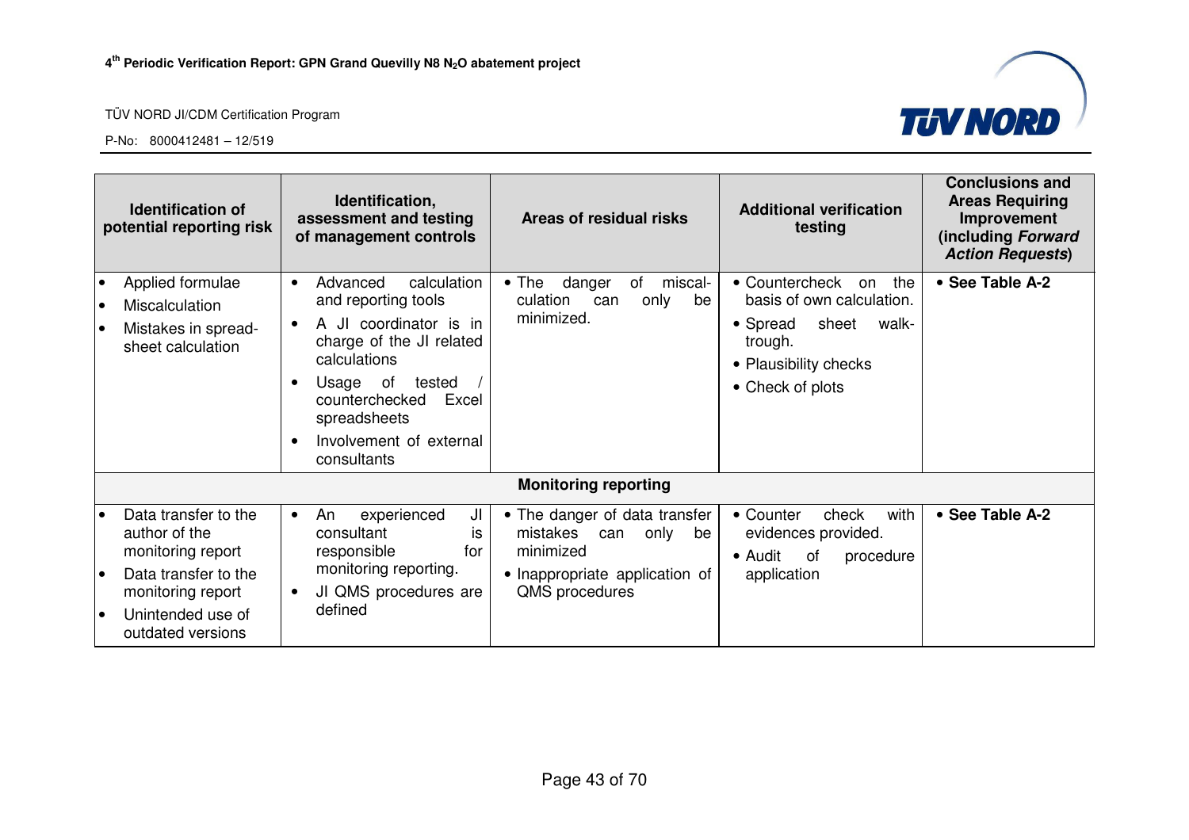| Identification of potential reporting risk | Identification, assessment and testing of management controls | Areas of residual risks | Additional verification testing | Conclusions and Areas Requiring Improvement (including *Forward Action Requests*) |
|---|---|---|---|---|
| • Applied formulae<br>• Miscalculation<br>• Mistakes in spread-sheet calculation | • Advanced calculation and reporting tools<br>• A JI coordinator is in charge of the JI related calculations<br>• Usage of tested / counterchecked Excel spreadsheets<br>• Involvement of external consultants | • The danger of miscal-culation can only be minimized. | • Countercheck on the basis of own calculation.<br>• Spread sheet walk-trough.<br>• Plausibility checks<br>• Check of plots | • **See Table A-2** |
| | | **Monitoring reporting** | | |
| • Data transfer to the author of the monitoring report<br>• Data transfer to the monitoring report<br>• Unintended use of outdated versions | • An experienced JI consultant is responsible for monitoring reporting.<br>• JI QMS procedures are defined | • The danger of data transfer mistakes can only be minimized<br>• Inappropriate application of QMS procedures | • Counter check with evidences provided.<br>• Audit of procedure application | • **See Table A-2** |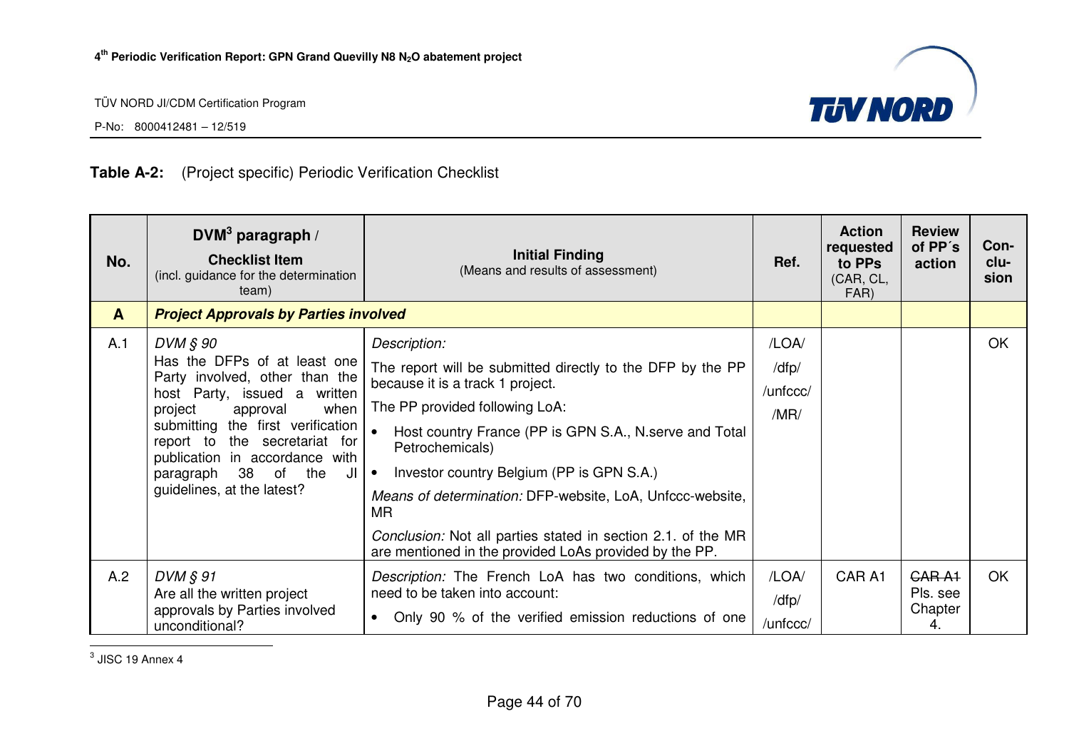**Table A-2:** (Project specific) Periodic Verification Checklist

| No. | DVM[3] paragraph / **Checklist Item** (incl. guidance for the determination team) | **Initial Finding** (Means and results of assessment) | Ref. | Action requested to PPs (CAR, CL, FAR) | Review of PP´s action | Con-clu-sion |
|---|---|---|---|---|---|---|
| **A** | ***Project Approvals by Parties involved*** | | | | | |
| A.1 | *DVM § 90* Has the DFPs of at least one Party involved, other than the host Party, issued a written project approval when submitting the first verification report to the secretariat for publication in accordance with paragraph 38 of the JI guidelines, at the latest? | *Description:* The report will be submitted directly to the DFP by the PP because it is a track 1 project. The PP provided following LoA: • Host country France (PP is GPN S.A., N.serve and Total Petrochemicals) • Investor country Belgium (PP is GPN S.A.) *Means of determination:* DFP-website, LoA, Unfccc-website, MR *Conclusion:* Not all parties stated in section 2.1. of the MR are mentioned in the provided LoAs provided by the PP. | /LOA/ /dfp/ /unfccc/ /MR/ | | | OK |
| A.2 | *DVM § 91* Are all the written project approvals by Parties involved unconditional? | *Description:* The French LoA has two conditions, which need to be taken into account: • Only 90 % of the verified emission reductions of one | /LOA/ /dfp/ /unfccc/ | CAR A1 | ~~CAR A1~~ Pls. see Chapter 4. | OK |

[3] JISC 19 Annex 4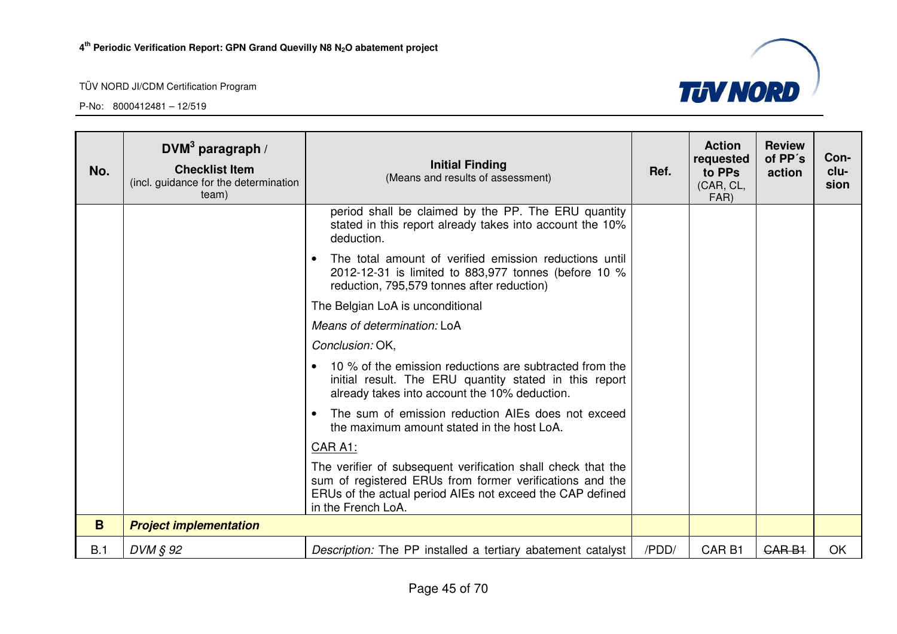| No. | DVM[3] paragraph / **Checklist Item** (incl. guidance for the determination team) | **Initial Finding** (Means and results of assessment) | Ref. | Action requested to PPs (CAR, CL, FAR) | Review of PP´s action | Con-clu-sion |
|---|---|---|---|---|---|---|
| | | period shall be claimed by the PP. The ERU quantity stated in this report already takes into account the 10% deduction.<br>• The total amount of verified emission reductions until 2012-12-31 is limited to 883,977 tonnes (before 10 % reduction, 795,579 tonnes after reduction)<br>The Belgian LoA is unconditional<br>*Means of determination:* LoA<br>*Conclusion:* OK,<br>• 10 % of the emission reductions are subtracted from the initial result. The ERU quantity stated in this report already takes into account the 10% deduction.<br>• The sum of emission reduction AIEs does not exceed the maximum amount stated in the host LoA.<br><u>CAR A1:</u><br>The verifier of subsequent verification shall check that the sum of registered ERUs from former verifications and the ERUs of the actual period AIEs not exceed the CAP defined in the French LoA. | | | | |
| **B** | ***Project implementation*** | | | | | |
| B.1 | *DVM § 92* | *Description:* The PP installed a tertiary abatement catalyst | /PDD/ | CAR B1 | ~~CAR B1~~ | OK |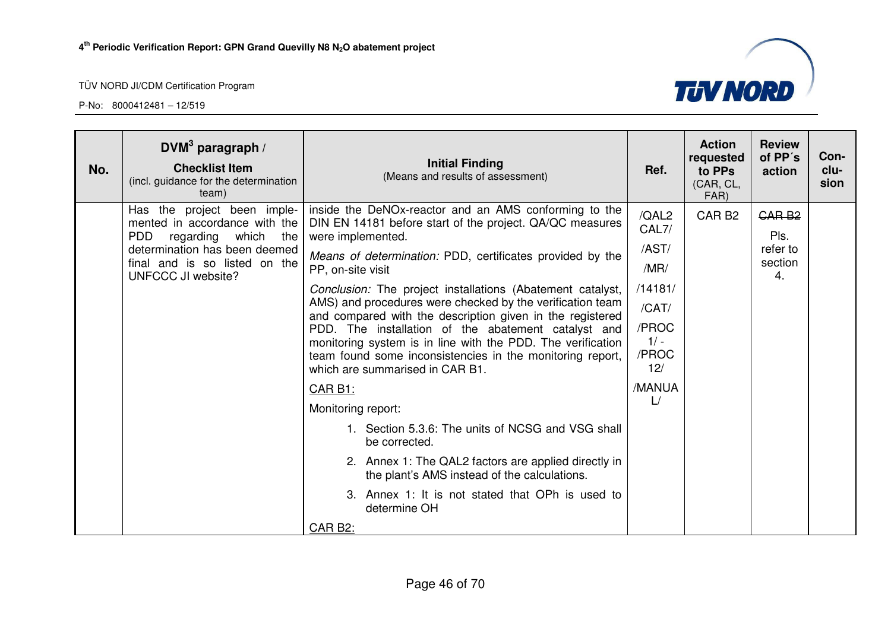| No. | DVM[3] paragraph / Checklist Item (incl. guidance for the determination team) | Initial Finding (Means and results of assessment) | Ref. | Action requested to PPs (CAR, CL, FAR) | Review of PP´s action | Con-clu-sion |
|---|---|---|---|---|---|---|
| | Has the project been implemented in accordance with the PDD regarding which the determination has been deemed final and is so listed on the UNFCCC JI website? | inside the DeNOx-reactor and an AMS conforming to the DIN EN 14181 before start of the project. QA/QC measures were implemented.<br><br>*Means of determination:* PDD, certificates provided by the PP, on-site visit<br><br>*Conclusion:* The project installations (Abatement catalyst, AMS) and procedures were checked by the verification team and compared with the description given in the registered PDD. The installation of the abatement catalyst and monitoring system is in line with the PDD. The verification team found some inconsistencies in the monitoring report, which are summarised in CAR B1.<br><br><u>CAR B1:</u><br><br>Monitoring report:<br><br>1. Section 5.3.6: The units of NCSG and VSG shall be corrected.<br>2. Annex 1: The QAL2 factors are applied directly in the plant's AMS instead of the calculations.<br>3. Annex 1: It is not stated that OPh is used to determine OH<br><br><u>CAR B2:</u> | /QAL2 CAL7/<br>/AST/<br>/MR/<br>/14181/<br>/CAT/<br>/PROC 1/ - /PROC 12/<br>/MANUAL/ | CAR B2 | ~~CAR B2~~<br>Pls. refer to section 4. | |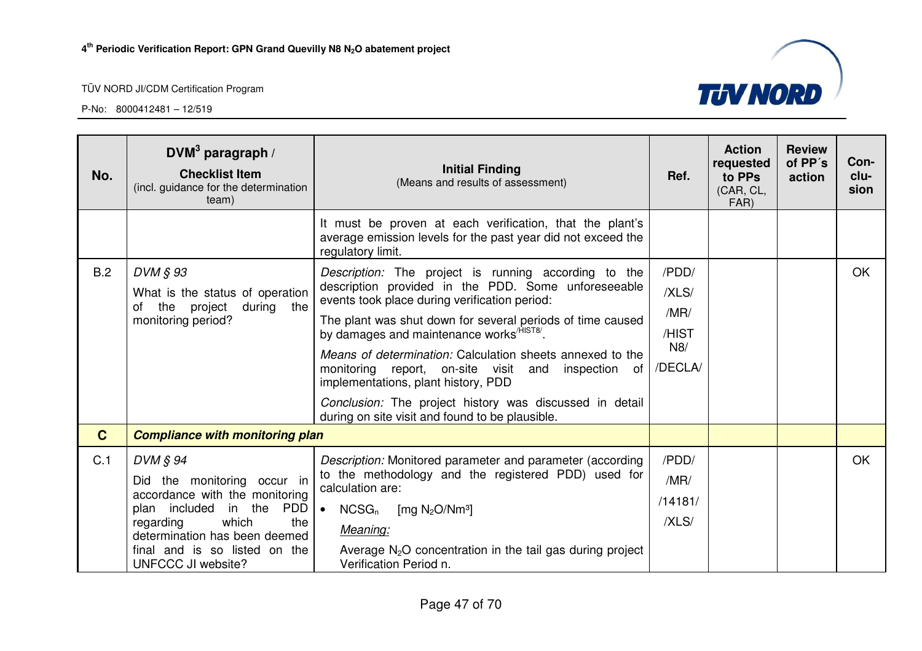| No. | DVM[3] paragraph / **Checklist Item** (incl. guidance for the determination team) | **Initial Finding** (Means and results of assessment) | Ref. | Action requested to PPs (CAR, CL, FAR) | Review of PP´s action | Con-clu-sion |
|---|---|---|---|---|---|---|
| | | It must be proven at each verification, that the plant's average emission levels for the past year did not exceed the regulatory limit. | | | | |
| B.2 | *DVM § 93*<br>What is the status of operation of the project during the monitoring period? | *Description:* The project is running according to the description provided in the PDD. Some unforeseeable events took place during verification period:<br>The plant was shut down for several periods of time caused by damages and maintenance works[/HIST8/].<br>*Means of determination:* Calculation sheets annexed to the monitoring report, on-site visit and inspection of implementations, plant history, PDD<br>*Conclusion:* The project history was discussed in detail during on site visit and found to be plausible. | /PDD/<br>/XLS/<br>/MR/<br>/HIST N8/<br>/DECLA/ | | | OK |
| **C** | ***Compliance with monitoring plan*** | | | | | |
| C.1 | *DVM § 94*<br>Did the monitoring occur in accordance with the monitoring plan included in the PDD regarding which the determination has been deemed final and is so listed on the UNFCCC JI website? | *Description:* Monitored parameter and parameter (according to the methodology and the registered PDD) used for calculation are:<br>• $NCSG_n$ [mg $N_2O$/Nm³]<br>*Meaning:*<br>Average $N_2O$ concentration in the tail gas during project Verification Period n. | /PDD/<br>/MR/<br>/14181/<br>/XLS/ | | | OK |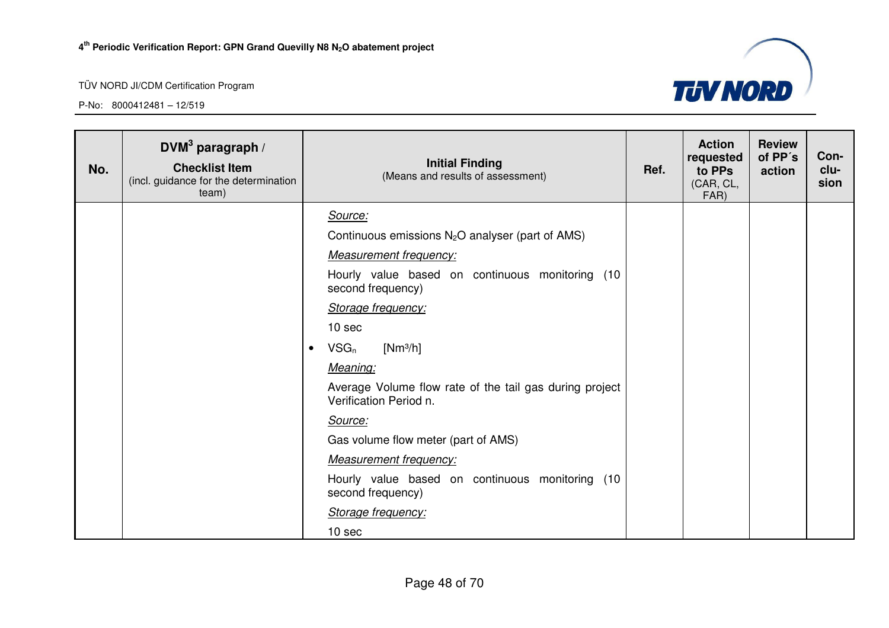| No. | DVM[3] paragraph / Checklist Item (incl. guidance for the determination team) | Initial Finding (Means and results of assessment) | Ref. | Action requested to PPs (CAR, CL, FAR) | Review of PP´s action | Con-clu-sion |
|---|---|---|---|---|---|---|
| | | *Source:* <br> Continuous emissions $N_2O$ analyser (part of AMS) <br> *Measurement frequency:* <br> Hourly value based on continuous monitoring (10 second frequency) <br> *Storage frequency:* <br> 10 sec <br> • $VSG_n$ [$Nm^3/h$] <br> *Meaning:* <br> Average Volume flow rate of the tail gas during project Verification Period n. <br> *Source:* <br> Gas volume flow meter (part of AMS) <br> *Measurement frequency:* <br> Hourly value based on continuous monitoring (10 second frequency) <br> *Storage frequency:* <br> 10 sec | | | | |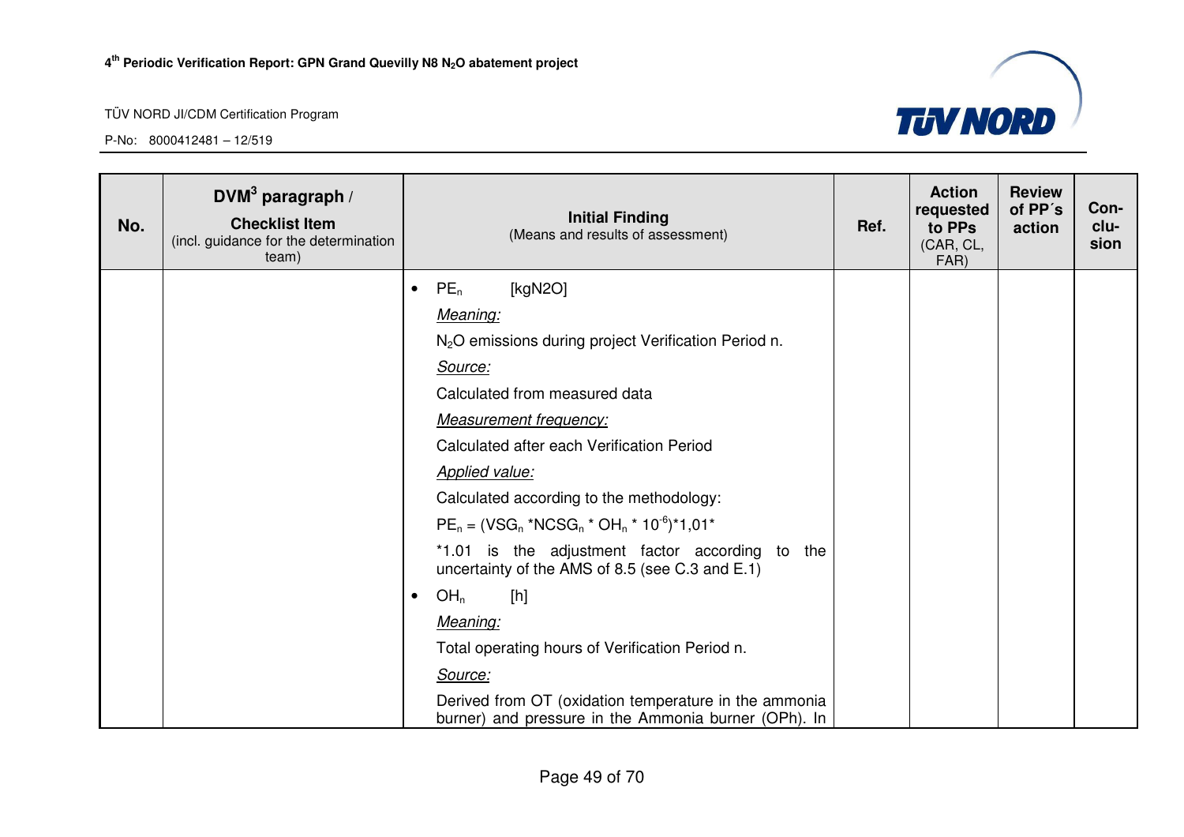| No. | DVM[3] paragraph / **Checklist Item** (incl. guidance for the determination team) | **Initial Finding** (Means and results of assessment) | Ref. | Action requested to PPs (CAR, CL, FAR) | Review of PP´s action | Con-clu-sion |
|---|---|---|---|---|---|---|
| | | • $PE_n$ [kgN2O]<br>*Meaning:*<br>$N_2O$ emissions during project Verification Period n.<br>*Source:*<br>Calculated from measured data<br>*Measurement frequency:*<br>Calculated after each Verification Period<br>*Applied value:*<br>Calculated according to the methodology:<br>$PE_n = (VSG_n * NCSG_n * OH_n * 10^{-6})*1{,}01*$<br>*1.01 is the adjustment factor according to the uncertainty of the AMS of 8.5 (see C.3 and E.1)<br>• $OH_n$ [h]<br>*Meaning:*<br>Total operating hours of Verification Period n.<br>*Source:*<br>Derived from OT (oxidation temperature in the ammonia burner) and pressure in the Ammonia burner (OPh). In | | | | |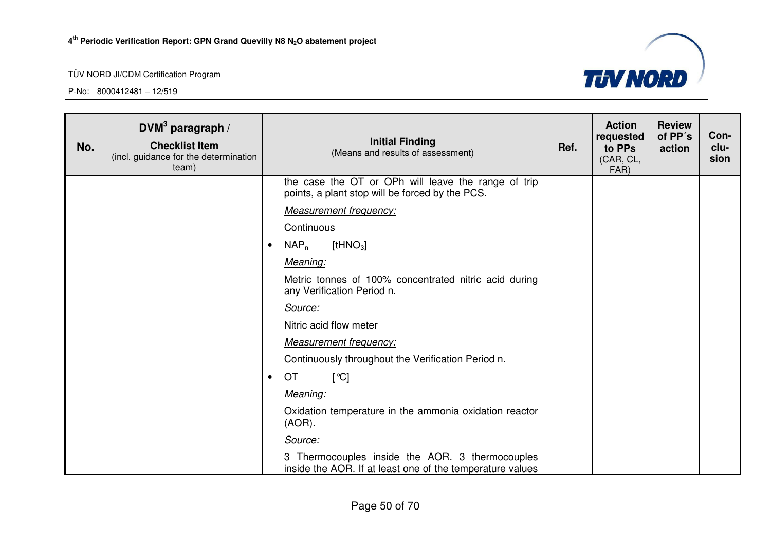| No. | DVM[3] paragraph / **Checklist Item** (incl. guidance for the determination team) | **Initial Finding** (Means and results of assessment) | **Ref.** | **Action requested to PPs** (CAR, CL, FAR) | **Review of PP´s action** | **Con-clu-sion** |
|---|---|---|---|---|---|---|
| | | the case the OT or OPh will leave the range of trip points, a plant stop will be forced by the PCS.<br><br>*Measurement frequency:*<br><br>Continuous<br><br>• $NAP_n$ [$tHNO_3$]<br><br>*Meaning:*<br><br>Metric tonnes of 100% concentrated nitric acid during any Verification Period n.<br><br>*Source:*<br><br>Nitric acid flow meter<br><br>*Measurement frequency:*<br><br>Continuously throughout the Verification Period n.<br><br>• OT [°C]<br><br>*Meaning:*<br><br>Oxidation temperature in the ammonia oxidation reactor (AOR).<br><br>*Source:*<br><br>3 Thermocouples inside the AOR. 3 thermocouples inside the AOR. If at least one of the temperature values | | | | |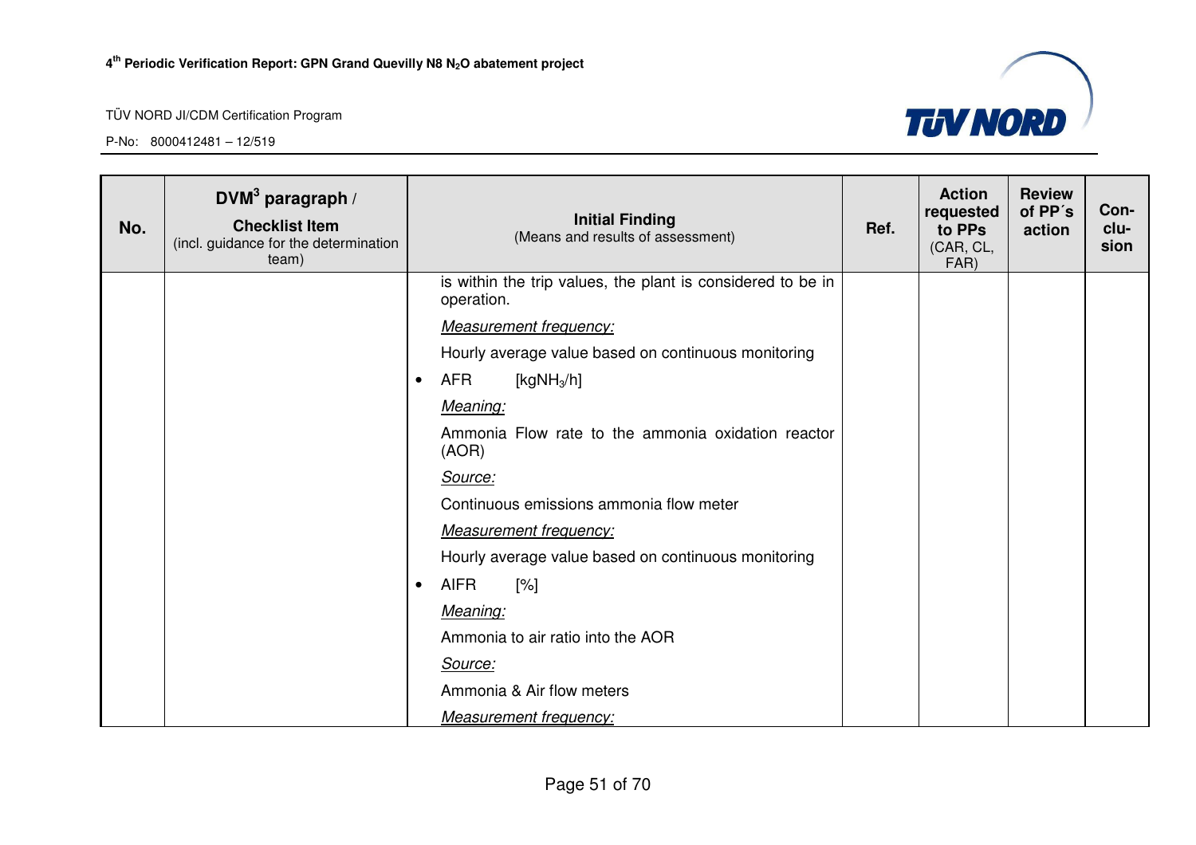| No. | DVM[3] paragraph / Checklist Item (incl. guidance for the determination team) | Initial Finding (Means and results of assessment) | Ref. | Action requested to PPs (CAR, CL, FAR) | Review of PP´s action | Con-clu-sion |
|---|---|---|---|---|---|---|
| | | is within the trip values, the plant is considered to be in operation.<br><br>*Measurement frequency:*<br><br>Hourly average value based on continuous monitoring<br><br>• AFR [kg$NH_3$/h]<br><br>*Meaning:*<br><br>Ammonia Flow rate to the ammonia oxidation reactor (AOR)<br><br>*Source:*<br><br>Continuous emissions ammonia flow meter<br><br>*Measurement frequency:*<br><br>Hourly average value based on continuous monitoring<br><br>• AIFR [%]<br><br>*Meaning:*<br><br>Ammonia to air ratio into the AOR<br><br>*Source:*<br><br>Ammonia & Air flow meters<br><br>*Measurement frequency:* | | | | |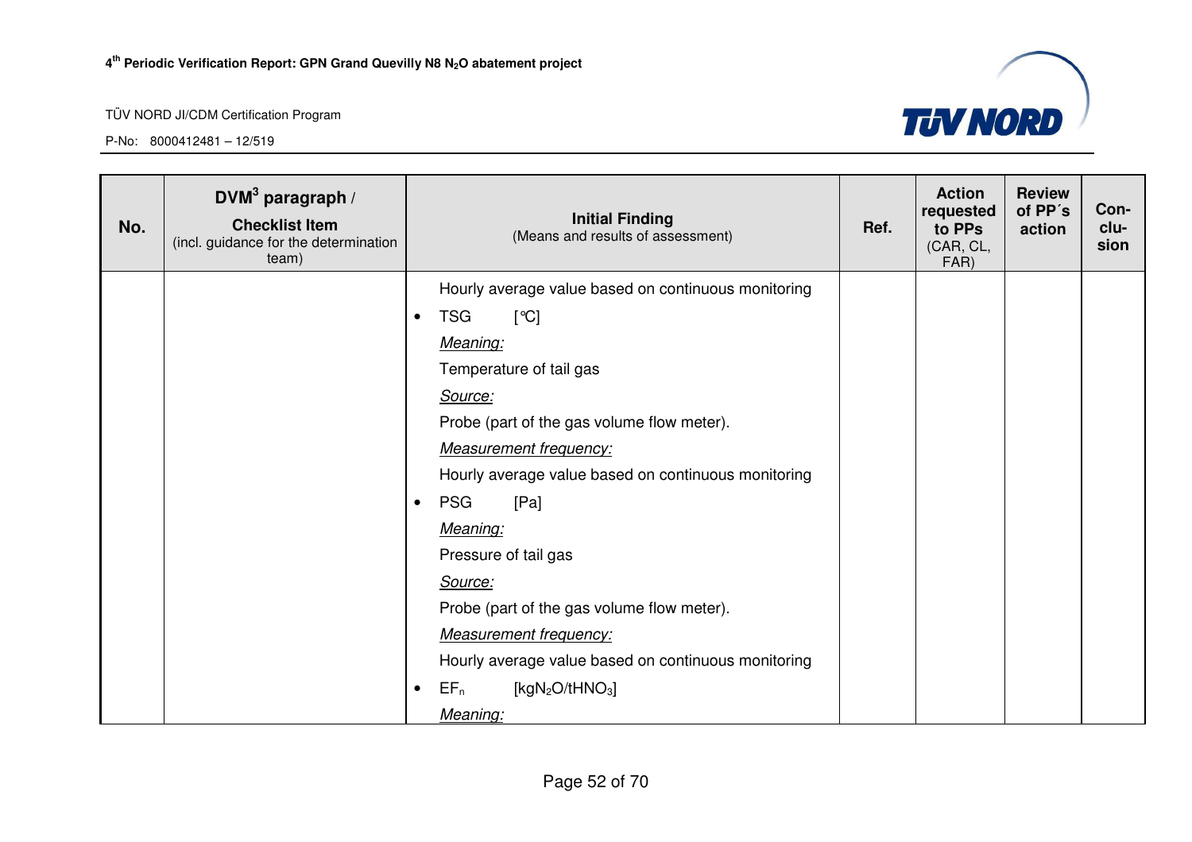| No. | DVM[3] paragraph / **Checklist Item** (incl. guidance for the determination team) | **Initial Finding** (Means and results of assessment) | Ref. | Action requested to PPs (CAR, CL, FAR) | Review of PP´s action | Con-clu-sion |
|---|---|---|---|---|---|---|
| | | Hourly average value based on continuous monitoring<br>• TSG [°C]<br>*Meaning:*<br>Temperature of tail gas<br>*Source:*<br>Probe (part of the gas volume flow meter).<br>*Measurement frequency:*<br>Hourly average value based on continuous monitoring<br>• PSG [Pa]<br>*Meaning:*<br>Pressure of tail gas<br>*Source:*<br>Probe (part of the gas volume flow meter).<br>*Measurement frequency:*<br>Hourly average value based on continuous monitoring<br>• $EF_n$ [$kgN_2O/tHNO_3$]<br>*Meaning:* | | | | |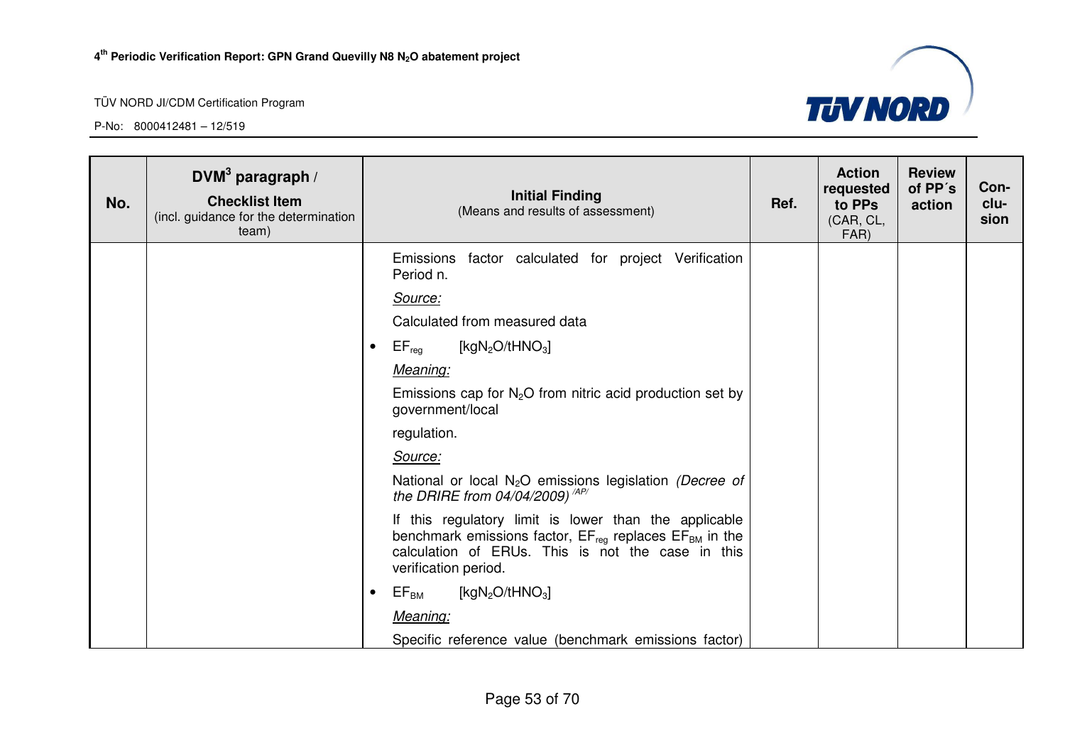| No. | DVM[3] paragraph / Checklist Item (incl. guidance for the determination team) | Initial Finding (Means and results of assessment) | Ref. | Action requested to PPs (CAR, CL, FAR) | Review of PP´s action | Con-clu-sion |
|---|---|---|---|---|---|---|
| | | Emissions factor calculated for project Verification Period n.<br>*Source:*<br>Calculated from measured data<br>• $EF_{reg}$ [$kgN_2O/tHNO_3$]<br>*Meaning:*<br>Emissions cap for $N_2O$ from nitric acid production set by government/local<br>regulation.<br>*Source:*<br>National or local $N_2O$ emissions legislation *(Decree of the DRIRE from 04/04/2009)* /AP/<br>If this regulatory limit is lower than the applicable benchmark emissions factor, $EF_{reg}$ replaces $EF_{BM}$ in the calculation of ERUs. This is not the case in this verification period.<br>• $EF_{BM}$ [$kgN_2O/tHNO_3$]<br>*Meaning:*<br>Specific reference value (benchmark emissions factor) | | | | |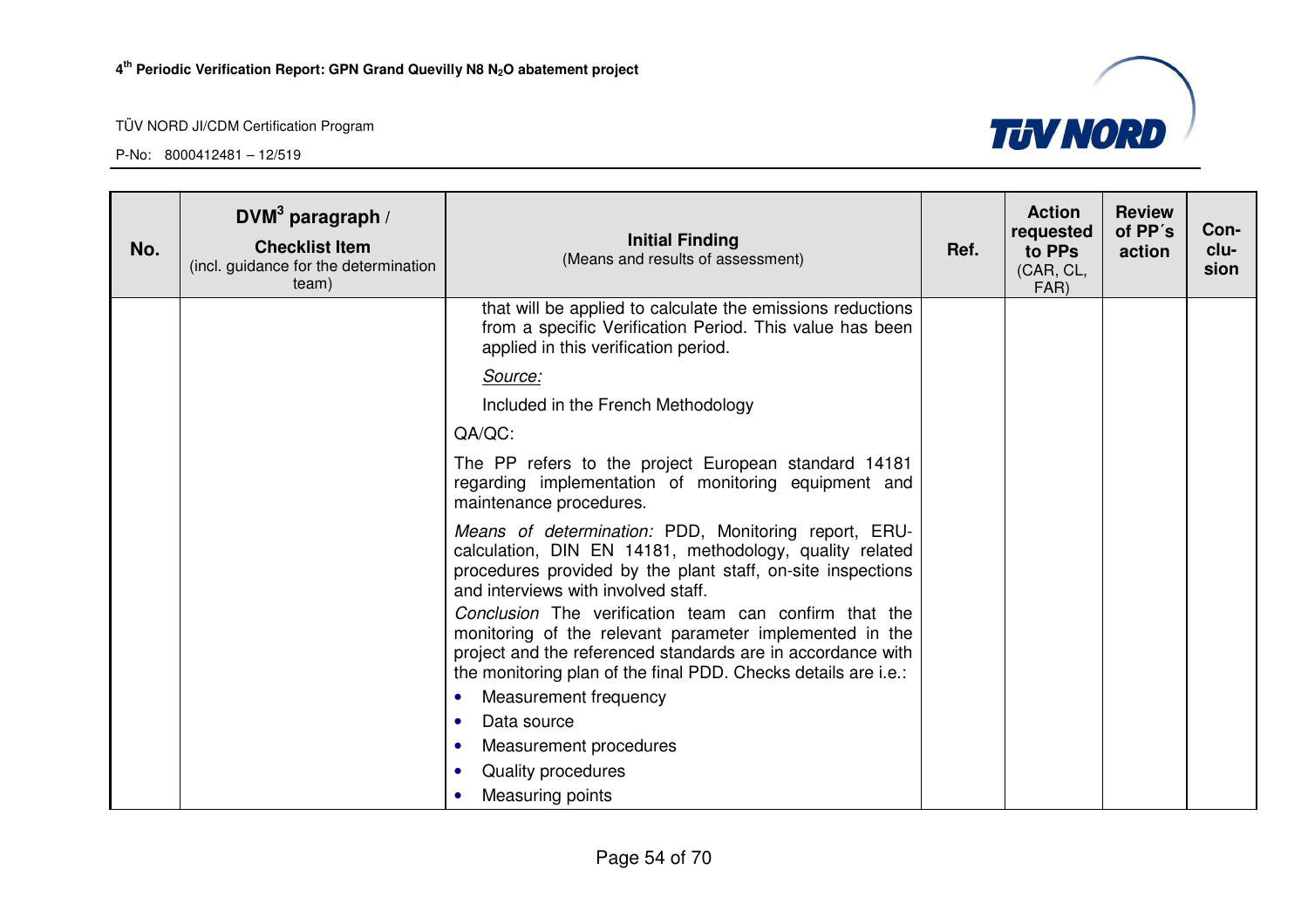| No. | DVM[3] paragraph / **Checklist Item** (incl. guidance for the determination team) | **Initial Finding** (Means and results of assessment) | Ref. | Action requested to PPs (CAR, CL, FAR) | Review of PP´s action | Con-clu-sion |
|---|---|---|---|---|---|---|
| | | that will be applied to calculate the emissions reductions from a specific Verification Period. This value has been applied in this verification period.<br><br>*Source:*<br><br>Included in the French Methodology<br><br>QA/QC:<br><br>The PP refers to the project European standard 14181 regarding implementation of monitoring equipment and maintenance procedures.<br><br>*Means of determination:* PDD, Monitoring report, ERU-calculation, DIN EN 14181, methodology, quality related procedures provided by the plant staff, on-site inspections and interviews with involved staff.<br>*Conclusion* The verification team can confirm that the monitoring of the relevant parameter implemented in the project and the referenced standards are in accordance with the monitoring plan of the final PDD. Checks details are i.e.:<br>• Measurement frequency<br>• Data source<br>• Measurement procedures<br>• Quality procedures<br>• Measuring points | | | | |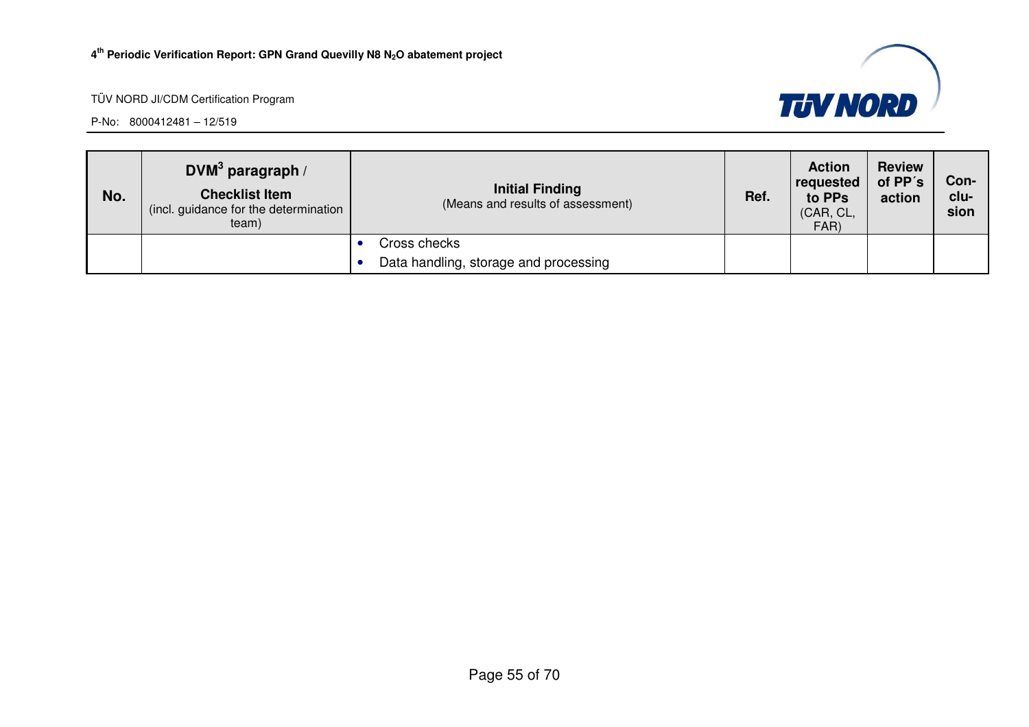| No. | DVM[3] paragraph / Checklist Item (incl. guidance for the determination team) | Initial Finding (Means and results of assessment) | Ref. | Action requested to PPs (CAR, CL, FAR) | Review of PP´s action | Con-clu-sion |
|---|---|---|---|---|---|---|
| | | • Cross checks<br>• Data handling, storage and processing | | | | |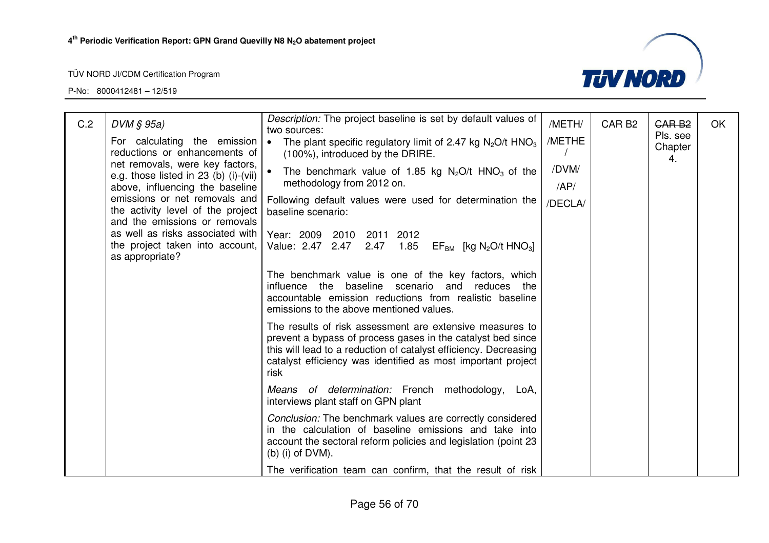| C.2 | *DVM § 95a)* For calculating the emission reductions or enhancements of net removals, were key factors, e.g. those listed in 23 (b) (i)-(vii) above, influencing the baseline emissions or net removals and the activity level of the project and the emissions or removals as well as risks associated with the project taken into account, as appropriate? | *Description:* The project baseline is set by default values of two sources:<br>• The plant specific regulatory limit of 2.47 kg $N_2O$/t $HNO_3$ (100%), introduced by the DRIRE.<br>• The benchmark value of 1.85 kg $N_2O$/t $HNO_3$ of the methodology from 2012 on.<br>Following default values were used for determination the baseline scenario:<br><br>Year: 2009 2010 2011 2012<br>Value: 2.47 2.47 2.47 1.85 $EF_{BM}$ [kg $N_2O$/t $HNO_3$]<br><br>The benchmark value is one of the key factors, which influence the baseline scenario and reduces the accountable emission reductions from realistic baseline emissions to the above mentioned values.<br>The results of risk assessment are extensive measures to prevent a bypass of process gases in the catalyst bed since this will lead to a reduction of catalyst efficiency. Decreasing catalyst efficiency was identified as most important project risk<br>*Means of determination:* French methodology, LoA, interviews plant staff on GPN plant<br>*Conclusion:* The benchmark values are correctly considered in the calculation of baseline emissions and take into account the sectoral reform policies and legislation (point 23 (b) (i) of DVM).<br>The verification team can confirm, that the result of risk | /METH/ /METHE / /DVM/ /AP/ /DECLA/ | CAR B2 | ~~CAR B2~~ Pls. see Chapter 4. | OK |
|---|---|---|---|---|---|---|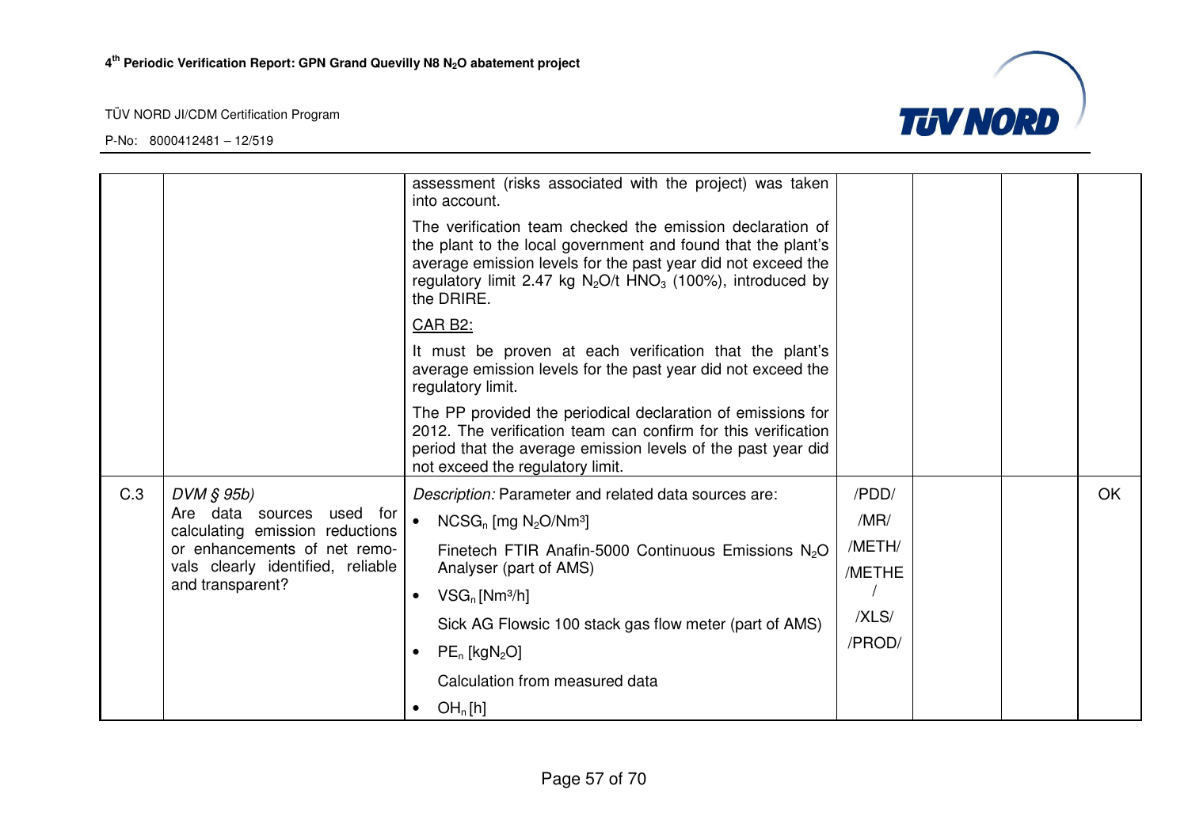| | | | | | | |
|---|---|---|---|---|---|---|
| | | assessment (risks associated with the project) was taken into account.<br><br>The verification team checked the emission declaration of the plant to the local government and found that the plant's average emission levels for the past year did not exceed the regulatory limit 2.47 kg $N_2O$/t $HNO_3$ (100%), introduced by the DRIRE.<br><br>CAR B2:<br><br>It must be proven at each verification that the plant's average emission levels for the past year did not exceed the regulatory limit.<br><br>The PP provided the periodical declaration of emissions for 2012. The verification team can confirm for this verification period that the average emission levels of the past year did not exceed the regulatory limit. | | | | |
| C.3 | *DVM § 95b)*<br>Are data sources used for calculating emission reductions or enhancements of net removals clearly identified, reliable and transparent? | *Description:* Parameter and related data sources are:<br>• $NCSG_n$ [mg $N_2O$/Nm³]<br>Finetech FTIR Anafin-5000 Continuous Emissions $N_2O$ Analyser (part of AMS)<br>• $VSG_n$ [Nm³/h]<br>Sick AG Flowsic 100 stack gas flow meter (part of AMS)<br>• $PE_n$ [kg$N_2O$]<br>Calculation from measured data<br>• $OH_n$ [h] | /PDD/<br>/MR/<br>/METH/<br>/METHE/<br>/XLS/<br>/PROD/ | | | OK |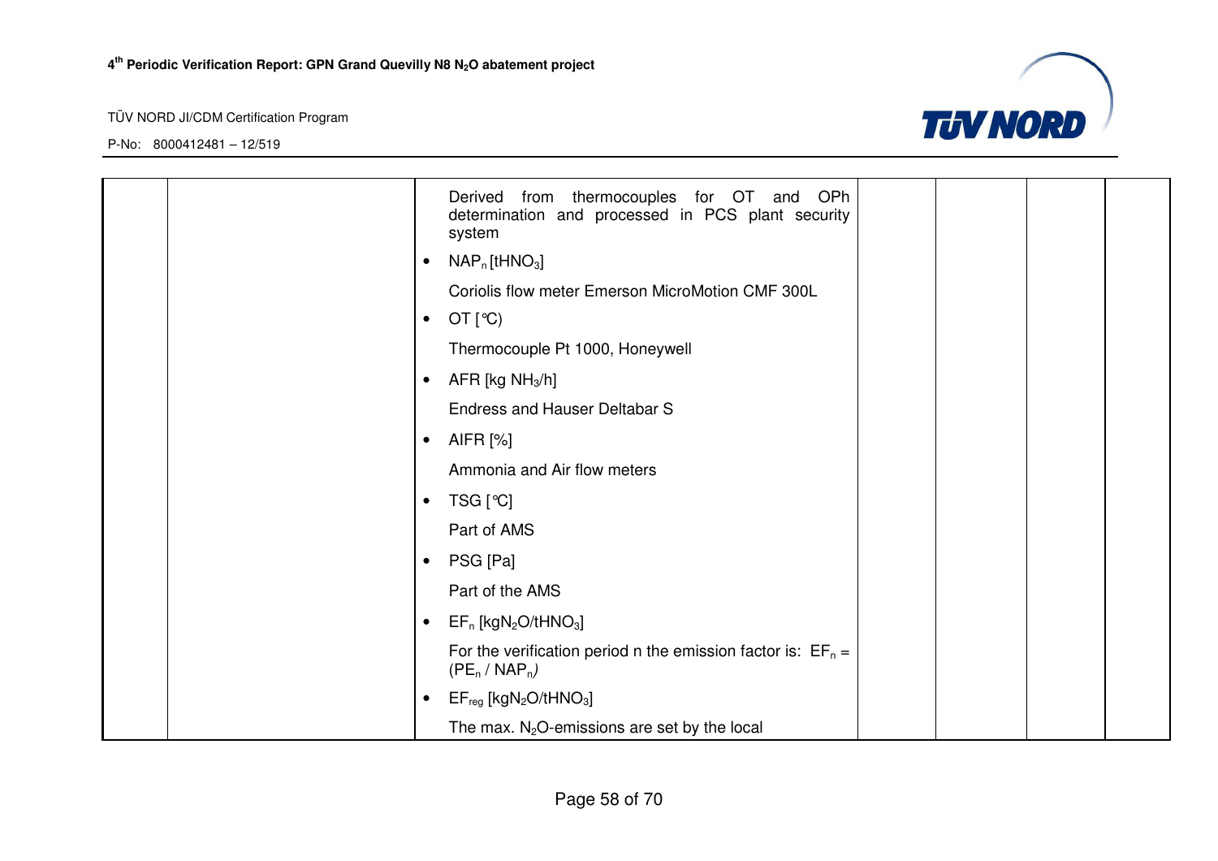| | | | | | | |
|---|---|---|---|---|---|---|
| | | Derived from thermocouples for OT and OPh determination and processed in PCS plant security system<br><br>• $NAP_n$ [$tHNO_3$]<br><br>Coriolis flow meter Emerson MicroMotion CMF 300L<br><br>• OT [℃)<br><br>Thermocouple Pt 1000, Honeywell<br><br>• AFR [kg $NH_3$/h]<br><br>Endress and Hauser Deltabar S<br><br>• AIFR [%]<br><br>Ammonia and Air flow meters<br><br>• TSG [℃]<br><br>Part of AMS<br><br>• PSG [Pa]<br><br>Part of the AMS<br><br>• $EF_n$ [$kgN_2O/tHNO_3$]<br><br>For the verification period n the emission factor is: $EF_n$ = ($PE_n$ / $NAP_n$)<br><br>• $EF_{reg}$ [$kgN_2O/tHNO_3$]<br><br>The max. $N_2O$-emissions are set by the local | | | | |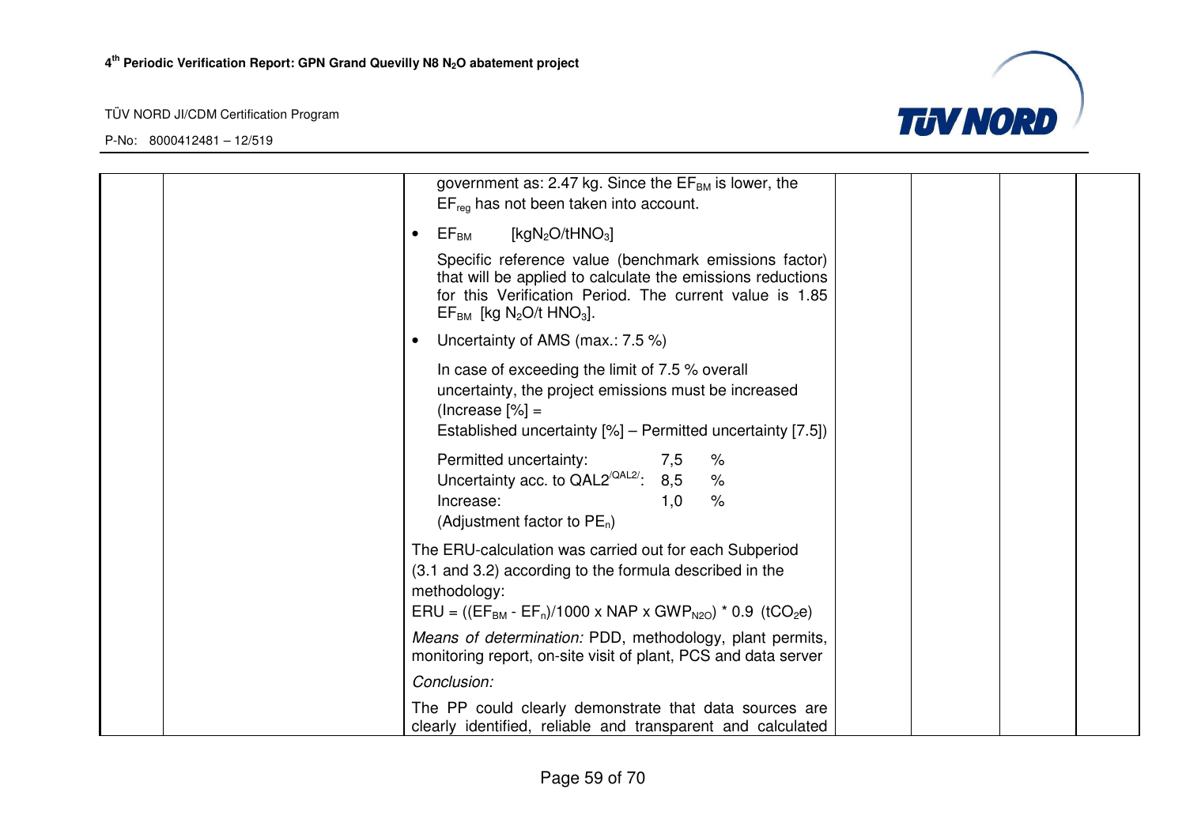| | | government as: 2.47 kg. Since the $EF_{BM}$ is lower, the $EF_{reg}$ has not been taken into account.<br><br>• $EF_{BM}$ [$kgN_2O/tHNO_3$]<br><br>Specific reference value (benchmark emissions factor) that will be applied to calculate the emissions reductions for this Verification Period. The current value is 1.85 $EF_{BM}$ [kg $N_2O$/t $HNO_3$].<br><br>• Uncertainty of AMS (max.: 7.5 %)<br><br>In case of exceeding the limit of 7.5 % overall uncertainty, the project emissions must be increased (Increase [%] = Established uncertainty [%] – Permitted uncertainty [7.5])<br><br>Permitted uncertainty: 7,5 %<br>Uncertainty acc. to QAL2[/QAL2/]: 8,5 %<br>Increase: 1,0 %<br>(Adjustment factor to $PE_n$)<br><br>The ERU-calculation was carried out for each Subperiod (3.1 and 3.2) according to the formula described in the methodology:<br>ERU = (($EF_{BM}$ - $EF_n$)/1000 x NAP x $GWP_{N2O}$) * 0.9 ($tCO_2e$)<br><br>*Means of determination:* PDD, methodology, plant permits, monitoring report, on-site visit of plant, PCS and data server<br><br>*Conclusion:*<br><br>The PP could clearly demonstrate that data sources are clearly identified, reliable and transparent and calculated | | | | |
|---|---|---|---|---|---|---|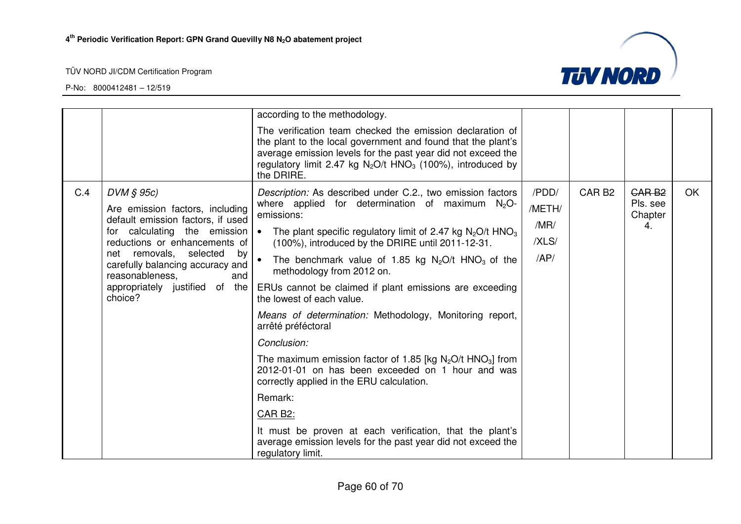| | | | | | | |
|---|---|---|---|---|---|---|
| | | according to the methodology.<br><br>The verification team checked the emission declaration of the plant to the local government and found that the plant's average emission levels for the past year did not exceed the regulatory limit 2.47 kg $N_2O$/t $HNO_3$ (100%), introduced by the DRIRE. | | | | |
| C.4 | *DVM § 95c)*<br><br>Are emission factors, including default emission factors, if used for calculating the emission reductions or enhancements of net removals, selected by carefully balancing accuracy and reasonableness, and appropriately justified of the choice? | *Description:* As described under C.2., two emission factors where applied for determination of maximum $N_2O$-emissions:<br><br>• The plant specific regulatory limit of 2.47 kg $N_2O$/t $HNO_3$ (100%), introduced by the DRIRE until 2011-12-31.<br><br>• The benchmark value of 1.85 kg $N_2O$/t $HNO_3$ of the methodology from 2012 on.<br><br>ERUs cannot be claimed if plant emissions are exceeding the lowest of each value.<br><br>*Means of determination:* Methodology, Monitoring report, arrêté préféctoral<br><br>*Conclusion:*<br><br>The maximum emission factor of 1.85 [kg $N_2O$/t $HNO_3$] from 2012-01-01 on has been exceeded on 1 hour and was correctly applied in the ERU calculation.<br><br>Remark:<br><br>CAR B2:<br><br>It must be proven at each verification, that the plant's average emission levels for the past year did not exceed the regulatory limit. | /PDD/<br>/METH/<br>/MR/<br>/XLS/<br>/AP/ | CAR B2 | ~~CAR B2~~<br>Pls. see Chapter 4. | OK |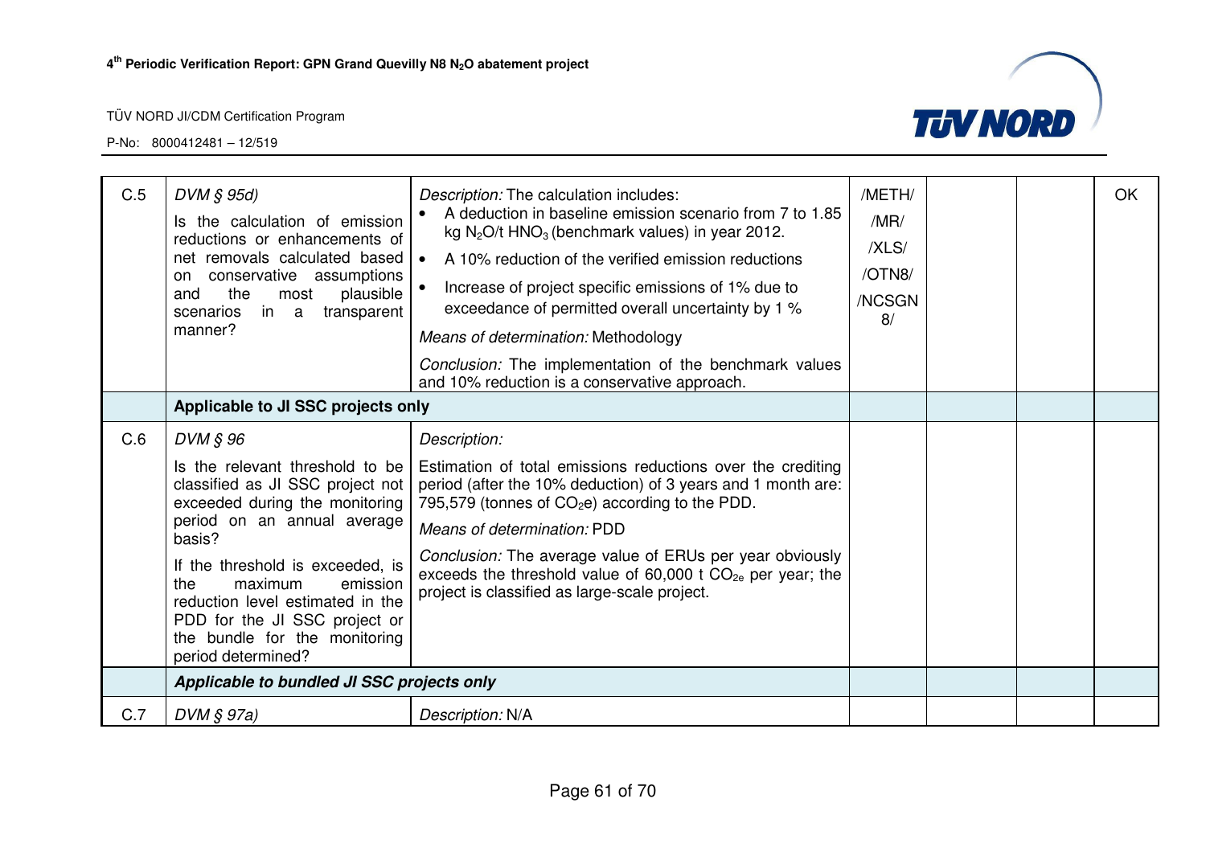| | | | | | | |
|---|---|---|---|---|---|---|
| C.5 | *DVM § 95d)*<br>Is the calculation of emission reductions or enhancements of net removals calculated based on conservative assumptions and the most plausible scenarios in a transparent manner? | *Description:* The calculation includes:<br>• A deduction in baseline emission scenario from 7 to 1.85 kg $N_2O$/t $HNO_3$ (benchmark values) in year 2012.<br>• A 10% reduction of the verified emission reductions<br>• Increase of project specific emissions of 1% due to exceedance of permitted overall uncertainty by 1 %<br>*Means of determination:* Methodology<br>*Conclusion:* The implementation of the benchmark values and 10% reduction is a conservative approach. | /METH/<br>/MR/<br>/XLS/<br>/OTN8/<br>/NCSGN 8/ | | | OK |
| | **Applicable to JI SSC projects only** | | | | | |
| C.6 | *DVM § 96*<br>Is the relevant threshold to be classified as JI SSC project not exceeded during the monitoring period on an annual average basis?<br>If the threshold is exceeded, is the maximum emission reduction level estimated in the PDD for the JI SSC project or the bundle for the monitoring period determined? | *Description:*<br>Estimation of total emissions reductions over the crediting period (after the 10% deduction) of 3 years and 1 month are: 795,579 (tonnes of $CO_2$e) according to the PDD.<br>*Means of determination:* PDD<br>*Conclusion:* The average value of ERUs per year obviously exceeds the threshold value of 60,000 t $CO_{2e}$ per year; the project is classified as large-scale project. | | | | |
| | ***Applicable to bundled JI SSC projects only*** | | | | | |
| C.7 | *DVM § 97a)* | *Description:* N/A | | | | |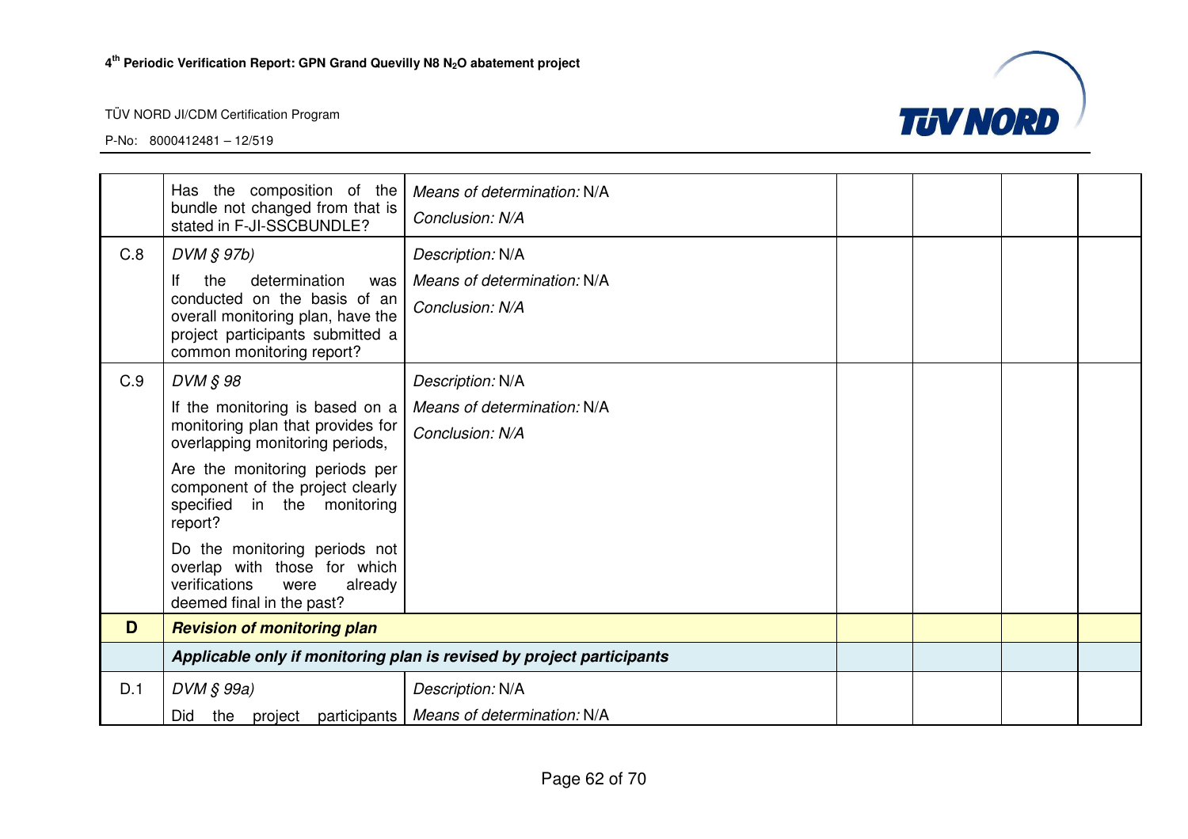| | | | | | | |
|---|---|---|---|---|---|---|
| | Has the composition of the bundle not changed from that is stated in F-JI-SSCBUNDLE? | *Means of determination:* N/A<br>*Conclusion: N/A* | | | | |
| C.8 | *DVM § 97b)*<br>If the determination was conducted on the basis of an overall monitoring plan, have the project participants submitted a common monitoring report? | *Description:* N/A<br>*Means of determination:* N/A<br>*Conclusion: N/A* | | | | |
| C.9 | *DVM § 98*<br>If the monitoring is based on a monitoring plan that provides for overlapping monitoring periods,<br>Are the monitoring periods per component of the project clearly specified in the monitoring report?<br>Do the monitoring periods not overlap with those for which verifications were already deemed final in the past? | *Description:* N/A<br>*Means of determination:* N/A<br>*Conclusion: N/A* | | | | |
| **D** | ***Revision of monitoring plan*** | | | | | |
| | ***Applicable only if monitoring plan is revised by project participants*** | | | | | |
| D.1 | *DVM § 99a)*<br>Did the project participants | *Description:* N/A<br>*Means of determination:* N/A | | | | |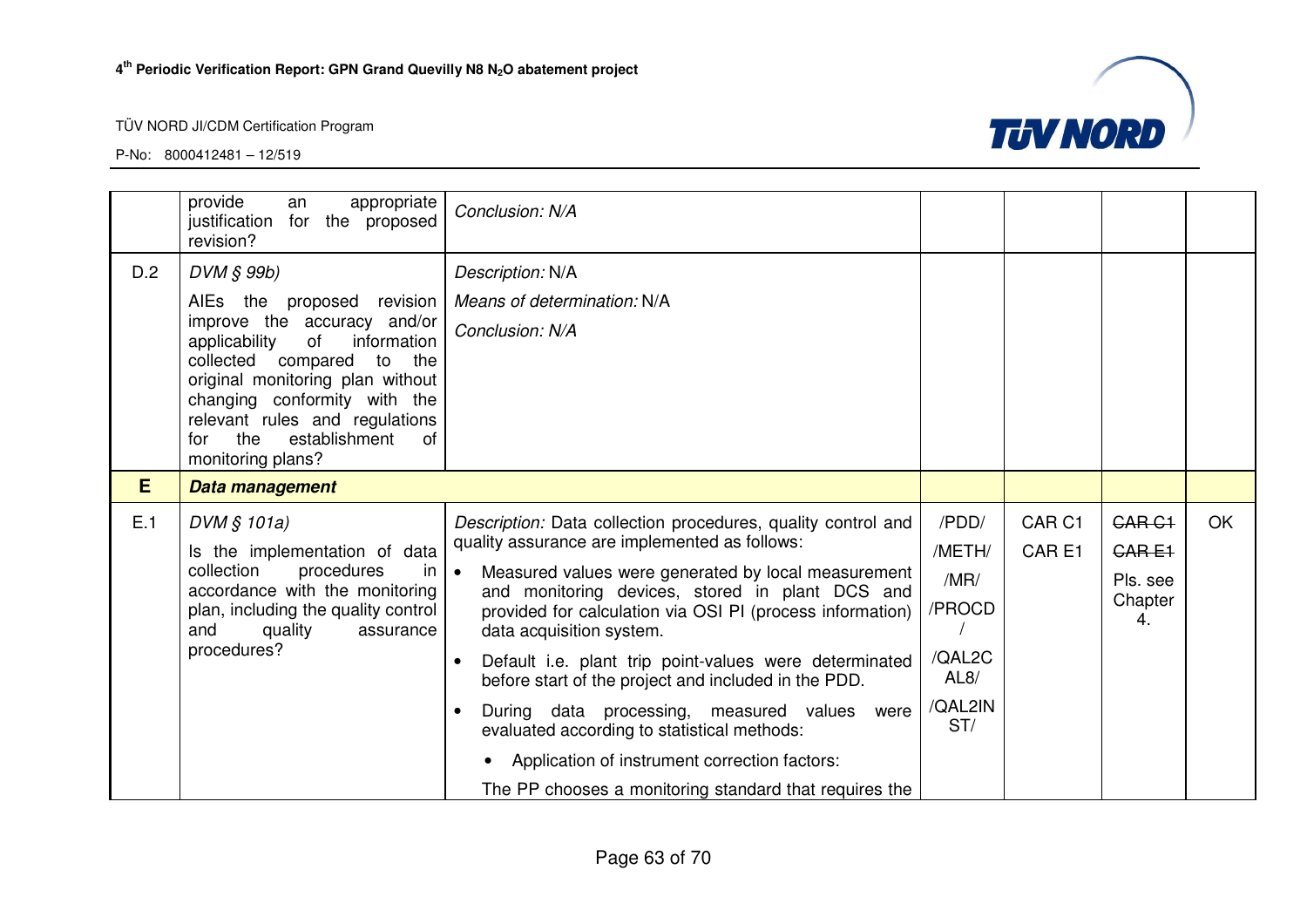| | | | | | | |
|---|---|---|---|---|---|---|
| | provide an appropriate justification for the proposed revision? | *Conclusion: N/A* | | | | |
| D.2 | *DVM § 99b)*<br>AIEs the proposed revision improve the accuracy and/or applicability of information collected compared to the original monitoring plan without changing conformity with the relevant rules and regulations for the establishment of monitoring plans? | *Description:* N/A<br>*Means of determination:* N/A<br>*Conclusion: N/A* | | | | |
| **E** | ***Data management*** | | | | | |
| E.1 | *DVM § 101a)*<br>Is the implementation of data collection procedures in accordance with the monitoring plan, including the quality control and quality assurance procedures? | *Description:* Data collection procedures, quality control and quality assurance are implemented as follows:<br>• Measured values were generated by local measurement and monitoring devices, stored in plant DCS and provided for calculation via OSI PI (process information) data acquisition system.<br>• Default i.e. plant trip point-values were determinated before start of the project and included in the PDD.<br>• During data processing, measured values were evaluated according to statistical methods:<br>  • Application of instrument correction factors:<br>The PP chooses a monitoring standard that requires the | /PDD/<br>/METH/<br>/MR/<br>/PROCD/<br>/QAL2CAL8/<br>/QAL2INST/ | CAR C1<br>CAR E1 | ~~CAR C1~~<br>~~CAR E1~~<br>Pls. see Chapter 4. | OK |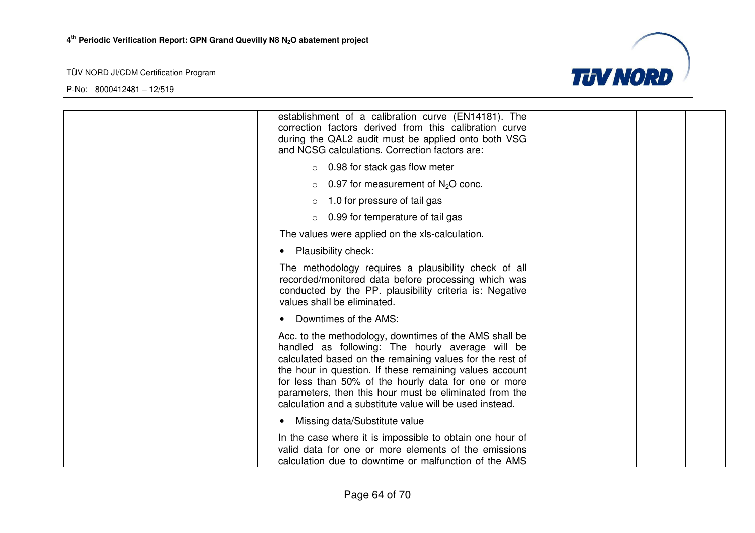| | | establishment of a calibration curve (EN14181). The correction factors derived from this calibration curve during the QAL2 audit must be applied onto both VSG and NCSG calculations. Correction factors are:<br><br>○ 0.98 for stack gas flow meter<br>○ 0.97 for measurement of $N_2O$ conc.<br>○ 1.0 for pressure of tail gas<br>○ 0.99 for temperature of tail gas<br><br>The values were applied on the xls-calculation.<br><br>• Plausibility check:<br><br>The methodology requires a plausibility check of all recorded/monitored data before processing which was conducted by the PP. plausibility criteria is: Negative values shall be eliminated.<br><br>• Downtimes of the AMS:<br><br>Acc. to the methodology, downtimes of the AMS shall be handled as following: The hourly average will be calculated based on the remaining values for the rest of the hour in question. If these remaining values account for less than 50% of the hourly data for one or more parameters, then this hour must be eliminated from the calculation and a substitute value will be used instead.<br><br>• Missing data/Substitute value<br><br>In the case where it is impossible to obtain one hour of valid data for one or more elements of the emissions calculation due to downtime or malfunction of the AMS | | | | |
|---|---|---|---|---|---|---|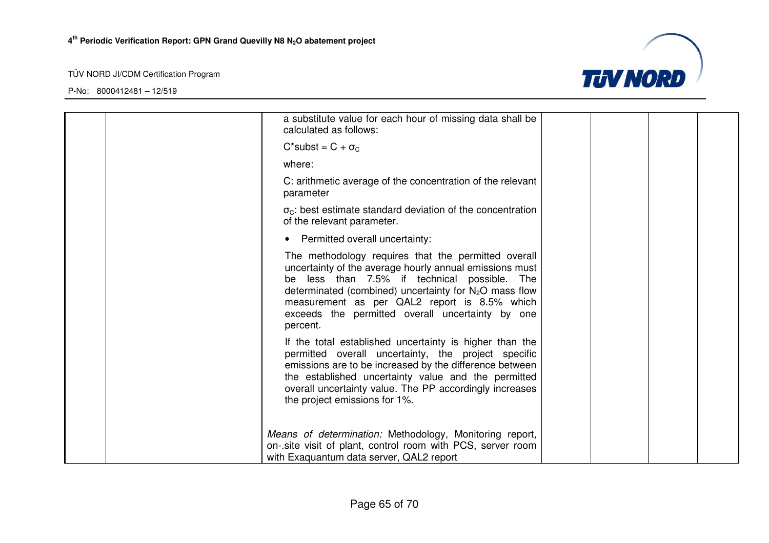| | | a substitute value for each hour of missing data shall be calculated as follows:<br><br>$C^{*}subst = C + \sigma_C$<br><br>where:<br><br>C: arithmetic average of the concentration of the relevant parameter<br><br>$\sigma_C$: best estimate standard deviation of the concentration of the relevant parameter.<br><br>• Permitted overall uncertainty:<br><br>The methodology requires that the permitted overall uncertainty of the average hourly annual emissions must be less than 7.5% if technical possible. The determinated (combined) uncertainty for $N_2O$ mass flow measurement as per QAL2 report is 8.5% which exceeds the permitted overall uncertainty by one percent.<br><br>If the total established uncertainty is higher than the permitted overall uncertainty, the project specific emissions are to be increased by the difference between the established uncertainty value and the permitted overall uncertainty value. The PP accordingly increases the project emissions for 1%.<br><br>*Means of determination:* Methodology, Monitoring report, on-.site visit of plant, control room with PCS, server room with Exaquantum data server, QAL2 report | | | | |
|---|---|---|---|---|---|---|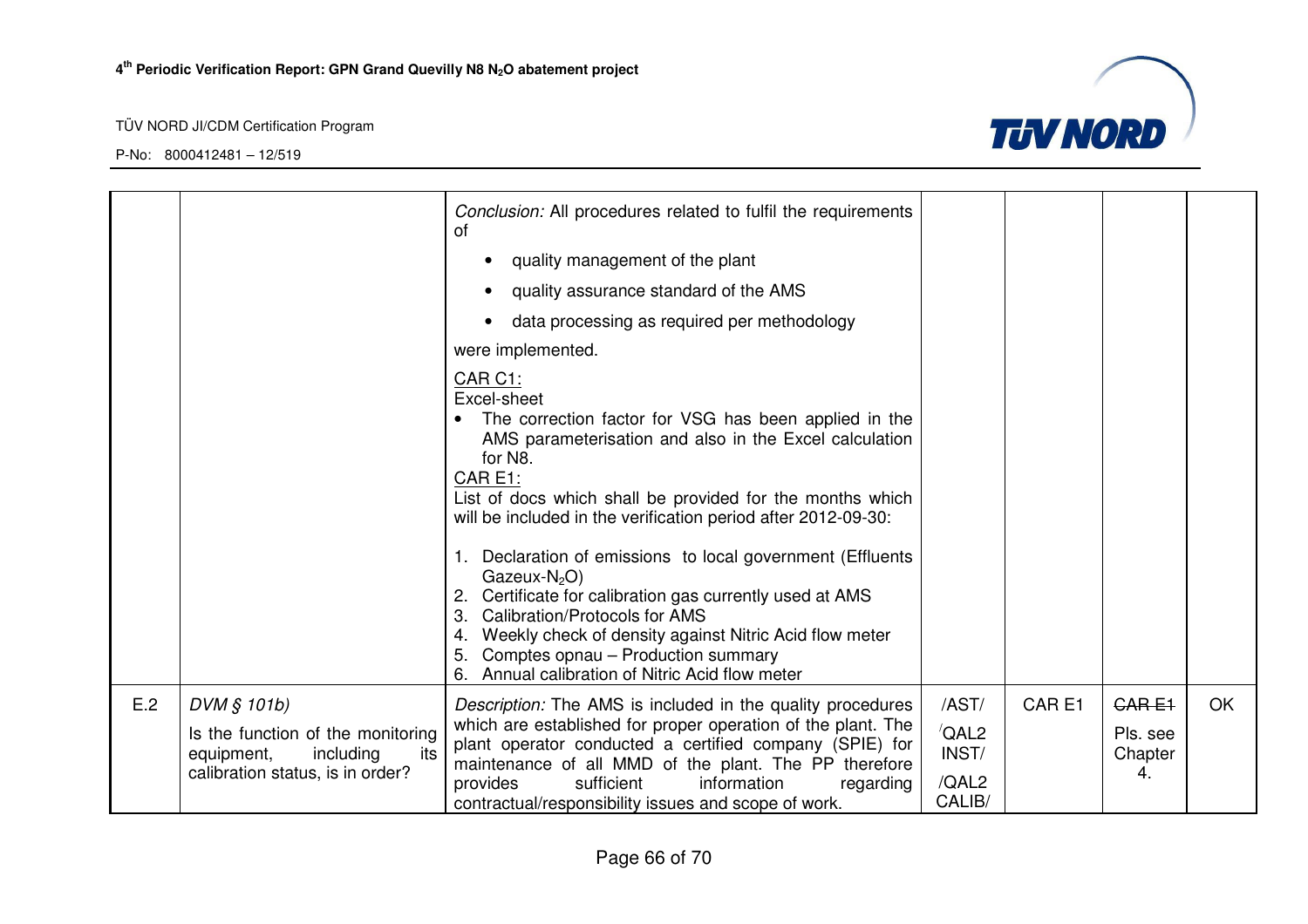| | | | | | | |
|---|---|---|---|---|---|---|
| | | *Conclusion:* All procedures related to fulfil the requirements of<br>• quality management of the plant<br>• quality assurance standard of the AMS<br>• data processing as required per methodology<br>were implemented.<br>CAR C1:<br>Excel-sheet<br>• The correction factor for VSG has been applied in the AMS parameterisation and also in the Excel calculation for N8.<br>CAR E1:<br>List of docs which shall be provided for the months which will be included in the verification period after 2012-09-30:<br>1. Declaration of emissions to local government (Effluents Gazeux-$N_2O$)<br>2. Certificate for calibration gas currently used at AMS<br>3. Calibration/Protocols for AMS<br>4. Weekly check of density against Nitric Acid flow meter<br>5. Comptes opnau – Production summary<br>6. Annual calibration of Nitric Acid flow meter | | | | |
| E.2 | *DVM § 101b)*<br>Is the function of the monitoring equipment, including its calibration status, is in order? | *Description:* The AMS is included in the quality procedures which are established for proper operation of the plant. The plant operator conducted a certified company (SPIE) for maintenance of all MMD of the plant. The PP therefore provides sufficient information regarding contractual/responsibility issues and scope of work. | /AST/<br>/QAL2 INST/<br>/QAL2 CALIB/ | CAR E1 | ~~CAR E1~~<br>Pls. see Chapter 4. | OK |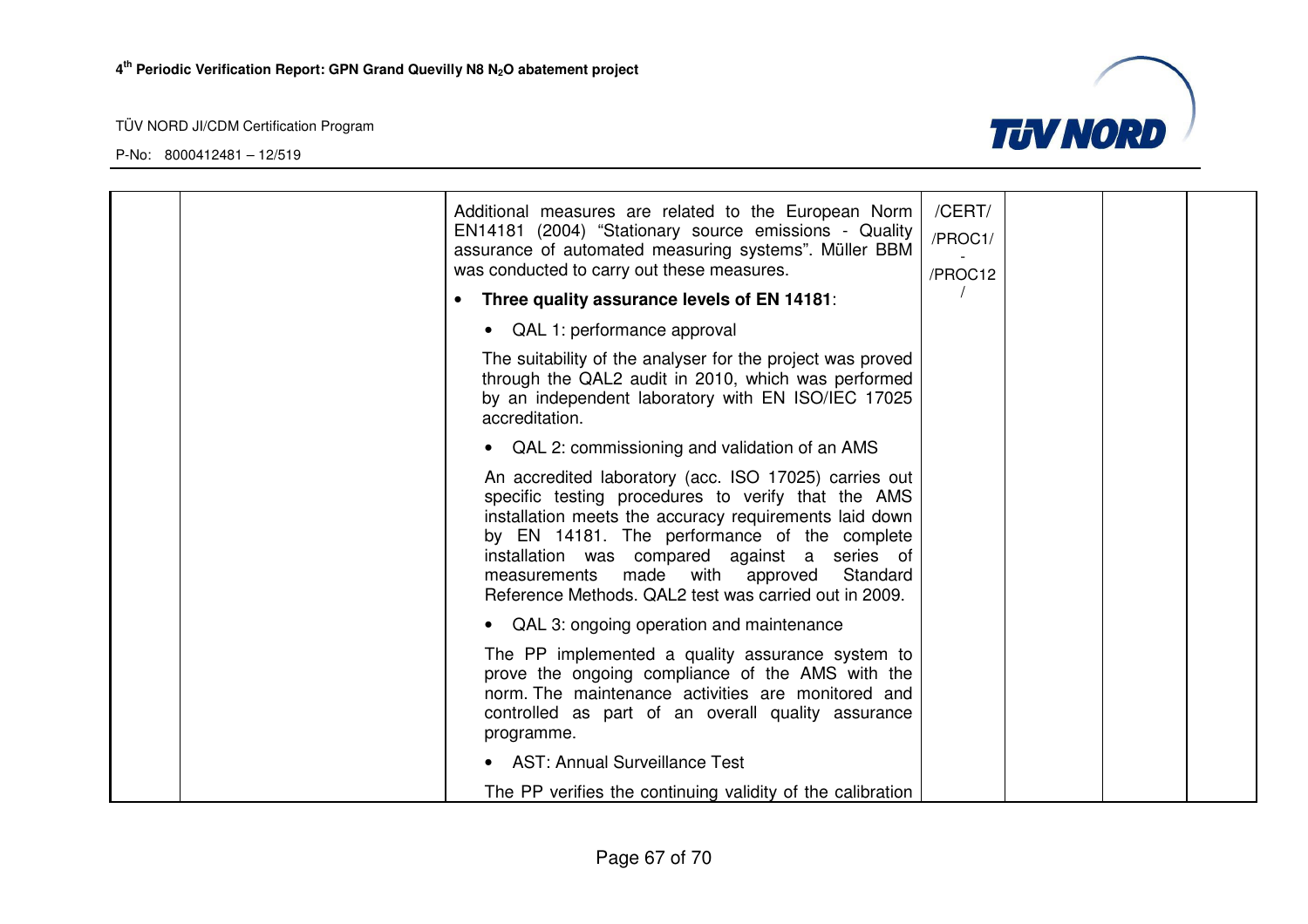| | | | | | | |
|---|---|---|---|---|---|---|
| | | Additional measures are related to the European Norm EN14181 (2004) “Stationary source emissions - Quality assurance of automated measuring systems”. Müller BBM was conducted to carry out these measures.<br><br>• **Three quality assurance levels of EN 14181**:<br><br>• QAL 1: performance approval<br><br>The suitability of the analyser for the project was proved through the QAL2 audit in 2010, which was performed by an independent laboratory with EN ISO/IEC 17025 accreditation.<br><br>• QAL 2: commissioning and validation of an AMS<br><br>An accredited laboratory (acc. ISO 17025) carries out specific testing procedures to verify that the AMS installation meets the accuracy requirements laid down by EN 14181. The performance of the complete installation was compared against a series of measurements made with approved Standard Reference Methods. QAL2 test was carried out in 2009.<br><br>• QAL 3: ongoing operation and maintenance<br><br>The PP implemented a quality assurance system to prove the ongoing compliance of the AMS with the norm. The maintenance activities are monitored and controlled as part of an overall quality assurance programme.<br><br>• AST: Annual Surveillance Test<br><br>The PP verifies the continuing validity of the calibration | /CERT/<br>/PROC1/<br>-<br>/PROC12<br>/ | | | |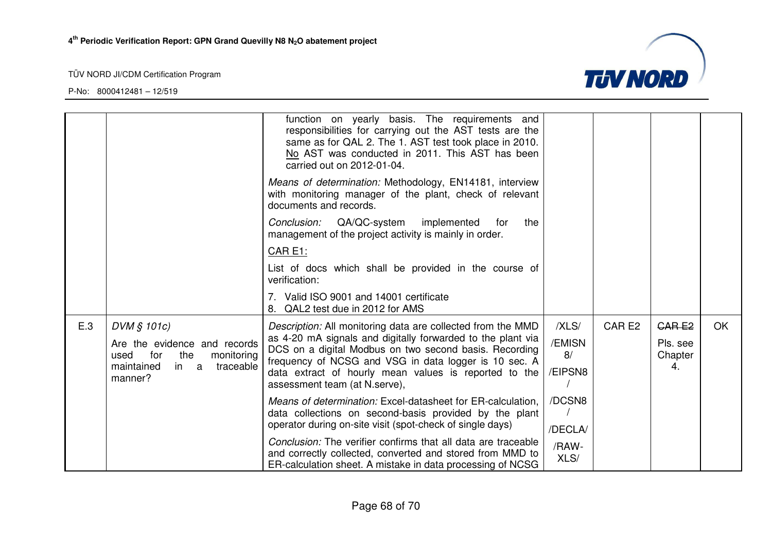| | | | | | | |
|---|---|---|---|---|---|---|
| | | function on yearly basis. The requirements and responsibilities for carrying out the AST tests are the same as for QAL 2. The 1. AST test took place in 2010. No AST was conducted in 2011. This AST has been carried out on 2012-01-04.<br><br>*Means of determination:* Methodology, EN14181, interview with monitoring manager of the plant, check of relevant documents and records.<br><br>*Conclusion:* QA/QC-system implemented for the management of the project activity is mainly in order.<br><br>CAR E1:<br><br>List of docs which shall be provided in the course of verification:<br><br>7. Valid ISO 9001 and 14001 certificate<br>8. QAL2 test due in 2012 for AMS | | | | |
| E.3 | *DVM § 101c)*<br><br>Are the evidence and records used for the monitoring maintained in a traceable manner? | *Description:* All monitoring data are collected from the MMD as 4-20 mA signals and digitally forwarded to the plant via DCS on a digital Modbus on two second basis. Recording frequency of NCSG and VSG in data logger is 10 sec. A data extract of hourly mean values is reported to the assessment team (at N.serve),<br><br>*Means of determination:* Excel-datasheet for ER-calculation, data collections on second-basis provided by the plant operator during on-site visit (spot-check of single days)<br><br>*Conclusion:* The verifier confirms that all data are traceable and correctly collected, converted and stored from MMD to ER-calculation sheet. A mistake in data processing of NCSG | /XLS/<br>/EMISN8/<br>/EIPSN8/<br>/DCSN8/<br>/DECLA/<br>/RAW-XLS/ | CAR E2 | ~~CAR E2~~<br>Pls. see Chapter 4. | OK |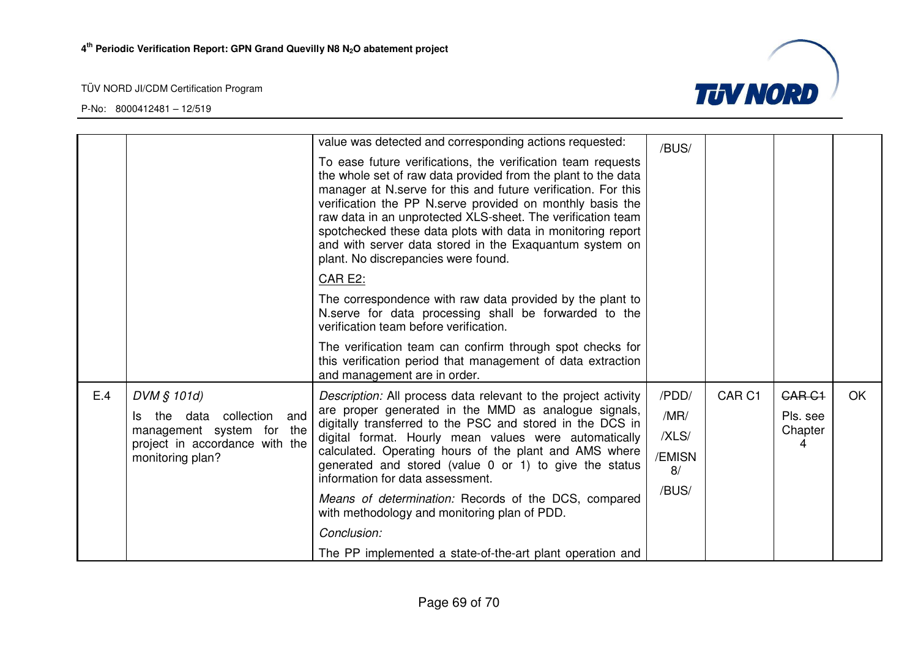| | | | | | | |
|---|---|---|---|---|---|---|
| | | value was detected and corresponding actions requested:<br><br>To ease future verifications, the verification team requests the whole set of raw data provided from the plant to the data manager at N.serve for this and future verification. For this verification the PP N.serve provided on monthly basis the raw data in an unprotected XLS-sheet. The verification team spotchecked these data plots with data in monitoring report and with server data stored in the Exaquantum system on plant. No discrepancies were found.<br><br><u>CAR E2:</u><br><br>The correspondence with raw data provided by the plant to N.serve for data processing shall be forwarded to the verification team before verification.<br><br>The verification team can confirm through spot checks for this verification period that management of data extraction and management are in order. | /BUS/ | | | |
| E.4 | *DVM § 101d)*<br><br>Is the data collection and management system for the project in accordance with the monitoring plan? | *Description:* All process data relevant to the project activity are proper generated in the MMD as analogue signals, digitally transferred to the PSC and stored in the DCS in digital format. Hourly mean values were automatically calculated. Operating hours of the plant and AMS where generated and stored (value 0 or 1) to give the status information for data assessment.<br><br>*Means of determination:* Records of the DCS, compared with methodology and monitoring plan of PDD.<br><br>*Conclusion:*<br><br>The PP implemented a state-of-the-art plant operation and | /PDD/<br><br>/MR/<br><br>/XLS/<br><br>/EMISN 8/<br><br>/BUS/ | CAR C1 | ~~CAR C1~~<br><br>Pls. see Chapter 4 | OK |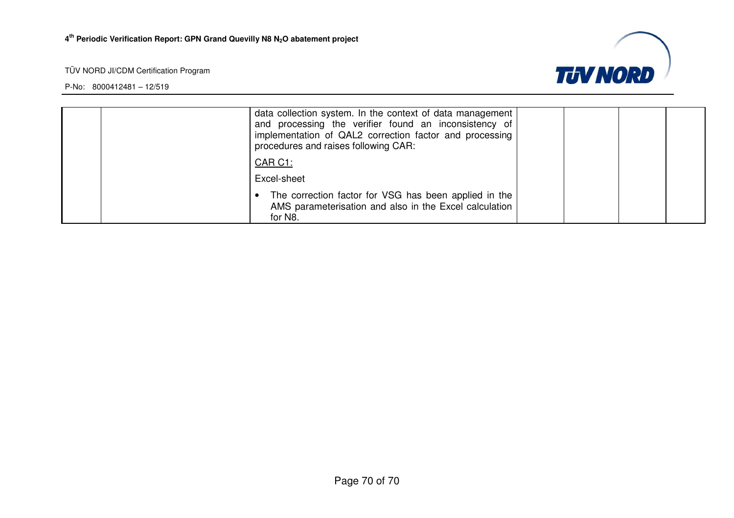| | | | | | | |
|---|---|---|---|---|---|---|
| | | data collection system. In the context of data management and processing the verifier found an inconsistency of implementation of QAL2 correction factor and processing procedures and raises following CAR:<br><br><u>CAR C1:</u><br><br>Excel-sheet<br><br>• The correction factor for VSG has been applied in the AMS parameterisation and also in the Excel calculation for N8. | | | | |